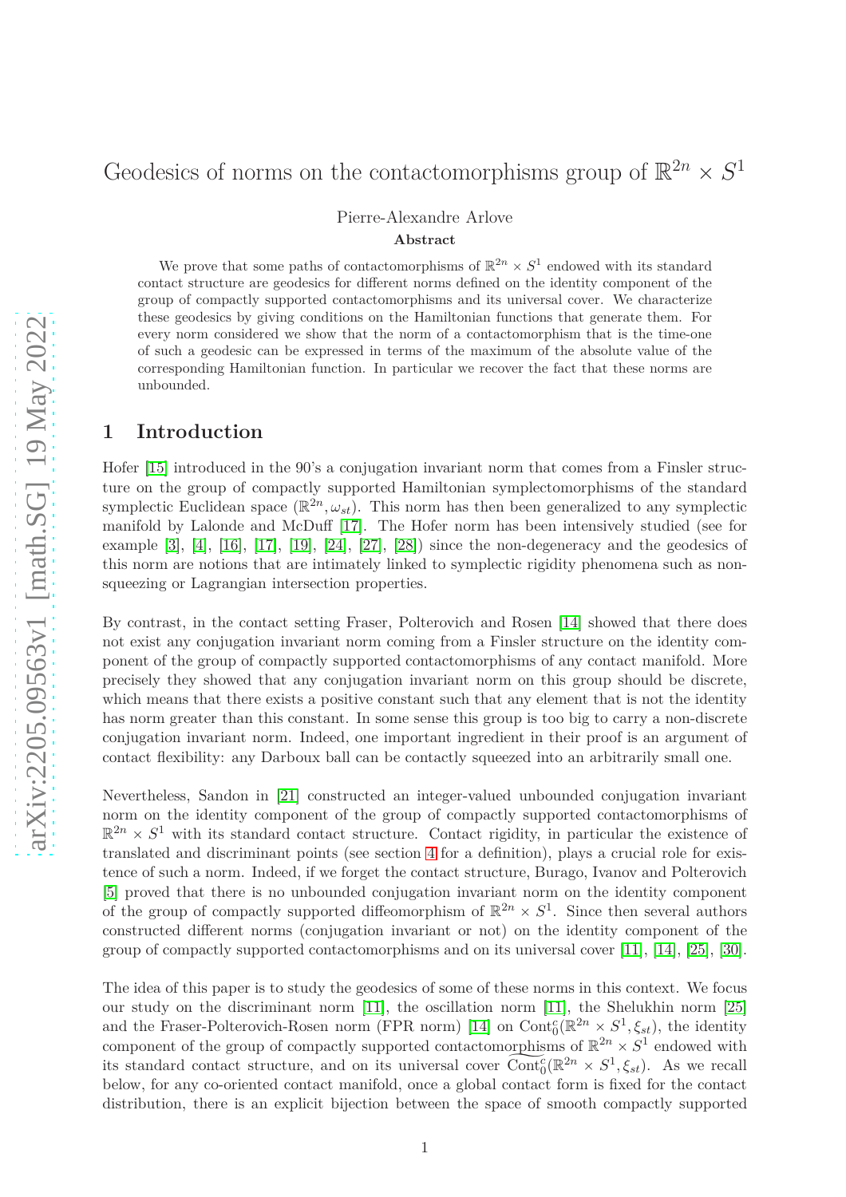# Geodesics of norms on the contactomorphisms group of $\mathbb{R}^{2n} \times S^1$

Pierre-Alexandre Arlove

**Abstract**

We prove that some paths of contactomorphisms of $\mathbb{R}^{2n} \times S^1$ endowed with its standard contact structure are geodesics for different norms defined on the identity component of the group of compactly supported contactomorphisms and its universal cover. We characterize these geodesics by giving conditions on the Hamiltonian functions that generate them. For every norm considered we show that the norm of a contactomorphism that is the time-one of such a geodesic can be expressed in terms of the maximum of the absolute value of the corresponding Hamiltonian function. In particular we recover the fact that these norms are unbounded.

## 1 Introduction

Hofer [15] introduced in the 90's a conjugation invariant norm that comes from a Finsler structure on the group of compactly supported Hamiltonian symplectomorphisms of the standard symplectic Euclidean space $(\mathbb{R}^{2n}, \omega_{st})$. This norm has then been generalized to any symplectic manifold by Lalonde and McDuff [17]. The Hofer norm has been intensively studied (see for example [3], [4], [16], [17], [19], [24], [27], [28]) since the non-degeneracy and the geodesics of this norm are notions that are intimately linked to symplectic rigidity phenomena such as non-squeezing or Lagrangian intersection properties.

By contrast, in the contact setting Fraser, Polterovich and Rosen [14] showed that there does not exist any conjugation invariant norm coming from a Finsler structure on the identity component of the group of compactly supported contactomorphisms of any contact manifold. More precisely they showed that any conjugation invariant norm on this group should be discrete, which means that there exists a positive constant such that any element that is not the identity has norm greater than this constant. In some sense this group is too big to carry a non-discrete conjugation invariant norm. Indeed, one important ingredient in their proof is an argument of contact flexibility: any Darboux ball can be contactly squeezed into an arbitrarily small one.

Nevertheless, Sandon in [21] constructed an integer-valued unbounded conjugation invariant norm on the identity component of the group of compactly supported contactomorphisms of $\mathbb{R}^{2n} \times S^1$ with its standard contact structure. Contact rigidity, in particular the existence of translated and discriminant points (see section 4 for a definition), plays a crucial role for existence of such a norm. Indeed, if we forget the contact structure, Burago, Ivanov and Polterovich [5] proved that there is no unbounded conjugation invariant norm on the identity component of the group of compactly supported diffeomorphism of $\mathbb{R}^{2n} \times S^1$. Since then several authors constructed different norms (conjugation invariant or not) on the identity component of the group of compactly supported contactomorphisms and on its universal cover [11], [14], [25], [30].

The idea of this paper is to study the geodesics of some of these norms in this context. We focus our study on the discriminant norm [11], the oscillation norm [11], the Shelukhin norm [25] and the Fraser-Polterovich-Rosen norm (FPR norm) [14] on $\text{Cont}_0^c(\mathbb{R}^{2n} \times S^1, \xi_{st})$, the identity component of the group of compactly supported contactomorphisms of $\mathbb{R}^{2n} \times S^1$ endowed with its standard contact structure, and on its universal cover $\widetilde{\text{Cont}_0^c}(\mathbb{R}^{2n} \times S^1, \xi_{st})$. As we recall below, for any co-oriented contact manifold, once a global contact form is fixed for the contact distribution, there is an explicit bijection between the space of smooth compactly supported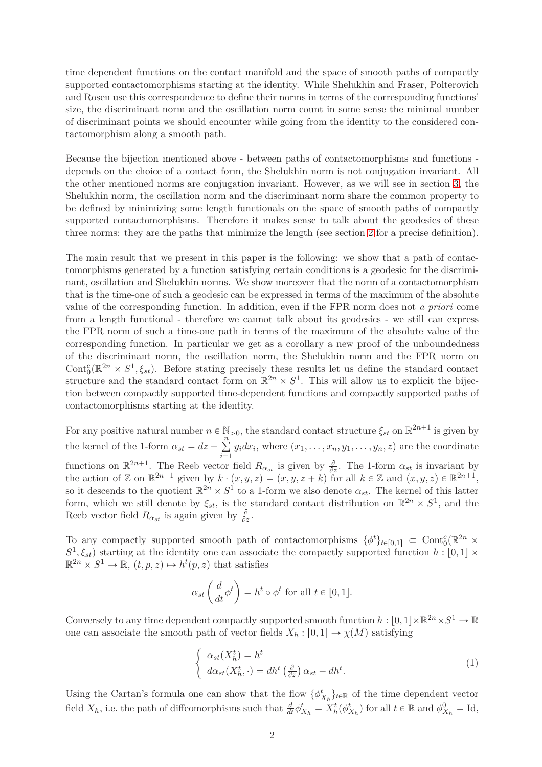time dependent functions on the contact manifold and the space of smooth paths of compactly supported contactomorphisms starting at the identity. While Shelukhin and Fraser, Polterovich and Rosen use this correspondence to define their norms in terms of the corresponding functions' size, the discriminant norm and the oscillation norm count in some sense the minimal number of discriminant points we should encounter while going from the identity to the considered contactomorphism along a smooth path.

Because the bijection mentioned above - between paths of contactomorphisms and functions - depends on the choice of a contact form, the Shelukhin norm is not conjugation invariant. All the other mentioned norms are conjugation invariant. However, as we will see in section 3, the Shelukhin norm, the oscillation norm and the discriminant norm share the common property to be defined by minimizing some length functionals on the space of smooth paths of compactly supported contactomorphisms. Therefore it makes sense to talk about the geodesics of these three norms: they are the paths that minimize the length (see section 2 for a precise definition).

The main result that we present in this paper is the following: we show that a path of contactomorphisms generated by a function satisfying certain conditions is a geodesic for the discriminant, oscillation and Shelukhin norms. We show moreover that the norm of a contactomorphism that is the time-one of such a geodesic can be expressed in terms of the maximum of the absolute value of the corresponding function. In addition, even if the FPR norm does not *a priori* come from a length functional - therefore we cannot talk about its geodesics - we still can express the FPR norm of such a time-one path in terms of the maximum of the absolute value of the corresponding function. In particular we get as a corollary a new proof of the unboundedness of the discriminant norm, the oscillation norm, the Shelukhin norm and the FPR norm on $\mathrm{Cont}_0^c(\mathbb{R}^{2n}\times S^1,\xi_{st})$. Before stating precisely these results let us define the standard contact structure and the standard contact form on $\mathbb{R}^{2n}\times S^1$. This will allow us to explicit the bijection between compactly supported time-dependent functions and compactly supported paths of contactomorphisms starting at the identity.

For any positive natural number $n\in\mathbb{N}_{>0}$, the standard contact structure $\xi_{st}$ on $\mathbb{R}^{2n+1}$ is given by the kernel of the 1-form $\alpha_{st}=dz-\sum\limits_{i=1}^{n}y_idx_i$, where $(x_1,\dots,x_n,y_1,\dots,y_n,z)$ are the coordinate functions on $\mathbb{R}^{2n+1}$. The Reeb vector field $R_{\alpha_{st}}$ is given by $\frac{\partial}{\partial z}$. The 1-form $\alpha_{st}$ is invariant by the action of $\mathbb{Z}$ on $\mathbb{R}^{2n+1}$ given by $k\cdot(x,y,z)=(x,y,z+k)$ for all $k\in\mathbb{Z}$ and $(x,y,z)\in\mathbb{R}^{2n+1}$, so it descends to the quotient $\mathbb{R}^{2n}\times S^1$ to a 1-form we also denote $\alpha_{st}$. The kernel of this latter form, which we still denote by $\xi_{st}$, is the standard contact distribution on $\mathbb{R}^{2n}\times S^1$, and the Reeb vector field $R_{\alpha_{st}}$ is again given by $\frac{\partial}{\partial z}$.

To any compactly supported smooth path of contactomorphisms $\{\phi^t\}_{t\in[0,1]}\subset\mathrm{Cont}_0^c(\mathbb{R}^{2n}\times S^1,\xi_{st})$ starting at the identity one can associate the compactly supported function $h:[0,1]\times\mathbb{R}^{2n}\times S^1\to\mathbb{R}$, $(t,p,z)\mapsto h^t(p,z)$ that satisfies

$$\alpha_{st}\left(\frac{d}{dt}\phi^t\right)=h^t\circ\phi^t \text{ for all } t\in[0,1].$$

Conversely to any time dependent compactly supported smooth function $h:[0,1]\times\mathbb{R}^{2n}\times S^1\to\mathbb{R}$ one can associate the smooth path of vector fields $X_h:[0,1]\to\chi(M)$ satisfying

$$\begin{cases} \alpha_{st}(X_h^t)=h^t \\ d\alpha_{st}(X_h^t,\cdot)=dh^t\left(\frac{\partial}{\partial z}\right)\alpha_{st}-dh^t. \end{cases}\tag{1}$$

Using the Cartan's formula one can show that the flow $\{\phi_{X_h}^t\}_{t\in\mathbb{R}}$ of the time dependent vector field $X_h$, i.e. the path of diffeomorphisms such that $\frac{d}{dt}\phi_{X_h}^t=X_h^t(\phi_{X_h}^t)$ for all $t\in\mathbb{R}$ and $\phi_{X_h}^0=\mathrm{Id}$,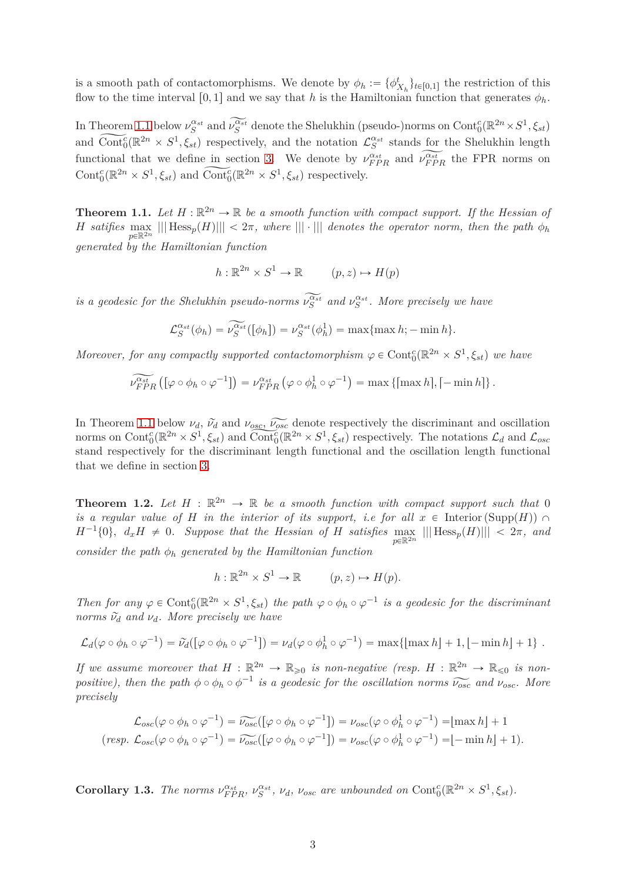is a smooth path of contactomorphisms. We denote by $\phi_h := \{\phi_{X_h}^t\}_{t\in[0,1]}$ the restriction of this flow to the time interval $[0,1]$ and we say that $h$ is the Hamiltonian function that generates $\phi_h$.

In Theorem 1.1 below $\nu_S^{\alpha_{st}}$ and $\widetilde{\nu_S^{\alpha_{st}}}$ denote the Shelukhin (pseudo-)norms on $\mathrm{Cont}_0^c(\mathbb{R}^{2n}\times S^1,\xi_{st})$ and $\widetilde{\mathrm{Cont}_0^c}(\mathbb{R}^{2n}\times S^1,\xi_{st})$ respectively, and the notation $\mathcal{L}_S^{\alpha_{st}}$ stands for the Shelukhin length functional that we define in section 3. We denote by $\nu_{FPR}^{\alpha_{st}}$ and $\widetilde{\nu_{FPR}^{\alpha_{st}}}$ the FPR norms on $\mathrm{Cont}_0^c(\mathbb{R}^{2n}\times S^1,\xi_{st})$ and $\widetilde{\mathrm{Cont}_0^c}(\mathbb{R}^{2n}\times S^1,\xi_{st})$ respectively.

**Theorem 1.1.** *Let $H:\mathbb{R}^{2n}\to\mathbb{R}$ be a smooth function with compact support. If the Hessian of $H$ satifies $\max\limits_{p\in\mathbb{R}^{2n}} |||\operatorname{Hess}_p(H)||| < 2\pi$, where $|||\cdot|||$ denotes the operator norm, then the path $\phi_h$ generated by the Hamiltonian function*

$$h:\mathbb{R}^{2n}\times S^1\to\mathbb{R} \qquad (p,z)\mapsto H(p)$$

*is a geodesic for the Shelukhin pseudo-norms $\widetilde{\nu_S^{\alpha_{st}}}$ and $\nu_S^{\alpha_{st}}$. More precisely we have*

$$\mathcal{L}_S^{\alpha_{st}}(\phi_h)=\widetilde{\nu_S^{\alpha_{st}}}([\phi_h])=\nu_S^{\alpha_{st}}(\phi_h^1)=\max\{\max h;-\min h\}.$$

*Moreover, for any compactly supported contactomorphism $\varphi\in\mathrm{Cont}_0^c(\mathbb{R}^{2n}\times S^1,\xi_{st})$ we have*

$$\widetilde{\nu_{FPR}^{\alpha_{st}}}\left([\varphi\circ\phi_h\circ\varphi^{-1}]\right)=\nu_{FPR}^{\alpha_{st}}\left(\varphi\circ\phi_h^1\circ\varphi^{-1}\right)=\max\left\{\lceil\max h\rceil,\lceil-\min h\rceil\right\}.$$

In Theorem 1.1 below $\nu_d$, $\widetilde{\nu}_d$ and $\nu_{osc}$, $\widetilde{\nu_{osc}}$ denote respectively the discriminant and oscillation norms on $\mathrm{Cont}_0^c(\mathbb{R}^{2n}\times S^1,\xi_{st})$ and $\widetilde{\mathrm{Cont}_0^c}(\mathbb{R}^{2n}\times S^1,\xi_{st})$ respectively. The notations $\mathcal{L}_d$ and $\mathcal{L}_{osc}$ stand respectively for the discriminant length functional and the oscillation length functional that we define in section 3.

**Theorem 1.2.** *Let $H:\mathbb{R}^{2n}\to\mathbb{R}$ be a smooth function with compact support such that 0 is a regular value of $H$ in the interior of its support, i.e for all $x\in\operatorname{Interior}(\operatorname{Supp}(H))\cap H^{-1}\{0\}$, $d_xH\neq 0$. Suppose that the Hessian of $H$ satisfies $\max\limits_{p\in\mathbb{R}^{2n}} |||\operatorname{Hess}_p(H)||| < 2\pi$, and consider the path $\phi_h$ generated by the Hamiltonian function*

$$h:\mathbb{R}^{2n}\times S^1\to\mathbb{R} \qquad (p,z)\mapsto H(p).$$

*Then for any $\varphi\in\mathrm{Cont}_0^c(\mathbb{R}^{2n}\times S^1,\xi_{st})$ the path $\varphi\circ\phi_h\circ\varphi^{-1}$ is a geodesic for the discriminant norms $\widetilde{\nu}_d$ and $\nu_d$. More precisely we have*

$$\mathcal{L}_d(\varphi\circ\phi_h\circ\varphi^{-1})=\widetilde{\nu}_d([\varphi\circ\phi_h\circ\varphi^{-1}])=\nu_d(\varphi\circ\phi_h^1\circ\varphi^{-1})=\max\{\lfloor\max h\rfloor+1,\lfloor-\min h\rfloor+1\}\ .$$

*If we assume moreover that $H:\mathbb{R}^{2n}\to\mathbb{R}_{\geqslant 0}$ is non-negative (resp. $H:\mathbb{R}^{2n}\to\mathbb{R}_{\leqslant 0}$ is non-positive), then the path $\phi\circ\phi_h\circ\phi^{-1}$ is a geodesic for the oscillation norms $\widetilde{\nu_{osc}}$ and $\nu_{osc}$. More precisely*

$$\mathcal{L}_{osc}(\varphi\circ\phi_h\circ\varphi^{-1})=\widetilde{\nu_{osc}}([\varphi\circ\phi_h\circ\varphi^{-1}])=\nu_{osc}(\varphi\circ\phi_h^1\circ\varphi^{-1})=\lfloor\max h\rfloor+1$$
$$(\textit{resp. } \mathcal{L}_{osc}(\varphi\circ\phi_h\circ\varphi^{-1})=\widetilde{\nu_{osc}}([\varphi\circ\phi_h\circ\varphi^{-1}])=\nu_{osc}(\varphi\circ\phi_h^1\circ\varphi^{-1})=\lfloor-\min h\rfloor+1).$$

**Corollary 1.3.** *The norms $\nu_{FPR}^{\alpha_{st}}$, $\nu_S^{\alpha_{st}}$, $\nu_d$, $\nu_{osc}$ are unbounded on $\mathrm{Cont}_0^c(\mathbb{R}^{2n}\times S^1,\xi_{st})$.*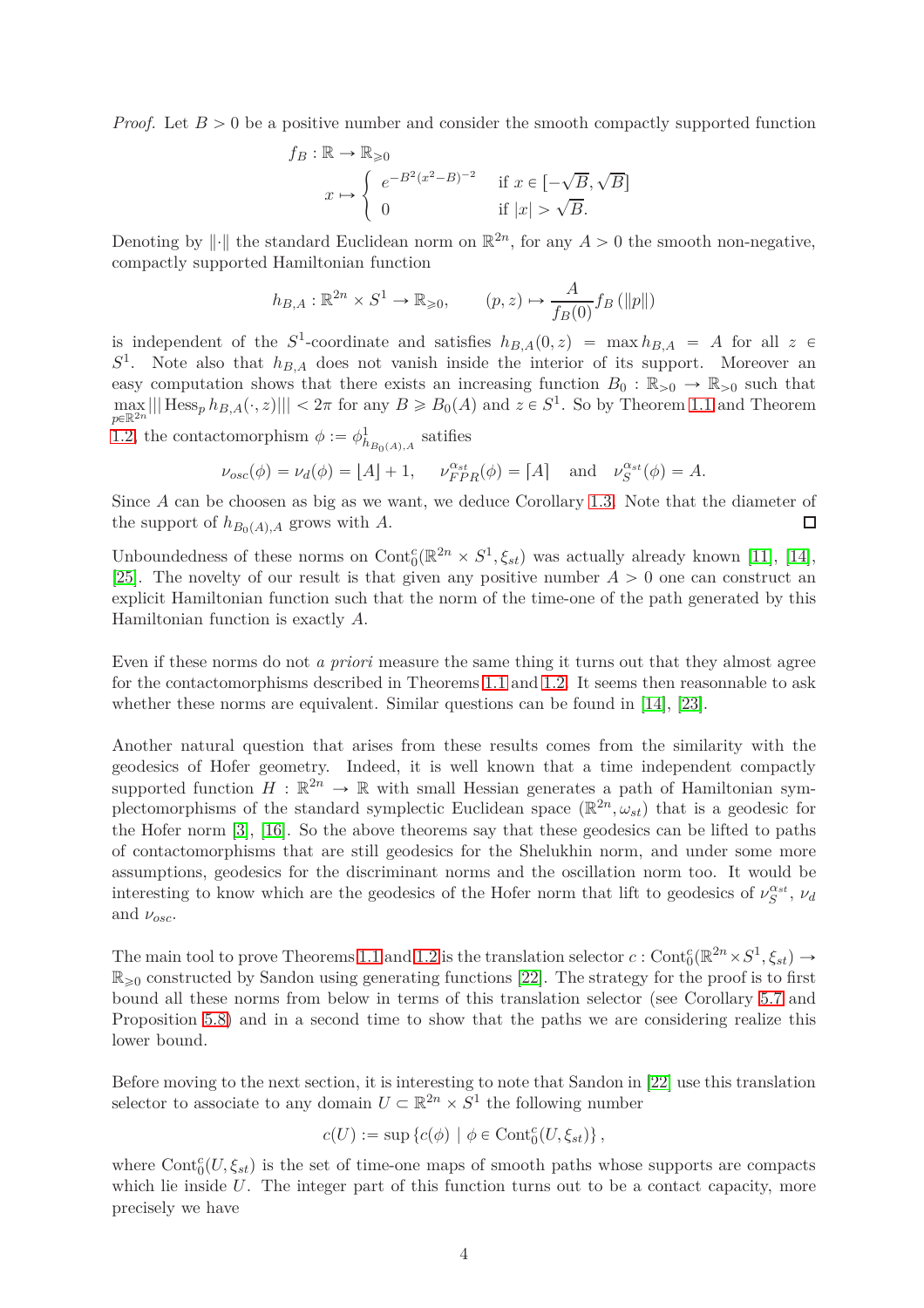*Proof.* Let $B > 0$ be a positive number and consider the smooth compactly supported function

$$f_B : \mathbb{R} \to \mathbb{R}_{\geqslant 0}$$
$$x \mapsto \begin{cases} e^{-B^2(x^2-B)^{-2}} & \text{if } x \in [-\sqrt{B}, \sqrt{B}] \\ 0 & \text{if } |x| > \sqrt{B}. \end{cases}$$

Denoting by $\|\cdot\|$ the standard Euclidean norm on $\mathbb{R}^{2n}$, for any $A > 0$ the smooth non-negative, compactly supported Hamiltonian function

$$h_{B,A} : \mathbb{R}^{2n} \times S^1 \to \mathbb{R}_{\geqslant 0}, \qquad (p, z) \mapsto \frac{A}{f_B(0)} f_B(\|p\|)$$

is independent of the $S^1$-coordinate and satisfies $h_{B,A}(0, z) = \max h_{B,A} = A$ for all $z \in S^1$. Note also that $h_{B,A}$ does not vanish inside the interior of its support. Moreover an easy computation shows that there exists an increasing function $B_0 : \mathbb{R}_{>0} \to \mathbb{R}_{>0}$ such that $\max\limits_{p \in \mathbb{R}^{2n}} |||\operatorname{Hess}_p h_{B,A}(\cdot, z)||| < 2\pi$ for any $B \geqslant B_0(A)$ and $z \in S^1$. So by Theorem 1.1 and Theorem 1.2, the contactomorphism $\phi := \phi^1_{h_{B_0(A),A}}$ satifies

$$\nu_{osc}(\phi) = \nu_d(\phi) = \lfloor A \rfloor + 1, \quad \nu^{\alpha_{st}}_{FPR}(\phi) = \lceil A \rceil \quad \text{and} \quad \nu^{\alpha_{st}}_S(\phi) = A.$$

Since $A$ can be choosen as big as we want, we deduce Corollary 1.3. Note that the diameter of the support of $h_{B_0(A),A}$ grows with $A$. ☐

Unboundedness of these norms on $\mathrm{Cont}^c_0(\mathbb{R}^{2n} \times S^1, \xi_{st})$ was actually already known [11], [14], [25]. The novelty of our result is that given any positive number $A > 0$ one can construct an explicit Hamiltonian function such that the norm of the time-one of the path generated by this Hamiltonian function is exactly $A$.

Even if these norms do not *a priori* measure the same thing it turns out that they almost agree for the contactomorphisms described in Theorems 1.1 and 1.2. It seems then reasonnable to ask whether these norms are equivalent. Similar questions can be found in [14], [23].

Another natural question that arises from these results comes from the similarity with the geodesics of Hofer geometry. Indeed, it is well known that a time independent compactly supported function $H : \mathbb{R}^{2n} \to \mathbb{R}$ with small Hessian generates a path of Hamiltonian symplectomorphisms of the standard symplectic Euclidean space $(\mathbb{R}^{2n}, \omega_{st})$ that is a geodesic for the Hofer norm [3], [16]. So the above theorems say that these geodesics can be lifted to paths of contactomorphisms that are still geodesics for the Shelukhin norm, and under some more assumptions, geodesics for the discriminant norms and the oscillation norm too. It would be interesting to know which are the geodesics of the Hofer norm that lift to geodesics of $\nu^{\alpha_{st}}_S$, $\nu_d$ and $\nu_{osc}$.

The main tool to prove Theorems 1.1 and 1.2 is the translation selector $c : \mathrm{Cont}^c_0(\mathbb{R}^{2n} \times S^1, \xi_{st}) \to \mathbb{R}_{\geqslant 0}$ constructed by Sandon using generating functions [22]. The strategy for the proof is to first bound all these norms from below in terms of this translation selector (see Corollary 5.7 and Proposition 5.8) and in a second time to show that the paths we are considering realize this lower bound.

Before moving to the next section, it is interesting to note that Sandon in [22] use this translation selector to associate to any domain $U \subset \mathbb{R}^{2n} \times S^1$ the following number

$$c(U) := \sup \{ c(\phi) \mid \phi \in \mathrm{Cont}^c_0(U, \xi_{st}) \},$$

where $\mathrm{Cont}^c_0(U, \xi_{st})$ is the set of time-one maps of smooth paths whose supports are compacts which lie inside $U$. The integer part of this function turns out to be a contact capacity, more precisely we have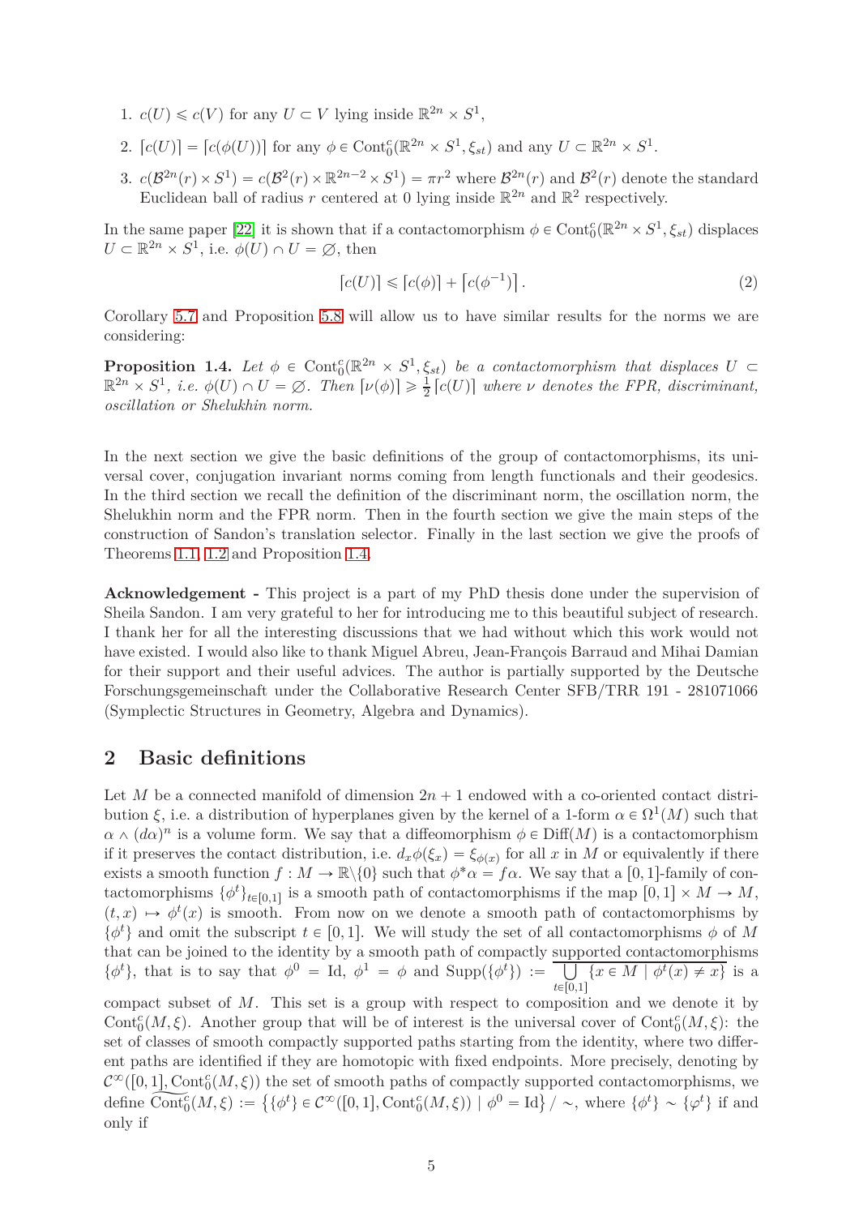1. $c(U) \leqslant c(V)$ for any $U \subset V$ lying inside $\mathbb{R}^{2n} \times S^1$,
2. $\lceil c(U) \rceil = \lceil c(\phi(U)) \rceil$ for any $\phi \in \mathrm{Cont}_0^c(\mathbb{R}^{2n} \times S^1, \xi_{st})$ and any $U \subset \mathbb{R}^{2n} \times S^1$.
3. $c(\mathcal{B}^{2n}(r) \times S^1) = c(\mathcal{B}^2(r) \times \mathbb{R}^{2n-2} \times S^1) = \pi r^2$ where $\mathcal{B}^{2n}(r)$ and $\mathcal{B}^2(r)$ denote the standard Euclidean ball of radius $r$ centered at 0 lying inside $\mathbb{R}^{2n}$ and $\mathbb{R}^2$ respectively.

In the same paper [22] it is shown that if a contactomorphism $\phi \in \mathrm{Cont}_0^c(\mathbb{R}^{2n} \times S^1, \xi_{st})$ displaces $U \subset \mathbb{R}^{2n} \times S^1$, i.e. $\phi(U) \cap U = \emptyset$, then

$$\lceil c(U) \rceil \leqslant \lceil c(\phi) \rceil + \lceil c(\phi^{-1}) \rceil . \tag{2}$$

Corollary 5.7 and Proposition 5.8 will allow us to have similar results for the norms we are considering:

**Proposition 1.4.** *Let $\phi \in \mathrm{Cont}_0^c(\mathbb{R}^{2n} \times S^1, \xi_{st})$ be a contactomorphism that displaces $U \subset \mathbb{R}^{2n} \times S^1$, i.e. $\phi(U) \cap U = \emptyset$. Then $\lceil \nu(\phi) \rceil \geqslant \frac{1}{2} \lceil c(U) \rceil$ where $\nu$ denotes the FPR, discriminant, oscillation or Shelukhin norm.*

In the next section we give the basic definitions of the group of contactomorphisms, its universal cover, conjugation invariant norms coming from length functionals and their geodesics. In the third section we recall the definition of the discriminant norm, the oscillation norm, the Shelukhin norm and the FPR norm. Then in the fourth section we give the main steps of the construction of Sandon's translation selector. Finally in the last section we give the proofs of Theorems 1.1, 1.2 and Proposition 1.4.

**Acknowledgement -** This project is a part of my PhD thesis done under the supervision of Sheila Sandon. I am very grateful to her for introducing me to this beautiful subject of research. I thank her for all the interesting discussions that we had without which this work would not have existed. I would also like to thank Miguel Abreu, Jean-François Barraud and Mihai Damian for their support and their useful advices. The author is partially supported by the Deutsche Forschungsgemeinschaft under the Collaborative Research Center SFB/TRR 191 - 281071066 (Symplectic Structures in Geometry, Algebra and Dynamics).

## 2 Basic definitions

Let $M$ be a connected manifold of dimension $2n+1$ endowed with a co-oriented contact distribution $\xi$, i.e. a distribution of hyperplanes given by the kernel of a 1-form $\alpha \in \Omega^1(M)$ such that $\alpha \wedge (d\alpha)^n$ is a volume form. We say that a diffeomorphism $\phi \in \mathrm{Diff}(M)$ is a contactomorphism if it preserves the contact distribution, i.e. $d_x\phi(\xi_x) = \xi_{\phi(x)}$ for all $x$ in $M$ or equivalently if there exists a smooth function $f : M \to \mathbb{R}\backslash\{0\}$ such that $\phi^*\alpha = f\alpha$. We say that a $[0,1]$-family of contactomorphisms $\{\phi^t\}_{t\in[0,1]}$ is a smooth path of contactomorphisms if the map $[0,1] \times M \to M$, $(t,x) \mapsto \phi^t(x)$ is smooth. From now on we denote a smooth path of contactomorphisms by $\{\phi^t\}$ and omit the subscript $t \in [0,1]$. We will study the set of all contactomorphisms $\phi$ of $M$ that can be joined to the identity by a smooth path of compactly supported contactomorphisms $\{\phi^t\}$, that is to say that $\phi^0 = \mathrm{Id}$, $\phi^1 = \phi$ and $\mathrm{Supp}(\{\phi^t\}) := \overline{\bigcup_{t\in[0,1]} \{x \in M \mid \phi^t(x) \neq x\}}$ is a compact subset of $M$. This set is a group with respect to composition and we denote it by $\mathrm{Cont}_0^c(M,\xi)$. Another group that will be of interest is the universal cover of $\mathrm{Cont}_0^c(M,\xi)$: the set of classes of smooth compactly supported paths starting from the identity, where two different paths are identified if they are homotopic with fixed endpoints. More precisely, denoting by $\mathcal{C}^\infty([0,1], \mathrm{Cont}_0^c(M,\xi))$ the set of smooth paths of compactly supported contactomorphisms, we define $\widetilde{\mathrm{Cont}_0^c}(M,\xi) := \left\{\{\phi^t\} \in \mathcal{C}^\infty([0,1], \mathrm{Cont}_0^c(M,\xi)) \mid \phi^0 = \mathrm{Id}\right\} / \sim$, where $\{\phi^t\} \sim \{\varphi^t\}$ if and only if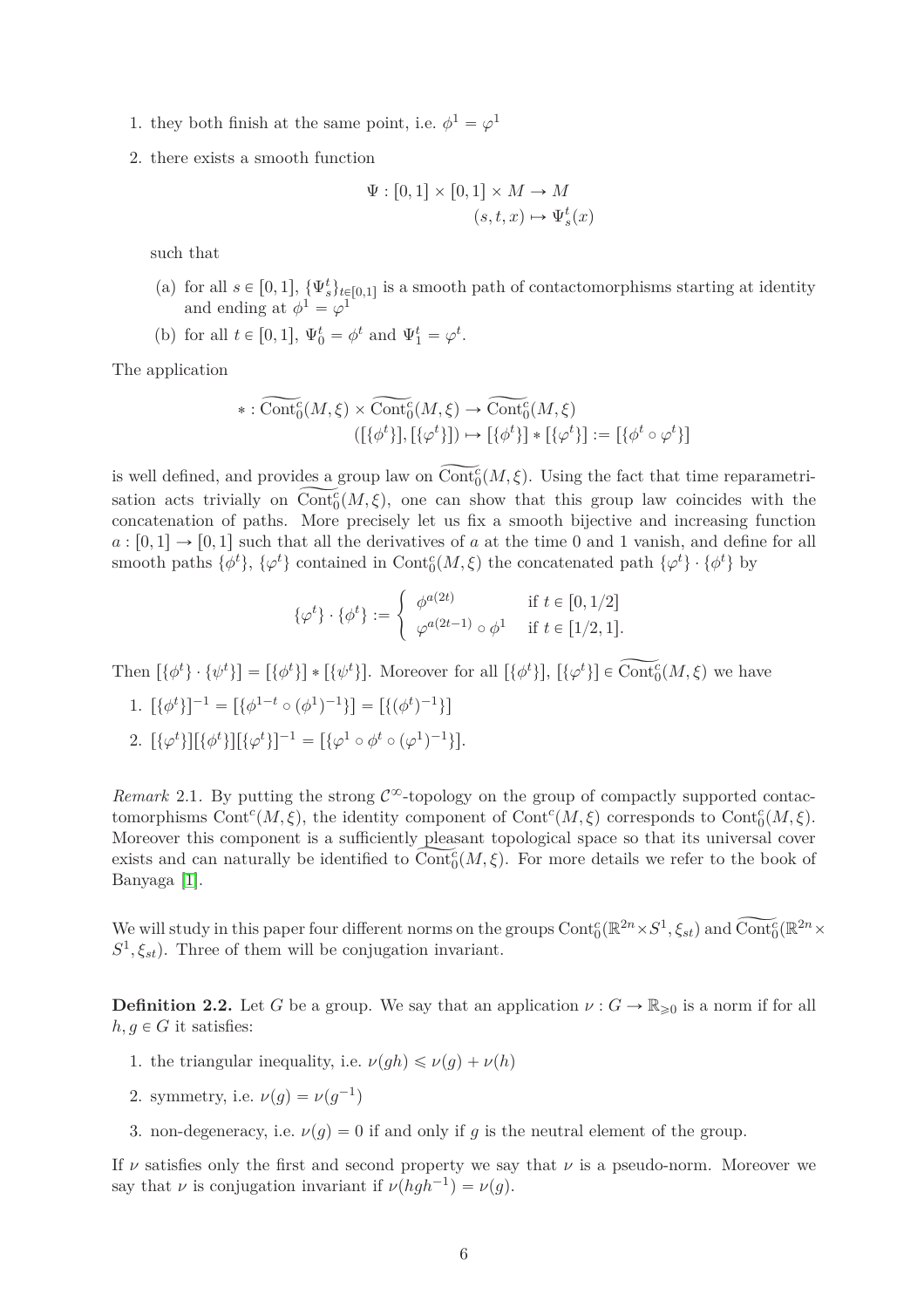1. they both finish at the same point, i.e. $\phi^1 = \varphi^1$

2. there exists a smooth function

$$\Psi : [0,1] \times [0,1] \times M \to M$$
$$(s,t,x) \mapsto \Psi_s^t(x)$$

such that

   (a) for all $s \in [0,1]$, $\{\Psi_s^t\}_{t\in[0,1]}$ is a smooth path of contactomorphisms starting at identity and ending at $\phi^1 = \varphi^1$

   (b) for all $t \in [0,1]$, $\Psi_0^t = \phi^t$ and $\Psi_1^t = \varphi^t$.

The application

$$* : \widetilde{\mathrm{Cont}_0^c}(M,\xi) \times \widetilde{\mathrm{Cont}_0^c}(M,\xi) \to \widetilde{\mathrm{Cont}_0^c}(M,\xi)$$
$$([\{\phi^t\}],[\{\varphi^t\}]) \mapsto [\{\phi^t\}] * [\{\varphi^t\}] := [\{\phi^t \circ \varphi^t\}]$$

is well defined, and provides a group law on $\widetilde{\mathrm{Cont}_0^c}(M,\xi)$. Using the fact that time reparametrisation acts trivially on $\widetilde{\mathrm{Cont}_0^c}(M,\xi)$, one can show that this group law coincides with the concatenation of paths. More precisely let us fix a smooth bijective and increasing function $a : [0,1] \to [0,1]$ such that all the derivatives of $a$ at the time 0 and 1 vanish, and define for all smooth paths $\{\phi^t\}$, $\{\varphi^t\}$ contained in $\mathrm{Cont}_0^c(M,\xi)$ the concatenated path $\{\varphi^t\} \cdot \{\phi^t\}$ by

$$\{\varphi^t\} \cdot \{\phi^t\} := \begin{cases} \phi^{a(2t)} & \text{if } t \in [0,1/2] \\ \varphi^{a(2t-1)} \circ \phi^1 & \text{if } t \in [1/2,1]. \end{cases}$$

Then $[\{\phi^t\} \cdot \{\psi^t\}] = [\{\phi^t\}] * [\{\psi^t\}]$. Moreover for all $[\{\phi^t\}]$, $[\{\varphi^t\}] \in \widetilde{\mathrm{Cont}_0^c}(M,\xi)$ we have

1. $[\{\phi^t\}]^{-1} = [\{\phi^{1-t} \circ (\phi^1)^{-1}\}] = [\{(\phi^t)^{-1}\}]$

2. $[\{\varphi^t\}][\{\phi^t\}][\{\varphi^t\}]^{-1} = [\{\varphi^1 \circ \phi^t \circ (\varphi^1)^{-1}\}]$.

*Remark* 2.1. By putting the strong $\mathcal{C}^\infty$-topology on the group of compactly supported contactomorphisms $\mathrm{Cont}^c(M,\xi)$, the identity component of $\mathrm{Cont}^c(M,\xi)$ corresponds to $\mathrm{Cont}_0^c(M,\xi)$. Moreover this component is a sufficiently pleasant topological space so that its universal cover exists and can naturally be identified to $\widetilde{\mathrm{Cont}_0^c}(M,\xi)$. For more details we refer to the book of Banyaga [1].

We will study in this paper four different norms on the groups $\mathrm{Cont}_0^c(\mathbb{R}^{2n}\times S^1,\xi_{st})$ and $\widetilde{\mathrm{Cont}_0^c}(\mathbb{R}^{2n}\times S^1,\xi_{st})$. Three of them will be conjugation invariant.

**Definition 2.2.** Let $G$ be a group. We say that an application $\nu : G \to \mathbb{R}_{\geqslant 0}$ is a norm if for all $h,g \in G$ it satisfies:

1. the triangular inequality, i.e. $\nu(gh) \leqslant \nu(g) + \nu(h)$

2. symmetry, i.e. $\nu(g) = \nu(g^{-1})$

3. non-degeneracy, i.e. $\nu(g) = 0$ if and only if $g$ is the neutral element of the group.

If $\nu$ satisfies only the first and second property we say that $\nu$ is a pseudo-norm. Moreover we say that $\nu$ is conjugation invariant if $\nu(hgh^{-1}) = \nu(g)$.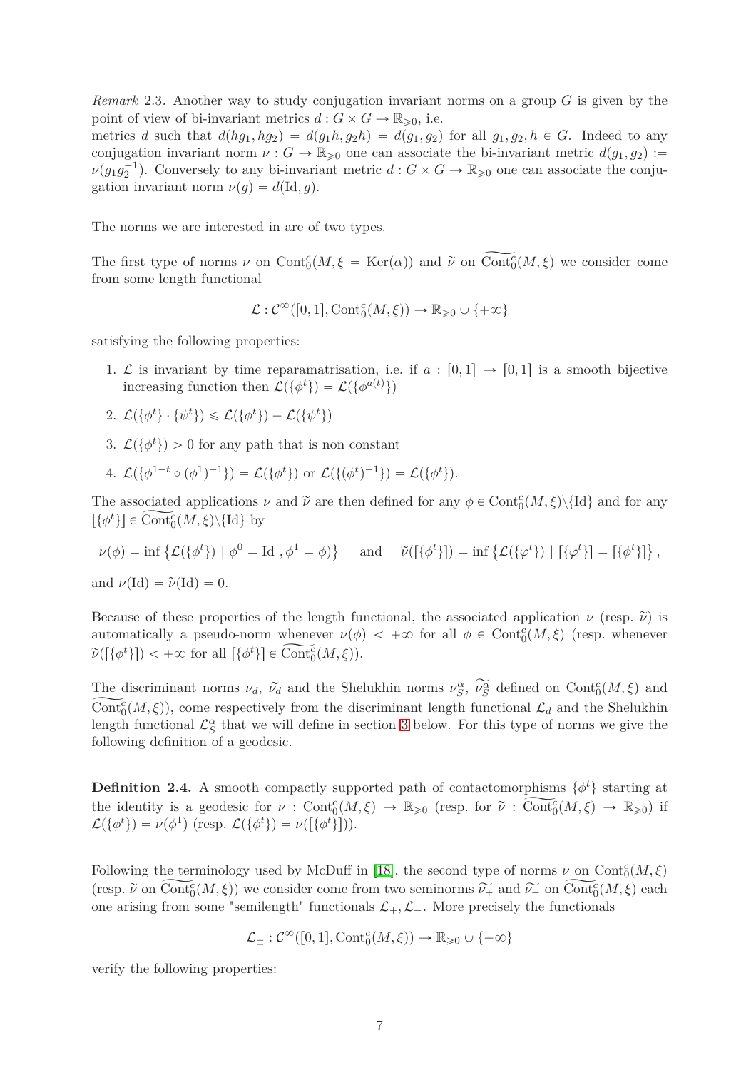*Remark* 2.3. Another way to study conjugation invariant norms on a group $G$ is given by the point of view of bi-invariant metrics $d : G \times G \to \mathbb{R}_{\geqslant 0}$, i.e.
metrics $d$ such that $d(hg_1, hg_2) = d(g_1h, g_2h) = d(g_1, g_2)$ for all $g_1, g_2, h \in G$. Indeed to any conjugation invariant norm $\nu : G \to \mathbb{R}_{\geqslant 0}$ one can associate the bi-invariant metric $d(g_1, g_2) := \nu(g_1g_2^{-1})$. Conversely to any bi-invariant metric $d : G \times G \to \mathbb{R}_{\geqslant 0}$ one can associate the conjugation invariant norm $\nu(g) = d(\mathrm{Id}, g)$.

The norms we are interested in are of two types.

The first type of norms $\nu$ on $\mathrm{Cont}_0^c(M, \xi = \mathrm{Ker}(\alpha))$ and $\widetilde{\nu}$ on $\widetilde{\mathrm{Cont}_0^c}(M, \xi)$ we consider come from some length functional

$$\mathcal{L} : \mathcal{C}^\infty([0,1], \mathrm{Cont}_0^c(M, \xi)) \to \mathbb{R}_{\geqslant 0} \cup \{+\infty\}$$

satisfying the following properties:

1. $\mathcal{L}$ is invariant by time reparamatrisation, i.e. if $a : [0,1] \to [0,1]$ is a smooth bijective increasing function then $\mathcal{L}(\{\phi^t\}) = \mathcal{L}(\{\phi^{a(t)}\})$
2. $\mathcal{L}(\{\phi^t\} \cdot \{\psi^t\}) \leqslant \mathcal{L}(\{\phi^t\}) + \mathcal{L}(\{\psi^t\})$
3. $\mathcal{L}(\{\phi^t\}) > 0$ for any path that is non constant
4. $\mathcal{L}(\{\phi^{1-t} \circ (\phi^1)^{-1}\}) = \mathcal{L}(\{\phi^t\})$ or $\mathcal{L}(\{(\phi^t)^{-1}\}) = \mathcal{L}(\{\phi^t\})$.

The associated applications $\nu$ and $\widetilde{\nu}$ are then defined for any $\phi \in \mathrm{Cont}_0^c(M, \xi) \backslash \{\mathrm{Id}\}$ and for any $[\{\phi^t\}] \in \widetilde{\mathrm{Cont}_0^c}(M, \xi) \backslash \{\mathrm{Id}\}$ by

$$\nu(\phi) = \inf\left\{\mathcal{L}(\{\phi^t\}) \mid \phi^0 = \mathrm{Id}\ , \phi^1 = \phi)\right\} \quad \text{ and } \quad \widetilde{\nu}([\{\phi^t\}]) = \inf\left\{\mathcal{L}(\{\varphi^t\}) \mid [\{\varphi^t\}] = [\{\phi^t\}]\right\},$$

and $\nu(\mathrm{Id}) = \widetilde{\nu}(\mathrm{Id}) = 0$.

Because of these properties of the length functional, the associated application $\nu$ (resp. $\widetilde{\nu}$) is automatically a pseudo-norm whenever $\nu(\phi) < +\infty$ for all $\phi \in \mathrm{Cont}_0^c(M, \xi)$ (resp. whenever $\widetilde{\nu}([\{\phi^t\}]) < +\infty$ for all $[\{\phi^t\}] \in \widetilde{\mathrm{Cont}_0^c}(M, \xi)$).

The discriminant norms $\nu_d$, $\widetilde{\nu}_d$ and the Shelukhin norms $\nu_S^\alpha$, $\widetilde{\nu_S^\alpha}$ defined on $\mathrm{Cont}_0^c(M, \xi)$ and $\widetilde{\mathrm{Cont}_0^c}(M, \xi)$), come respectively from the discriminant length functional $\mathcal{L}_d$ and the Shelukhin length functional $\mathcal{L}_S^\alpha$ that we will define in section 3 below. For this type of norms we give the following definition of a geodesic.

**Definition 2.4.** A smooth compactly supported path of contactomorphisms $\{\phi^t\}$ starting at the identity is a geodesic for $\nu : \mathrm{Cont}_0^c(M, \xi) \to \mathbb{R}_{\geqslant 0}$ (resp. for $\widetilde{\nu} : \widetilde{\mathrm{Cont}_0^c}(M, \xi) \to \mathbb{R}_{\geqslant 0}$) if $\mathcal{L}(\{\phi^t\}) = \nu(\phi^1)$ (resp. $\mathcal{L}(\{\phi^t\}) = \nu([\{\phi^t\}])$).

Following the terminology used by McDuff in [18], the second type of norms $\nu$ on $\mathrm{Cont}_0^c(M, \xi)$ (resp. $\widetilde{\nu}$ on $\widetilde{\mathrm{Cont}_0^c}(M, \xi)$) we consider come from two seminorms $\widetilde{\nu_+}$ and $\widetilde{\nu_-}$ on $\widetilde{\mathrm{Cont}_0^c}(M, \xi)$ each one arising from some "semilength" functionals $\mathcal{L}_+, \mathcal{L}_-$. More precisely the functionals

$$\mathcal{L}_\pm : \mathcal{C}^\infty([0,1], \mathrm{Cont}_0^c(M, \xi)) \to \mathbb{R}_{\geqslant 0} \cup \{+\infty\}$$

verify the following properties: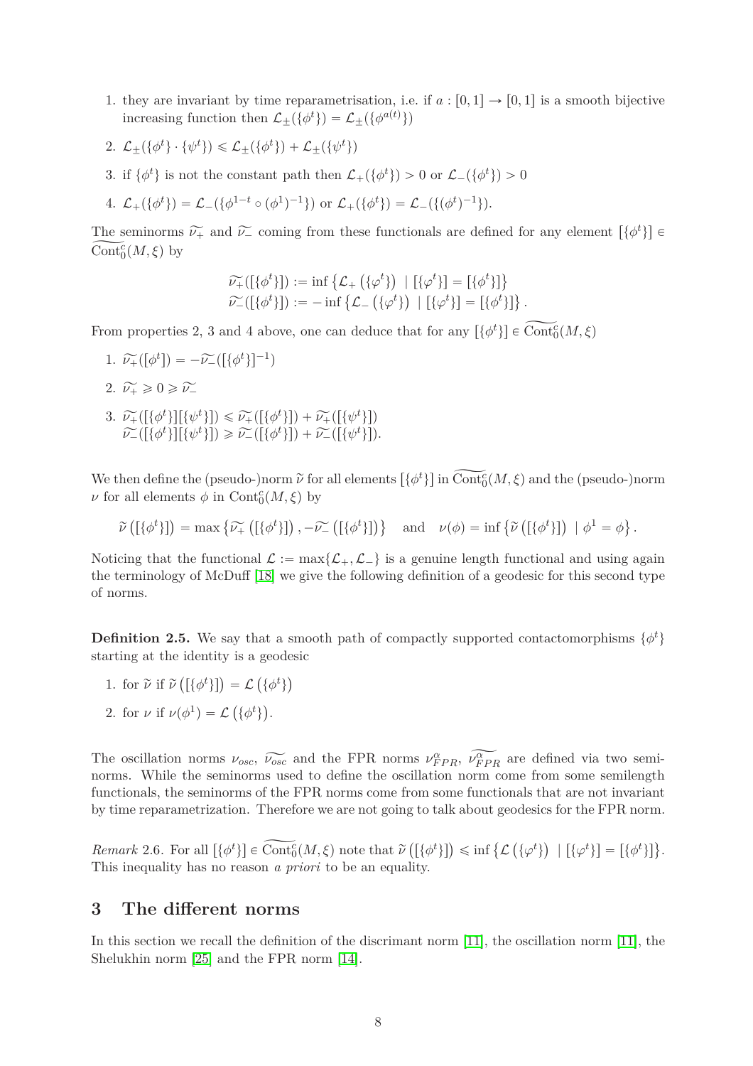1. they are invariant by time reparametrisation, i.e. if $a : [0,1] \to [0,1]$ is a smooth bijective increasing function then $\mathcal{L}_\pm(\{\phi^t\}) = \mathcal{L}_\pm(\{\phi^{a(t)}\})$
2. $\mathcal{L}_\pm(\{\phi^t\} \cdot \{\psi^t\}) \leqslant \mathcal{L}_\pm(\{\phi^t\}) + \mathcal{L}_\pm(\{\psi^t\})$
3. if $\{\phi^t\}$ is not the constant path then $\mathcal{L}_+(\{\phi^t\}) > 0$ or $\mathcal{L}_-(\{\phi^t\}) > 0$
4. $\mathcal{L}_+(\{\phi^t\}) = \mathcal{L}_-(\{\phi^{1-t} \circ (\phi^1)^{-1}\})$ or $\mathcal{L}_+(\{\phi^t\}) = \mathcal{L}_-(\{(\phi^t)^{-1}\})$.

The seminorms $\widetilde{\nu_+}$ and $\widetilde{\nu_-}$ coming from these functionals are defined for any element $[\{\phi^t\}] \in \widetilde{\mathrm{Cont}_0^c}(M,\xi)$ by

$$
\begin{aligned}
\widetilde{\nu_+}([\{\phi^t\}]) &:= \inf\left\{\mathcal{L}_+\left(\{\varphi^t\}\right) \mid [\{\varphi^t\}] = [\{\phi^t\}]\right\} \\
\widetilde{\nu_-}([\{\phi^t\}]) &:= -\inf\left\{\mathcal{L}_-\left(\{\varphi^t\}\right) \mid [\{\varphi^t\}] = [\{\phi^t\}]\right\}.
\end{aligned}
$$

From properties 2, 3 and 4 above, one can deduce that for any $[\{\phi^t\}] \in \widetilde{\mathrm{Cont}_0^c}(M,\xi)$

1. $\widetilde{\nu_+}([\phi^t]) = -\widetilde{\nu_-}([\{\phi^t\}]^{-1})$
2. $\widetilde{\nu_+} \geqslant 0 \geqslant \widetilde{\nu_-}$
3. $\widetilde{\nu_+}([\{\phi^t\}][\{\psi^t\}]) \leqslant \widetilde{\nu_+}([\{\phi^t\}]) + \widetilde{\nu_+}([\{\psi^t\}])$
   $\widetilde{\nu_-}([\{\phi^t\}][\{\psi^t\}]) \geqslant \widetilde{\nu_-}([\{\phi^t\}]) + \widetilde{\nu_-}([\{\psi^t\}])$.

We then define the (pseudo-)norm $\widetilde{\nu}$ for all elements $[\{\phi^t\}]$ in $\widetilde{\mathrm{Cont}_0^c}(M,\xi)$ and the (pseudo-)norm $\nu$ for all elements $\phi$ in $\mathrm{Cont}_0^c(M,\xi)$ by

$$
\widetilde{\nu}\left([\{\phi^t\}]\right) = \max\left\{\widetilde{\nu_+}\left([\{\phi^t\}]\right), -\widetilde{\nu_-}\left([\{\phi^t\}]\right)\right\} \quad \text{and} \quad \nu(\phi) = \inf\left\{\widetilde{\nu}\left([\{\phi^t\}]\right) \mid \phi^1 = \phi\right\}.
$$

Noticing that the functional $\mathcal{L} := \max\{\mathcal{L}_+, \mathcal{L}_-\}$ is a genuine length functional and using again the terminology of McDuff [18] we give the following definition of a geodesic for this second type of norms.

**Definition 2.5.** We say that a smooth path of compactly supported contactomorphisms $\{\phi^t\}$ starting at the identity is a geodesic

1. for $\widetilde{\nu}$ if $\widetilde{\nu}\left([\{\phi^t\}]\right) = \mathcal{L}\left(\{\phi^t\}\right)$
2. for $\nu$ if $\nu(\phi^1) = \mathcal{L}\left(\{\phi^t\}\right)$.

The oscillation norms $\nu_{osc}$, $\widetilde{\nu_{osc}}$ and the FPR norms $\nu_{FPR}^\alpha$, $\widetilde{\nu_{FPR}^\alpha}$ are defined via two seminorms. While the seminorms used to define the oscillation norm come from some semilength functionals, the seminorms of the FPR norms come from some functionals that are not invariant by time reparametrization. Therefore we are not going to talk about geodesics for the FPR norm.

*Remark* 2.6. For all $[\{\phi^t\}] \in \widetilde{\mathrm{Cont}_0^c}(M,\xi)$ note that $\widetilde{\nu}\left([\{\phi^t\}]\right) \leqslant \inf\left\{\mathcal{L}\left(\{\varphi^t\}\right) \mid [\{\varphi^t\}] = [\{\phi^t\}]\right\}$. This inequality has no reason *a priori* to be an equality.

# 3 The different norms

In this section we recall the definition of the discrimant norm [11], the oscillation norm [11], the Shelukhin norm [25] and the FPR norm [14].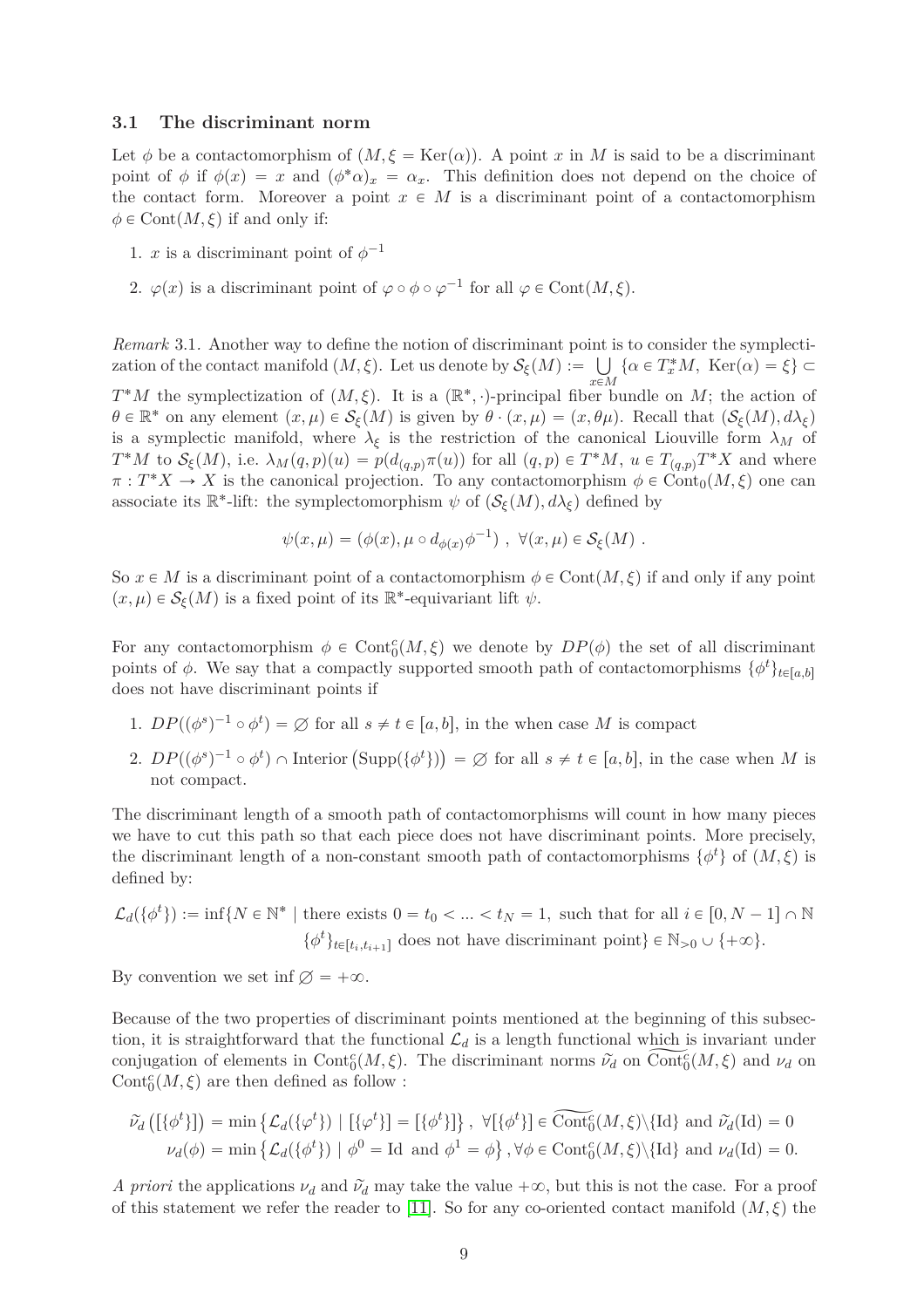### 3.1 The discriminant norm

Let $\phi$ be a contactomorphism of $(M, \xi = \mathrm{Ker}(\alpha))$. A point $x$ in $M$ is said to be a discriminant point of $\phi$ if $\phi(x) = x$ and $(\phi^*\alpha)_x = \alpha_x$. This definition does not depend on the choice of the contact form. Moreover a point $x \in M$ is a discriminant point of a contactomorphism $\phi \in \mathrm{Cont}(M, \xi)$ if and only if:

1. $x$ is a discriminant point of $\phi^{-1}$
2. $\varphi(x)$ is a discriminant point of $\varphi \circ \phi \circ \varphi^{-1}$ for all $\varphi \in \mathrm{Cont}(M, \xi)$.

*Remark* 3.1. Another way to define the notion of discriminant point is to consider the symplectization of the contact manifold $(M, \xi)$. Let us denote by $\mathcal{S}_\xi(M) := \bigcup_{x \in M} \{\alpha \in T^*_x M,\ \mathrm{Ker}(\alpha) = \xi\} \subset T^*M$ the symplectization of $(M, \xi)$. It is a $(\mathbb{R}^*, \cdot)$-principal fiber bundle on $M$; the action of $\theta \in \mathbb{R}^*$ on any element $(x, \mu) \in \mathcal{S}_\xi(M)$ is given by $\theta \cdot (x, \mu) = (x, \theta\mu)$. Recall that $(\mathcal{S}_\xi(M), d\lambda_\xi)$ is a symplectic manifold, where $\lambda_\xi$ is the restriction of the canonical Liouville form $\lambda_M$ of $T^*M$ to $\mathcal{S}_\xi(M)$, i.e. $\lambda_M(q,p)(u) = p(d_{(q,p)}\pi(u))$ for all $(q,p) \in T^*M$, $u \in T_{(q,p)}T^*X$ and where $\pi : T^*X \to X$ is the canonical projection. To any contactomorphism $\phi \in \mathrm{Cont}_0(M, \xi)$ one can associate its $\mathbb{R}^*$-lift: the symplectomorphism $\psi$ of $(\mathcal{S}_\xi(M), d\lambda_\xi)$ defined by

$$\psi(x, \mu) = (\phi(x), \mu \circ d_{\phi(x)}\phi^{-1})\ ,\ \forall (x, \mu) \in \mathcal{S}_\xi(M)\ .$$

So $x \in M$ is a discriminant point of a contactomorphism $\phi \in \mathrm{Cont}(M, \xi)$ if and only if any point $(x, \mu) \in \mathcal{S}_\xi(M)$ is a fixed point of its $\mathbb{R}^*$-equivariant lift $\psi$.

For any contactomorphism $\phi \in \mathrm{Cont}_0^c(M, \xi)$ we denote by $DP(\phi)$ the set of all discriminant points of $\phi$. We say that a compactly supported smooth path of contactomorphisms $\{\phi^t\}_{t \in [a,b]}$ does not have discriminant points if

1. $DP((\phi^s)^{-1} \circ \phi^t) = \varnothing$ for all $s \neq t \in [a, b]$, in the when case $M$ is compact
2. $DP((\phi^s)^{-1} \circ \phi^t) \cap \mathrm{Interior}\left(\mathrm{Supp}(\{\phi^t\})\right) = \varnothing$ for all $s \neq t \in [a, b]$, in the case when $M$ is not compact.

The discriminant length of a smooth path of contactomorphisms will count in how many pieces we have to cut this path so that each piece does not have discriminant points. More precisely, the discriminant length of a non-constant smooth path of contactomorphisms $\{\phi^t\}$ of $(M, \xi)$ is defined by:

$$\begin{aligned}\mathcal{L}_d(\{\phi^t\}) := \inf\{N \in \mathbb{N}^* \mid & \text{ there exists } 0 = t_0 < ... < t_N = 1, \text{ such that for all } i \in [0, N-1] \cap \mathbb{N} \\ & \{\phi^t\}_{t \in [t_i, t_{i+1}]} \text{ does not have discriminant point}\} \in \mathbb{N}_{>0} \cup \{+\infty\}.\end{aligned}$$

By convention we set $\inf \varnothing = +\infty$.

Because of the two properties of discriminant points mentioned at the beginning of this subsection, it is straightforward that the functional $\mathcal{L}_d$ is a length functional which is invariant under conjugation of elements in $\mathrm{Cont}_0^c(M, \xi)$. The discriminant norms $\widetilde{\nu_d}$ on $\widetilde{\mathrm{Cont}_0^c}(M, \xi)$ and $\nu_d$ on $\mathrm{Cont}_0^c(M, \xi)$ are then defined as follow :

$$\begin{aligned}\widetilde{\nu_d}\left([\{\phi^t\}]\right) &= \min\left\{\mathcal{L}_d(\{\varphi^t\}) \mid [\{\varphi^t\}] = [\{\phi^t\}]\right\},\ \forall [\{\phi^t\}] \in \widetilde{\mathrm{Cont}_0^c}(M, \xi)\backslash\{\mathrm{Id}\} \text{ and } \widetilde{\nu_d}(\mathrm{Id}) = 0 \\ \nu_d(\phi) &= \min\left\{\mathcal{L}_d(\{\phi^t\}) \mid \phi^0 = \mathrm{Id} \text{ and } \phi^1 = \phi\right\}, \forall \phi \in \mathrm{Cont}_0^c(M, \xi)\backslash\{\mathrm{Id}\} \text{ and } \nu_d(\mathrm{Id}) = 0.\end{aligned}$$

*A priori* the applications $\nu_d$ and $\widetilde{\nu_d}$ may take the value $+\infty$, but this is not the case. For a proof of this statement we refer the reader to [11]. So for any co-oriented contact manifold $(M, \xi)$ the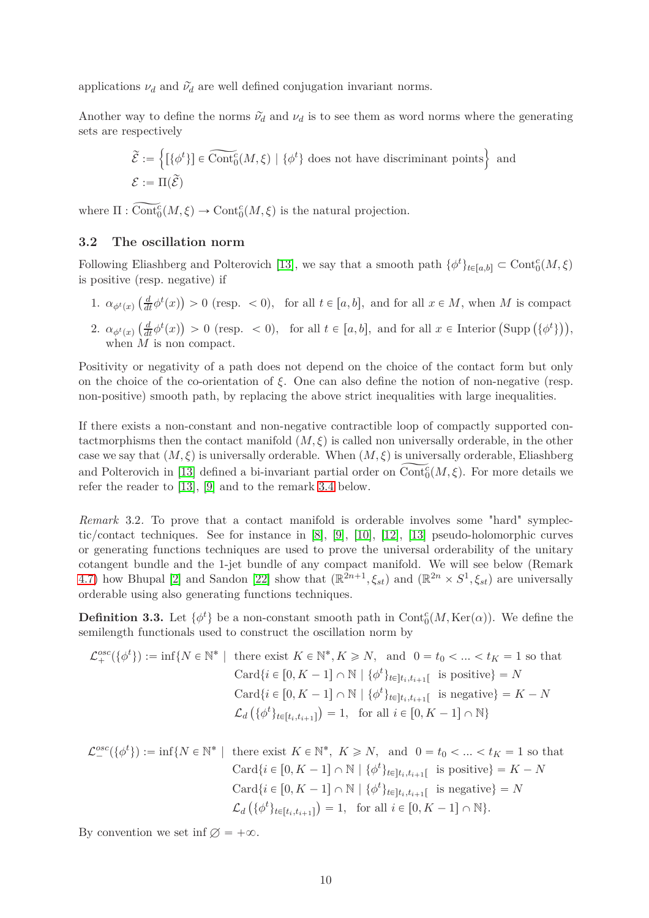applications $\nu_d$ and $\widetilde{\nu}_d$ are well defined conjugation invariant norms.

Another way to define the norms $\widetilde{\nu}_d$ and $\nu_d$ is to see them as word norms where the generating sets are respectively

$$\widetilde{\mathcal{E}} := \left\{[\{\phi^t\}] \in \widetilde{\mathrm{Cont}_0^c}(M,\xi) \mid \{\phi^t\} \text{ does not have discriminant points}\right\} \text{ and}$$
$$\mathcal{E} := \Pi(\widetilde{\mathcal{E}})$$

where $\Pi : \widetilde{\mathrm{Cont}_0^c}(M,\xi) \to \mathrm{Cont}_0^c(M,\xi)$ is the natural projection.

### 3.2 The oscillation norm

Following Eliashberg and Polterovich [13], we say that a smooth path $\{\phi^t\}_{t\in[a,b]} \subset \mathrm{Cont}_0^c(M,\xi)$ is positive (resp. negative) if

1. $\alpha_{\phi^t(x)}\left(\frac{d}{dt}\phi^t(x)\right) > 0$ (resp. $< 0$), for all $t \in [a,b]$, and for all $x \in M$, when $M$ is compact
2. $\alpha_{\phi^t(x)}\left(\frac{d}{dt}\phi^t(x)\right) > 0$ (resp. $< 0$), for all $t \in [a,b]$, and for all $x \in \mathrm{Interior}\left(\mathrm{Supp}\left(\{\phi^t\}\right)\right)$, when $M$ is non compact.

Positivity or negativity of a path does not depend on the choice of the contact form but only on the choice of the co-orientation of $\xi$. One can also define the notion of non-negative (resp. non-positive) smooth path, by replacing the above strict inequalities with large inequalities.

If there exists a non-constant and non-negative contractible loop of compactly supported contactmorphisms then the contact manifold $(M,\xi)$ is called non universally orderable, in the other case we say that $(M,\xi)$ is universally orderable. When $(M,\xi)$ is universally orderable, Eliashberg and Polterovich in [13] defined a bi-invariant partial order on $\widetilde{\mathrm{Cont}_0^c}(M,\xi)$. For more details we refer the reader to [13], [9] and to the remark 3.4 below.

*Remark* 3.2. To prove that a contact manifold is orderable involves some "hard" symplectic/contact techniques. See for instance in [8], [9], [10], [12], [13] pseudo-holomorphic curves or generating functions techniques are used to prove the universal orderability of the unitary cotangent bundle and the 1-jet bundle of any compact manifold. We will see below (Remark 4.7) how Bhupal [2] and Sandon [22] show that $(\mathbb{R}^{2n+1},\xi_{st})$ and $(\mathbb{R}^{2n}\times S^1,\xi_{st})$ are universally orderable using also generating functions techniques.

**Definition 3.3.** Let $\{\phi^t\}$ be a non-constant smooth path in $\mathrm{Cont}_0^c(M,\mathrm{Ker}(\alpha))$. We define the semilength functionals used to construct the oscillation norm by

$$\begin{aligned}\mathcal{L}_+^{osc}(\{\phi^t\}) := \inf\{N \in \mathbb{N}^* \mid\ & \text{there exist } K \in \mathbb{N}^*, K \geqslant N, \text{ and } 0 = t_0 < ... < t_K = 1 \text{ so that}\\ & \mathrm{Card}\{i \in [0,K-1]\cap\mathbb{N} \mid \{\phi^t\}_{t\in]t_i,t_{i+1}[} \text{ is positive}\} = N\\ & \mathrm{Card}\{i \in [0,K-1]\cap\mathbb{N} \mid \{\phi^t\}_{t\in]t_i,t_{i+1}[} \text{ is negative}\} = K-N\\ & \mathcal{L}_d\left(\{\phi^t\}_{t\in[t_i,t_{i+1}]}\right) = 1, \text{ for all } i \in [0,K-1]\cap\mathbb{N}\}\end{aligned}$$

$$\begin{aligned}\mathcal{L}_-^{osc}(\{\phi^t\}) := \inf\{N \in \mathbb{N}^* \mid\ & \text{there exist } K \in \mathbb{N}^*,\ K \geqslant N, \text{ and } 0 = t_0 < ... < t_K = 1 \text{ so that}\\ & \mathrm{Card}\{i \in [0,K-1]\cap\mathbb{N} \mid \{\phi^t\}_{t\in]t_i,t_{i+1}[} \text{ is positive}\} = K-N\\ & \mathrm{Card}\{i \in [0,K-1]\cap\mathbb{N} \mid \{\phi^t\}_{t\in]t_i,t_{i+1}[} \text{ is negative}\} = N\\ & \mathcal{L}_d\left(\{\phi^t\}_{t\in[t_i,t_{i+1}]}\right) = 1, \text{ for all } i \in [0,K-1]\cap\mathbb{N}\}.\end{aligned}$$

By convention we set $\inf\varnothing = +\infty$.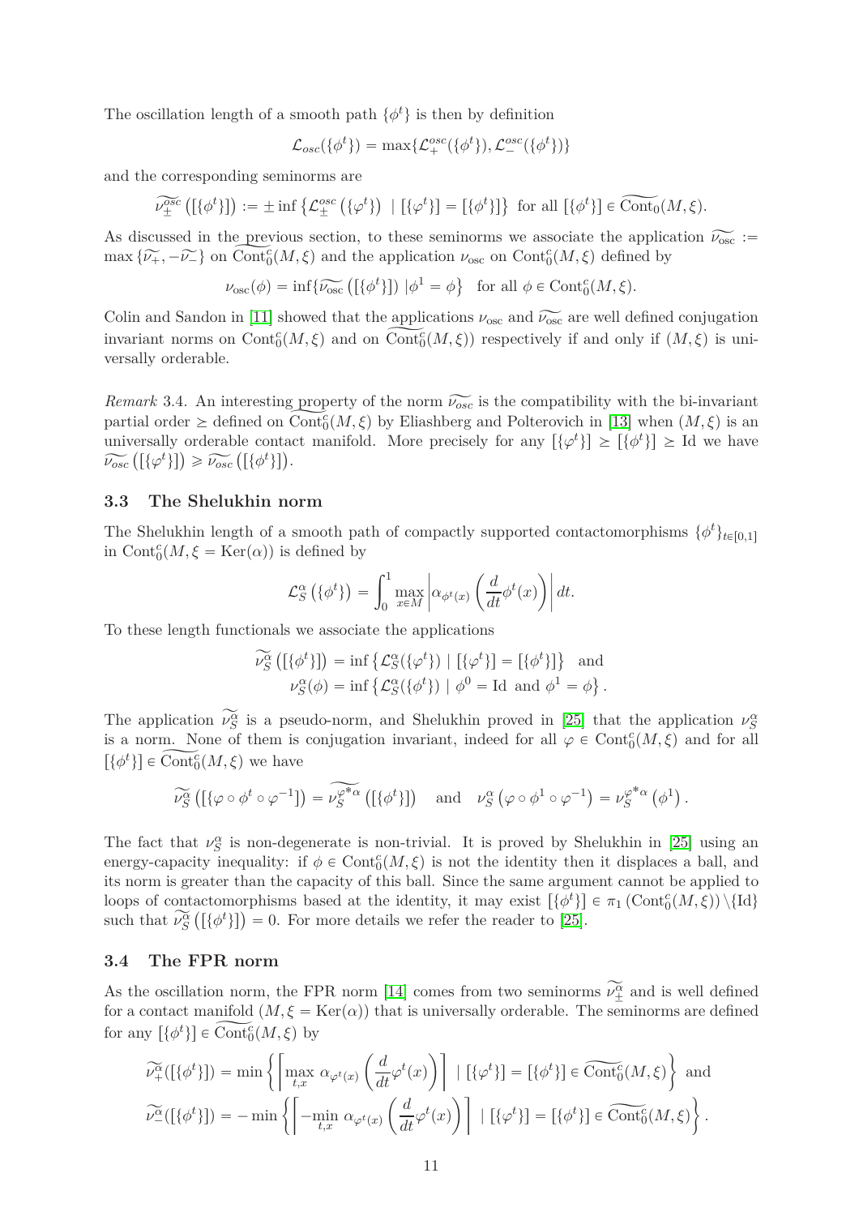The oscillation length of a smooth path $\{\phi^t\}$ is then by definition

$$\mathcal{L}_{osc}(\{\phi^t\}) = \max\{\mathcal{L}_+^{osc}(\{\phi^t\}), \mathcal{L}_-^{osc}(\{\phi^t\})\}$$

and the corresponding seminorms are

$$\widetilde{\nu_\pm^{osc}}\left([\{\phi^t\}]\right) := \pm \inf\left\{\mathcal{L}_\pm^{osc}\left(\{\varphi^t\}\right) \mid [\{\varphi^t\}] = [\{\phi^t\}]\right\} \text{ for all } [\{\phi^t\}] \in \widetilde{\mathrm{Cont}_0}(M,\xi).$$

As discussed in the previous section, to these seminorms we associate the application $\widetilde{\nu_{\mathrm{osc}}} := \max\{\widetilde{\nu_+}, -\widetilde{\nu_-}\}$ on $\widetilde{\mathrm{Cont}_0^c}(M,\xi)$ and the application $\nu_{\mathrm{osc}}$ on $\mathrm{Cont}_0^c(M,\xi)$ defined by

$$\nu_{\mathrm{osc}}(\phi) = \inf\{\widetilde{\nu_{\mathrm{osc}}}\left([\{\phi^t\}]\right) \mid \phi^1 = \phi\} \quad \text{for all } \phi \in \mathrm{Cont}_0^c(M,\xi).$$

Colin and Sandon in [11] showed that the applications $\nu_{\mathrm{osc}}$ and $\widetilde{\nu_{\mathrm{osc}}}$ are well defined conjugation invariant norms on $\mathrm{Cont}_0^c(M,\xi)$ and on $\widetilde{\mathrm{Cont}_0^c}(M,\xi))$ respectively if and only if $(M,\xi)$ is universally orderable.

*Remark* 3.4. An interesting property of the norm $\widetilde{\nu_{osc}}$ is the compatibility with the bi-invariant partial order $\succeq$ defined on $\widetilde{\mathrm{Cont}_0^c}(M,\xi)$ by Eliashberg and Polterovich in [13] when $(M,\xi)$ is an universally orderable contact manifold. More precisely for any $[\{\varphi^t\}] \succeq [\{\phi^t\}] \succeq \mathrm{Id}$ we have $\widetilde{\nu_{osc}}\left([\{\varphi^t\}]\right) \geqslant \widetilde{\nu_{osc}}\left([\{\phi^t\}]\right)$.

### 3.3 The Shelukhin norm

The Shelukhin length of a smooth path of compactly supported contactomorphisms $\{\phi^t\}_{t\in[0,1]}$ in $\mathrm{Cont}_0^c(M,\xi = \mathrm{Ker}(\alpha))$ is defined by

$$\mathcal{L}_S^\alpha\left(\{\phi^t\}\right) = \int_0^1 \max_{x\in M}\left|\alpha_{\phi^t(x)}\left(\frac{d}{dt}\phi^t(x)\right)\right| dt.$$

To these length functionals we associate the applications

$$\begin{aligned}\widetilde{\nu_S^\alpha}\left([\{\phi^t\}]\right) &= \inf\left\{\mathcal{L}_S^\alpha(\{\varphi^t\}) \mid [\{\varphi^t\}] = [\{\phi^t\}]\right\} \quad \text{and} \\ \nu_S^\alpha(\phi) &= \inf\left\{\mathcal{L}_S^\alpha(\{\phi^t\}) \mid \phi^0 = \mathrm{Id} \text{ and } \phi^1 = \phi\right\}.\end{aligned}$$

The application $\widetilde{\nu_S^\alpha}$ is a pseudo-norm, and Shelukhin proved in [25] that the application $\nu_S^\alpha$ is a norm. None of them is conjugation invariant, indeed for all $\varphi \in \mathrm{Cont}_0^c(M,\xi)$ and for all $[\{\phi^t\}] \in \widetilde{\mathrm{Cont}_0^c}(M,\xi)$ we have

$$\widetilde{\nu_S^\alpha}\left([\{\varphi\circ\phi^t\circ\varphi^{-1}]\right) = \widetilde{\nu_S^{\varphi^*\alpha}}\left([\{\phi^t\}]\right) \quad \text{and} \quad \nu_S^\alpha\left(\varphi\circ\phi^1\circ\varphi^{-1}\right) = \nu_S^{\varphi^*\alpha}\left(\phi^1\right).$$

The fact that $\nu_S^\alpha$ is non-degenerate is non-trivial. It is proved by Shelukhin in [25] using an energy-capacity inequality: if $\phi \in \mathrm{Cont}_0^c(M,\xi)$ is not the identity then it displaces a ball, and its norm is greater than the capacity of this ball. Since the same argument cannot be applied to loops of contactomorphisms based at the identity, it may exist $[\{\phi^t\}] \in \pi_1\left(\mathrm{Cont}_0^c(M,\xi)\right)\setminus\{\mathrm{Id}\}$ such that $\widetilde{\nu_S^\alpha}\left([\{\phi^t\}]\right) = 0$. For more details we refer the reader to [25].

### 3.4 The FPR norm

As the oscillation norm, the FPR norm [14] comes from two seminorms $\widetilde{\nu_\pm^\alpha}$ and is well defined for a contact manifold $(M,\xi = \mathrm{Ker}(\alpha))$ that is universally orderable. The seminorms are defined for any $[\{\phi^t\}] \in \widetilde{\mathrm{Cont}_0^c}(M,\xi)$ by

$$\widetilde{\nu_+^\alpha}([\{\phi^t\}]) = \min\left\{\left\lceil \max_{t,x}\ \alpha_{\varphi^t(x)}\left(\frac{d}{dt}\varphi^t(x)\right)\right\rceil \mid [\{\varphi^t\}] = [\{\phi^t\}] \in \widetilde{\mathrm{Cont}_0^c}(M,\xi)\right\} \text{ and}$$

$$\widetilde{\nu_-^\alpha}([\{\phi^t\}]) = -\min\left\{\left\lceil -\min_{t,x}\ \alpha_{\varphi^t(x)}\left(\frac{d}{dt}\varphi^t(x)\right)\right\rceil \mid [\{\varphi^t\}] = [\{\phi^t\}] \in \widetilde{\mathrm{Cont}_0^c}(M,\xi)\right\}.$$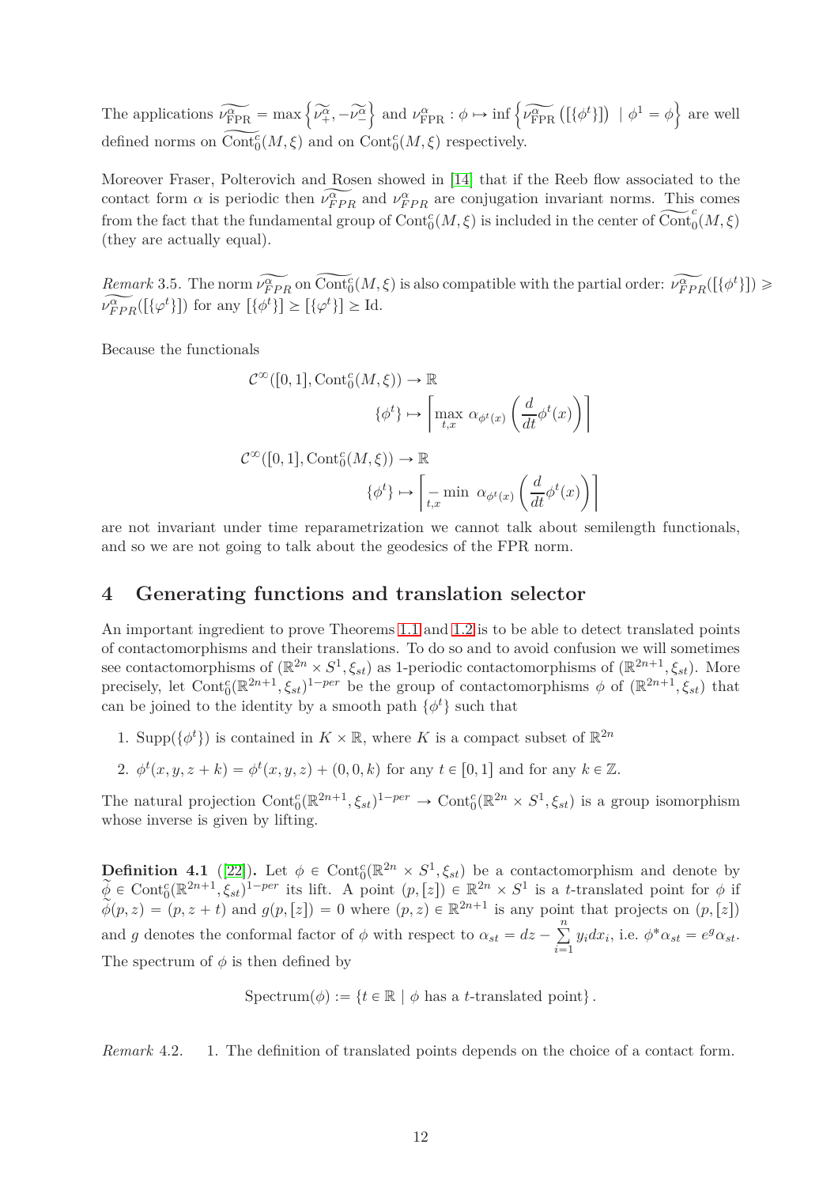The applications $\widetilde{\nu_{\mathrm{FPR}}} = \max\left\{\widetilde{\nu_+^\alpha}, -\widetilde{\nu_-^\alpha}\right\}$ and $\nu_{\mathrm{FPR}}^\alpha : \phi \mapsto \inf\left\{\widetilde{\nu_{\mathrm{FPR}}^\alpha}\left([\{\phi^t\}]\right) \mid \phi^1 = \phi\right\}$ are well defined norms on $\widetilde{\mathrm{Cont}_0^c}(M,\xi)$ and on $\mathrm{Cont}_0^c(M,\xi)$ respectively.

Moreover Fraser, Polterovich and Rosen showed in [14] that if the Reeb flow associated to the contact form $\alpha$ is periodic then $\widetilde{\nu_{FPR}^\alpha}$ and $\nu_{FPR}^\alpha$ are conjugation invariant norms. This comes from the fact that the fundamental group of $\mathrm{Cont}_0^c(M,\xi)$ is included in the center of $\widetilde{\mathrm{Cont}_0^c}(M,\xi)$ (they are actually equal).

*Remark* 3.5. The norm $\widetilde{\nu_{FPR}^\alpha}$ on $\widetilde{\mathrm{Cont}_0^c}(M,\xi)$ is also compatible with the partial order: $\widetilde{\nu_{FPR}^\alpha}([\{\phi^t\}]) \geqslant \widetilde{\nu_{FPR}^\alpha}([\{\varphi^t\}])$ for any $[\{\phi^t\}] \succeq [\{\varphi^t\}] \succeq \mathrm{Id}$.

Because the functionals

$$\mathcal{C}^\infty([0,1], \mathrm{Cont}_0^c(M,\xi)) \to \mathbb{R}$$
$$\{\phi^t\} \mapsto \left\lceil \max_{t,x} \alpha_{\phi^t(x)}\left(\frac{d}{dt}\phi^t(x)\right)\right\rceil$$

$$\mathcal{C}^\infty([0,1], \mathrm{Cont}_0^c(M,\xi)) \to \mathbb{R}$$
$$\{\phi^t\} \mapsto \left\lceil -\min_{t,x} \alpha_{\phi^t(x)}\left(\frac{d}{dt}\phi^t(x)\right)\right\rceil$$

are not invariant under time reparametrization we cannot talk about semilength functionals, and so we are not going to talk about the geodesics of the FPR norm.

## 4 Generating functions and translation selector

An important ingredient to prove Theorems 1.1 and 1.2 is to be able to detect translated points of contactomorphisms and their translations. To do so and to avoid confusion we will sometimes see contactomorphisms of $(\mathbb{R}^{2n} \times S^1, \xi_{st})$ as 1-periodic contactomorphisms of $(\mathbb{R}^{2n+1}, \xi_{st})$. More precisely, let $\mathrm{Cont}_0^c(\mathbb{R}^{2n+1}, \xi_{st})^{1-per}$ be the group of contactomorphisms $\phi$ of $(\mathbb{R}^{2n+1}, \xi_{st})$ that can be joined to the identity by a smooth path $\{\phi^t\}$ such that

1. $\mathrm{Supp}(\{\phi^t\})$ is contained in $K \times \mathbb{R}$, where $K$ is a compact subset of $\mathbb{R}^{2n}$
2. $\phi^t(x, y, z + k) = \phi^t(x, y, z) + (0, 0, k)$ for any $t \in [0,1]$ and for any $k \in \mathbb{Z}$.

The natural projection $\mathrm{Cont}_0^c(\mathbb{R}^{2n+1}, \xi_{st})^{1-per} \to \mathrm{Cont}_0^c(\mathbb{R}^{2n} \times S^1, \xi_{st})$ is a group isomorphism whose inverse is given by lifting.

**Definition 4.1** ([22])**.** Let $\phi \in \mathrm{Cont}_0^c(\mathbb{R}^{2n} \times S^1, \xi_{st})$ be a contactomorphism and denote by $\widetilde{\phi} \in \mathrm{Cont}_0^c(\mathbb{R}^{2n+1}, \xi_{st})^{1-per}$ its lift. A point $(p, [z]) \in \mathbb{R}^{2n} \times S^1$ is a $t$-translated point for $\phi$ if $\widetilde{\phi}(p, z) = (p, z + t)$ and $g(p, [z]) = 0$ where $(p, z) \in \mathbb{R}^{2n+1}$ is any point that projects on $(p, [z])$ and $g$ denotes the conformal factor of $\phi$ with respect to $\alpha_{st} = dz - \sum_{i=1}^{n} y_i dx_i$, i.e. $\phi^*\alpha_{st} = e^g \alpha_{st}$. The spectrum of $\phi$ is then defined by

$$\mathrm{Spectrum}(\phi) := \{t \in \mathbb{R} \mid \phi \text{ has a } t\text{-translated point}\}.$$

*Remark* 4.2. 1. The definition of translated points depends on the choice of a contact form.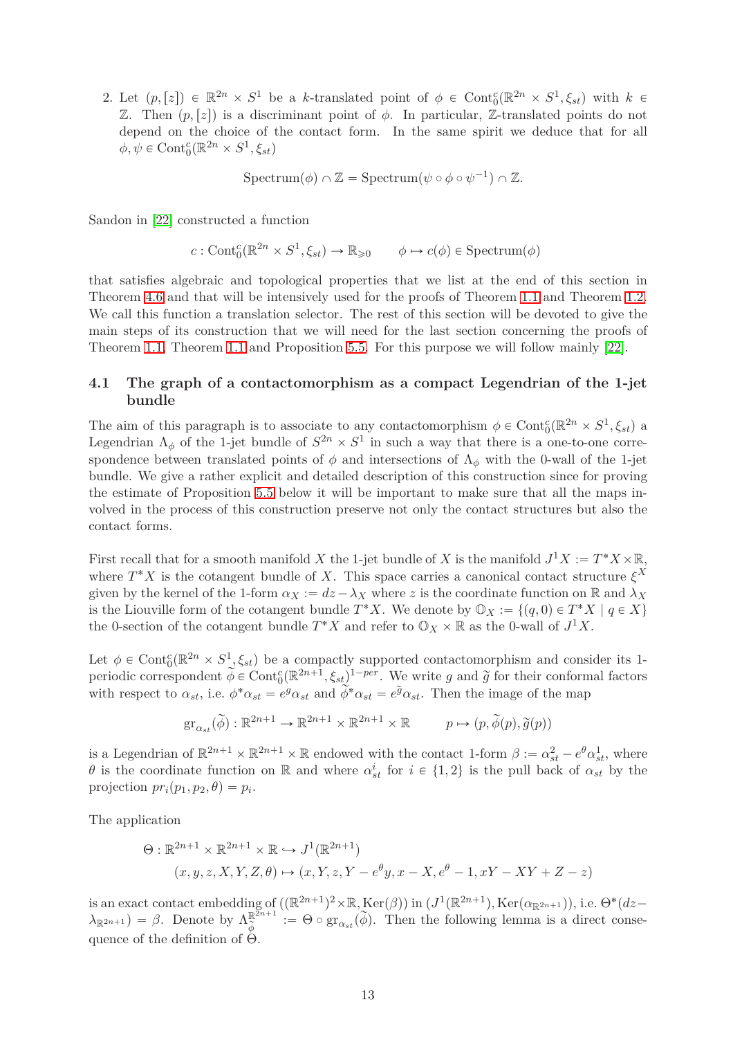2. Let $(p,[z]) \in \mathbb{R}^{2n} \times S^1$ be a $k$-translated point of $\phi \in \text{Cont}_0^c(\mathbb{R}^{2n} \times S^1, \xi_{st})$ with $k \in \mathbb{Z}$. Then $(p,[z])$ is a discriminant point of $\phi$. In particular, $\mathbb{Z}$-translated points do not depend on the choice of the contact form. In the same spirit we deduce that for all $\phi, \psi \in \text{Cont}_0^c(\mathbb{R}^{2n} \times S^1, \xi_{st})$

$$\text{Spectrum}(\phi) \cap \mathbb{Z} = \text{Spectrum}(\psi \circ \phi \circ \psi^{-1}) \cap \mathbb{Z}.$$

Sandon in [22] constructed a function

$$c : \text{Cont}_0^c(\mathbb{R}^{2n} \times S^1, \xi_{st}) \to \mathbb{R}_{\geqslant 0} \qquad \phi \mapsto c(\phi) \in \text{Spectrum}(\phi)$$

that satisfies algebraic and topological properties that we list at the end of this section in Theorem 4.6 and that will be intensively used for the proofs of Theorem 1.1 and Theorem 1.2. We call this function a translation selector. The rest of this section will be devoted to give the main steps of its construction that we will need for the last section concerning the proofs of Theorem 1.1, Theorem 1.1 and Proposition 5.5. For this purpose we will follow mainly [22].

### 4.1 The graph of a contactomorphism as a compact Legendrian of the 1-jet bundle

The aim of this paragraph is to associate to any contactomorphism $\phi \in \text{Cont}_0^c(\mathbb{R}^{2n} \times S^1, \xi_{st})$ a Legendrian $\Lambda_\phi$ of the 1-jet bundle of $S^{2n} \times S^1$ in such a way that there is a one-to-one correspondence between translated points of $\phi$ and intersections of $\Lambda_\phi$ with the 0-wall of the 1-jet bundle. We give a rather explicit and detailed description of this construction since for proving the estimate of Proposition 5.5 below it will be important to make sure that all the maps involved in the process of this construction preserve not only the contact structures but also the contact forms.

First recall that for a smooth manifold $X$ the 1-jet bundle of $X$ is the manifold $J^1X := T^*X \times \mathbb{R}$, where $T^*X$ is the cotangent bundle of $X$. This space carries a canonical contact structure $\xi^X$ given by the kernel of the 1-form $\alpha_X := dz - \lambda_X$ where $z$ is the coordinate function on $\mathbb{R}$ and $\lambda_X$ is the Liouville form of the cotangent bundle $T^*X$. We denote by $\mathbb{O}_X := \{(q,0) \in T^*X \mid q \in X\}$ the 0-section of the cotangent bundle $T^*X$ and refer to $\mathbb{O}_X \times \mathbb{R}$ as the 0-wall of $J^1X$.

Let $\phi \in \text{Cont}_0^c(\mathbb{R}^{2n} \times S^1, \xi_{st})$ be a compactly supported contactomorphism and consider its 1-periodic correspondent $\widetilde{\phi} \in \text{Cont}_0^c(\mathbb{R}^{2n+1}, \xi_{st})^{1-per}$. We write $g$ and $\widetilde{g}$ for their conformal factors with respect to $\alpha_{st}$, i.e. $\phi^*\alpha_{st} = e^g\alpha_{st}$ and $\widetilde{\phi}^*\alpha_{st} = e^{\widetilde{g}}\alpha_{st}$. Then the image of the map

$$\text{gr}_{\alpha_{st}}(\widetilde{\phi}) : \mathbb{R}^{2n+1} \to \mathbb{R}^{2n+1} \times \mathbb{R}^{2n+1} \times \mathbb{R} \qquad p \mapsto (p, \widetilde{\phi}(p), \widetilde{g}(p))$$

is a Legendrian of $\mathbb{R}^{2n+1} \times \mathbb{R}^{2n+1} \times \mathbb{R}$ endowed with the contact 1-form $\beta := \alpha_{st}^2 - e^\theta \alpha_{st}^1$, where $\theta$ is the coordinate function on $\mathbb{R}$ and where $\alpha_{st}^i$ for $i \in \{1,2\}$ is the pull back of $\alpha_{st}$ by the projection $pr_i(p_1,p_2,\theta) = p_i$.

The application

$$\begin{aligned}
\Theta : \mathbb{R}^{2n+1} \times \mathbb{R}^{2n+1} \times \mathbb{R} &\hookrightarrow J^1(\mathbb{R}^{2n+1}) \\
(x,y,z,X,Y,Z,\theta) &\mapsto (x, Y, z, Y - e^\theta y, x - X, e^\theta - 1, xY - XY + Z - z)
\end{aligned}$$

is an exact contact embedding of $((\mathbb{R}^{2n+1})^2 \times \mathbb{R}, \text{Ker}(\beta))$ in $(J^1(\mathbb{R}^{2n+1}), \text{Ker}(\alpha_{\mathbb{R}^{2n+1}}))$, i.e. $\Theta^*(dz - \lambda_{\mathbb{R}^{2n+1}}) = \beta$. Denote by $\Lambda_{\widetilde{\phi}}^{\mathbb{R}^{2n+1}} := \Theta \circ \text{gr}_{\alpha_{st}}(\widetilde{\phi})$. Then the following lemma is a direct consequence of the definition of $\Theta$.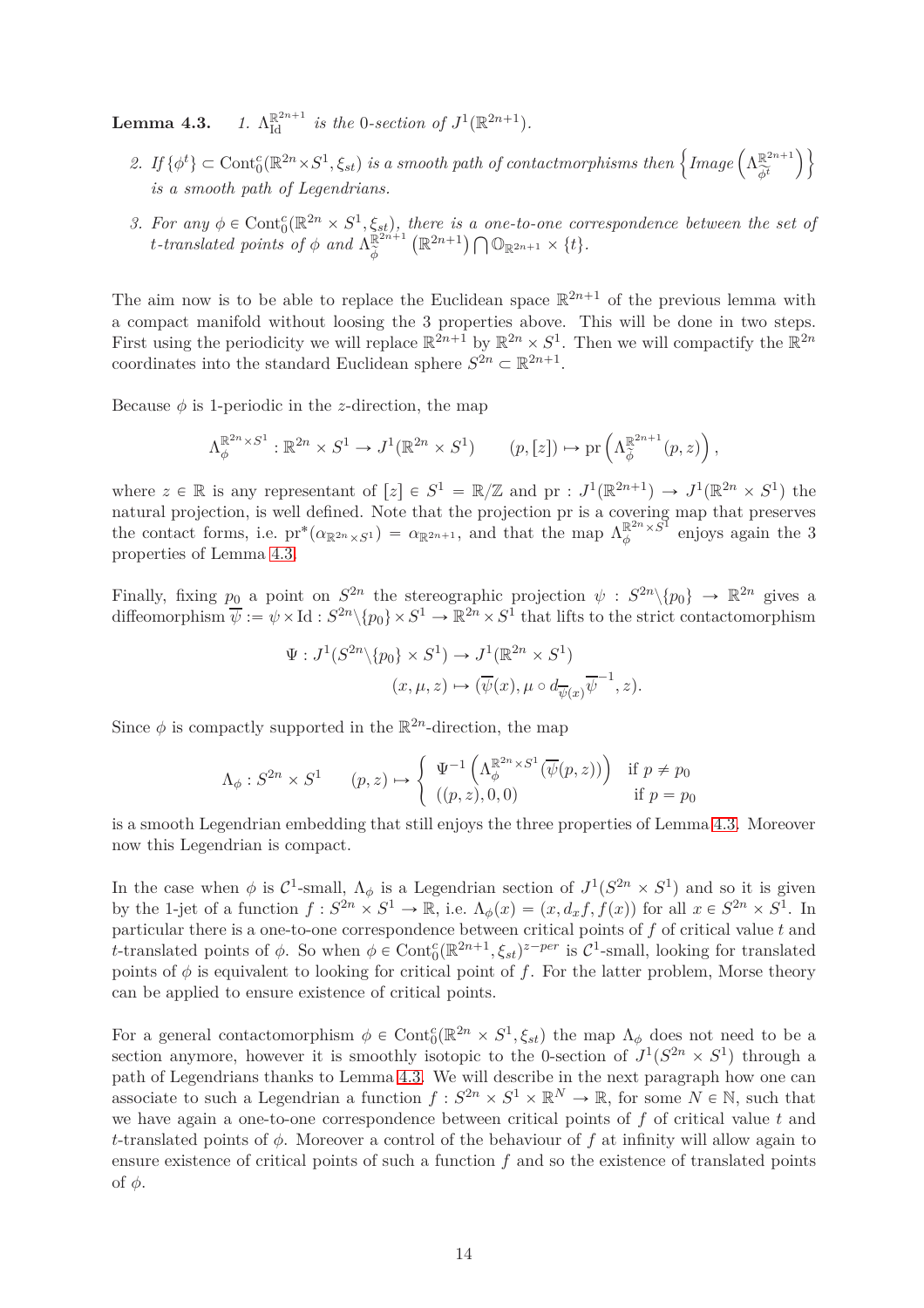**Lemma 4.3.** *1. $\Lambda^{\mathbb{R}^{2n+1}}_{\mathrm{Id}}$ is the 0-section of $J^1(\mathbb{R}^{2n+1})$.*

2. *If $\{\phi^t\} \subset \mathrm{Cont}^c_0(\mathbb{R}^{2n}\times S^1, \xi_{st})$ is a smooth path of contactmorphisms then $\left\{ Image\left(\Lambda^{\mathbb{R}^{2n+1}}_{\widetilde{\phi^t}}\right)\right\}$ is a smooth path of Legendrians.*

3. *For any $\phi \in \mathrm{Cont}^c_0(\mathbb{R}^{2n}\times S^1, \xi_{st})$, there is a one-to-one correspondence between the set of $t$-translated points of $\phi$ and $\Lambda^{\mathbb{R}^{2n+1}}_{\widetilde{\phi}}\left(\mathbb{R}^{2n+1}\right) \bigcap \mathbb{O}_{\mathbb{R}^{2n+1}} \times \{t\}$.*

The aim now is to be able to replace the Euclidean space $\mathbb{R}^{2n+1}$ of the previous lemma with a compact manifold without loosing the 3 properties above. This will be done in two steps. First using the periodicity we will replace $\mathbb{R}^{2n+1}$ by $\mathbb{R}^{2n}\times S^1$. Then we will compactify the $\mathbb{R}^{2n}$ coordinates into the standard Euclidean sphere $S^{2n} \subset \mathbb{R}^{2n+1}$.

Because $\phi$ is 1-periodic in the $z$-direction, the map

$$\Lambda^{\mathbb{R}^{2n}\times S^1}_{\phi} : \mathbb{R}^{2n}\times S^1 \to J^1(\mathbb{R}^{2n}\times S^1) \qquad (p,[z]) \mapsto \mathrm{pr}\left(\Lambda^{\mathbb{R}^{2n+1}}_{\widetilde{\phi}}(p,z)\right),$$

where $z \in \mathbb{R}$ is any representant of $[z] \in S^1 = \mathbb{R}/\mathbb{Z}$ and $\mathrm{pr} : J^1(\mathbb{R}^{2n+1}) \to J^1(\mathbb{R}^{2n}\times S^1)$ the natural projection, is well defined. Note that the projection pr is a covering map that preserves the contact forms, i.e. $\mathrm{pr}^*(\alpha_{\mathbb{R}^{2n}\times S^1}) = \alpha_{\mathbb{R}^{2n+1}}$, and that the map $\Lambda^{\mathbb{R}^{2n}\times S^1}_{\phi}$ enjoys again the 3 properties of Lemma 4.3.

Finally, fixing $p_0$ a point on $S^{2n}$ the stereographic projection $\psi : S^{2n}\backslash\{p_0\} \to \mathbb{R}^{2n}$ gives a diffeomorphism $\overline{\psi} := \psi \times \mathrm{Id} : S^{2n}\backslash\{p_0\}\times S^1 \to \mathbb{R}^{2n}\times S^1$ that lifts to the strict contactomorphism

$$\begin{aligned}\Psi : J^1(S^{2n}\backslash\{p_0\}\times S^1) &\to J^1(\mathbb{R}^{2n}\times S^1)\\ (x,\mu,z) &\mapsto (\overline{\psi}(x), \mu\circ d_{\overline{\psi}(x)}\overline{\psi}^{-1}, z).\end{aligned}$$

Since $\phi$ is compactly supported in the $\mathbb{R}^{2n}$-direction, the map

$$\Lambda_\phi : S^{2n}\times S^1 \qquad (p,z) \mapsto \begin{cases} \Psi^{-1}\left(\Lambda^{\mathbb{R}^{2n}\times S^1}_{\phi}(\overline{\psi}(p,z))\right) & \text{if } p \neq p_0 \\ ((p,z),0,0) & \text{if } p = p_0 \end{cases}$$

is a smooth Legendrian embedding that still enjoys the three properties of Lemma 4.3. Moreover now this Legendrian is compact.

In the case when $\phi$ is $\mathcal{C}^1$-small, $\Lambda_\phi$ is a Legendrian section of $J^1(S^{2n}\times S^1)$ and so it is given by the 1-jet of a function $f : S^{2n}\times S^1 \to \mathbb{R}$, i.e. $\Lambda_\phi(x) = (x, d_x f, f(x))$ for all $x \in S^{2n}\times S^1$. In particular there is a one-to-one correspondence between critical points of $f$ of critical value $t$ and $t$-translated points of $\phi$. So when $\phi \in \mathrm{Cont}^c_0(\mathbb{R}^{2n+1}, \xi_{st})^{z-per}$ is $\mathcal{C}^1$-small, looking for translated points of $\phi$ is equivalent to looking for critical point of $f$. For the latter problem, Morse theory can be applied to ensure existence of critical points.

For a general contactomorphism $\phi \in \mathrm{Cont}^c_0(\mathbb{R}^{2n}\times S^1, \xi_{st})$ the map $\Lambda_\phi$ does not need to be a section anymore, however it is smoothly isotopic to the 0-section of $J^1(S^{2n}\times S^1)$ through a path of Legendrians thanks to Lemma 4.3. We will describe in the next paragraph how one can associate to such a Legendrian a function $f : S^{2n}\times S^1\times\mathbb{R}^N \to \mathbb{R}$, for some $N \in \mathbb{N}$, such that we have again a one-to-one correspondence between critical points of $f$ of critical value $t$ and $t$-translated points of $\phi$. Moreover a control of the behaviour of $f$ at infinity will allow again to ensure existence of critical points of such a function $f$ and so the existence of translated points of $\phi$.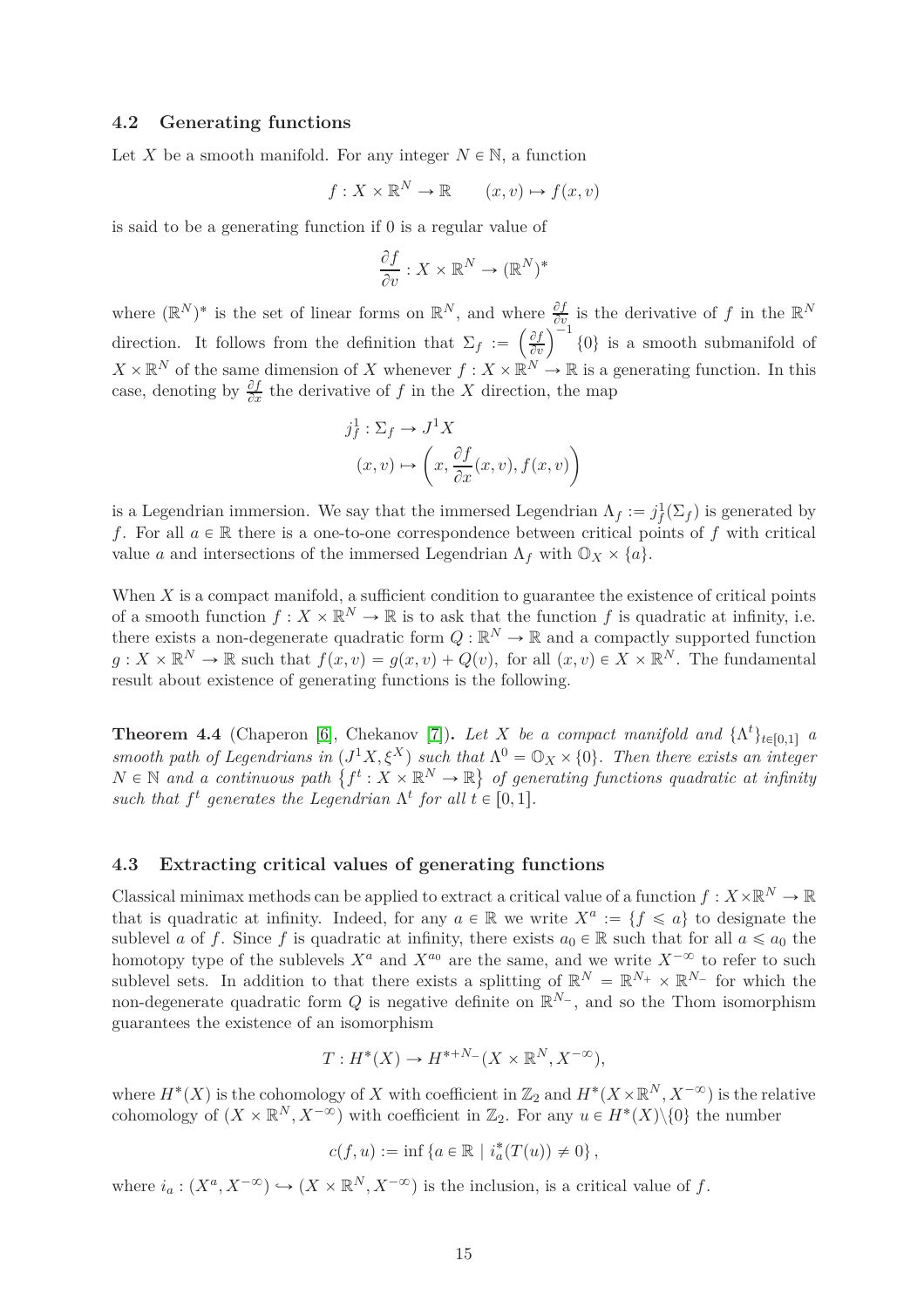### 4.2 Generating functions

Let $X$ be a smooth manifold. For any integer $N \in \mathbb{N}$, a function

$$f : X \times \mathbb{R}^N \to \mathbb{R} \qquad (x, v) \mapsto f(x, v)$$

is said to be a generating function if 0 is a regular value of

$$\frac{\partial f}{\partial v} : X \times \mathbb{R}^N \to (\mathbb{R}^N)^*$$

where $(\mathbb{R}^N)^*$ is the set of linear forms on $\mathbb{R}^N$, and where $\frac{\partial f}{\partial v}$ is the derivative of $f$ in the $\mathbb{R}^N$ direction. It follows from the definition that $\Sigma_f := \left(\frac{\partial f}{\partial v}\right)^{-1}\{0\}$ is a smooth submanifold of $X \times \mathbb{R}^N$ of the same dimension of $X$ whenever $f : X \times \mathbb{R}^N \to \mathbb{R}$ is a generating function. In this case, denoting by $\frac{\partial f}{\partial x}$ the derivative of $f$ in the $X$ direction, the map

$$\begin{aligned} j^1_f : \Sigma_f &\to J^1 X \\ (x, v) &\mapsto \left(x, \frac{\partial f}{\partial x}(x, v), f(x, v)\right) \end{aligned}$$

is a Legendrian immersion. We say that the immersed Legendrian $\Lambda_f := j^1_f(\Sigma_f)$ is generated by $f$. For all $a \in \mathbb{R}$ there is a one-to-one correspondence between critical points of $f$ with critical value $a$ and intersections of the immersed Legendrian $\Lambda_f$ with $\mathbb{O}_X \times \{a\}$.

When $X$ is a compact manifold, a sufficient condition to guarantee the existence of critical points of a smooth function $f : X \times \mathbb{R}^N \to \mathbb{R}$ is to ask that the function $f$ is quadratic at infinity, i.e. there exists a non-degenerate quadratic form $Q : \mathbb{R}^N \to \mathbb{R}$ and a compactly supported function $g : X \times \mathbb{R}^N \to \mathbb{R}$ such that $f(x, v) = g(x, v) + Q(v)$, for all $(x, v) \in X \times \mathbb{R}^N$. The fundamental result about existence of generating functions is the following.

**Theorem 4.4** (Chaperon [6], Chekanov [7])**.** *Let $X$ be a compact manifold and $\{\Lambda^t\}_{t\in[0,1]}$ a smooth path of Legendrians in $(J^1X, \xi^X)$ such that $\Lambda^0 = \mathbb{O}_X \times \{0\}$. Then there exists an integer $N \in \mathbb{N}$ and a continuous path $\{f^t : X \times \mathbb{R}^N \to \mathbb{R}\}$ of generating functions quadratic at infinity such that $f^t$ generates the Legendrian $\Lambda^t$ for all $t \in [0, 1]$.*

### 4.3 Extracting critical values of generating functions

Classical minimax methods can be applied to extract a critical value of a function $f : X \times \mathbb{R}^N \to \mathbb{R}$ that is quadratic at infinity. Indeed, for any $a \in \mathbb{R}$ we write $X^a := \{f \leqslant a\}$ to designate the sublevel $a$ of $f$. Since $f$ is quadratic at infinity, there exists $a_0 \in \mathbb{R}$ such that for all $a \leqslant a_0$ the homotopy type of the sublevels $X^a$ and $X^{a_0}$ are the same, and we write $X^{-\infty}$ to refer to such sublevel sets. In addition to that there exists a splitting of $\mathbb{R}^N = \mathbb{R}^{N_+} \times \mathbb{R}^{N_-}$ for which the non-degenerate quadratic form $Q$ is negative definite on $\mathbb{R}^{N_-}$, and so the Thom isomorphism guarantees the existence of an isomorphism

$$T : H^*(X) \to H^{*+N_-}(X \times \mathbb{R}^N, X^{-\infty}),$$

where $H^*(X)$ is the cohomology of $X$ with coefficient in $\mathbb{Z}_2$ and $H^*(X \times \mathbb{R}^N, X^{-\infty})$ is the relative cohomology of $(X \times \mathbb{R}^N, X^{-\infty})$ with coefficient in $\mathbb{Z}_2$. For any $u \in H^*(X)\backslash\{0\}$ the number

$$c(f, u) := \inf\{a \in \mathbb{R} \mid i_a^*(T(u)) \neq 0\},$$

where $i_a : (X^a, X^{-\infty}) \hookrightarrow (X \times \mathbb{R}^N, X^{-\infty})$ is the inclusion, is a critical value of $f$.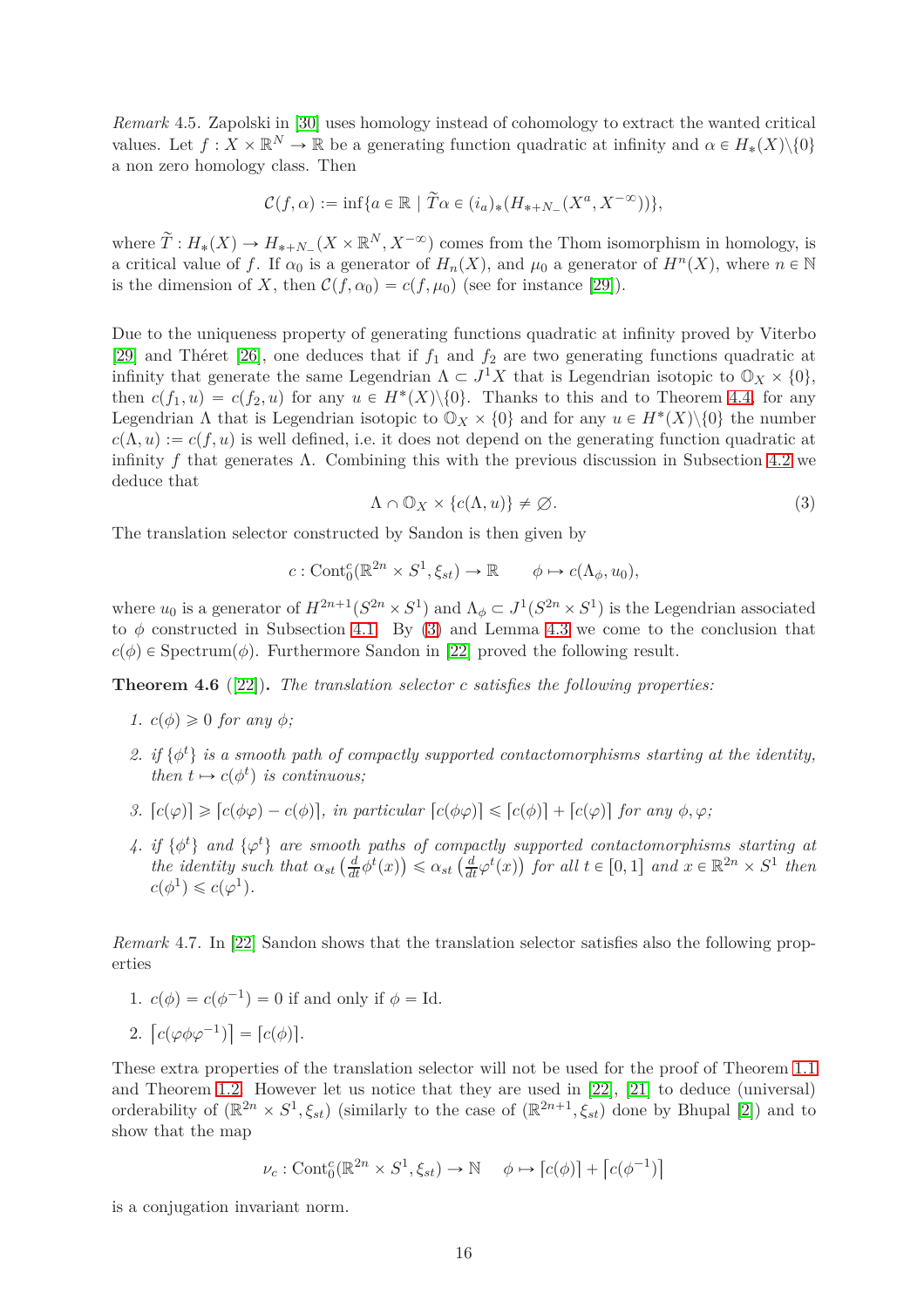*Remark* 4.5. Zapolski in [30] uses homology instead of cohomology to extract the wanted critical values. Let $f : X \times \mathbb{R}^N \to \mathbb{R}$ be a generating function quadratic at infinity and $\alpha \in H_*(X)\backslash\{0\}$ a non zero homology class. Then

$$\mathcal{C}(f,\alpha) := \inf\{a \in \mathbb{R} \mid \widetilde{T}\alpha \in (i_a)_*(H_{*+N_-}(X^a, X^{-\infty}))\},$$

where $\widetilde{T} : H_*(X) \to H_{*+N_-}(X \times \mathbb{R}^N, X^{-\infty})$ comes from the Thom isomorphism in homology, is a critical value of $f$. If $\alpha_0$ is a generator of $H_n(X)$, and $\mu_0$ a generator of $H^n(X)$, where $n \in \mathbb{N}$ is the dimension of $X$, then $\mathcal{C}(f,\alpha_0) = c(f,\mu_0)$ (see for instance [29]).

Due to the uniqueness property of generating functions quadratic at infinity proved by Viterbo [29] and Théret [26], one deduces that if $f_1$ and $f_2$ are two generating functions quadratic at infinity that generate the same Legendrian $\Lambda \subset J^1X$ that is Legendrian isotopic to $\mathbb{O}_X \times \{0\}$, then $c(f_1,u) = c(f_2,u)$ for any $u \in H^*(X)\backslash\{0\}$. Thanks to this and to Theorem 4.4, for any Legendrian $\Lambda$ that is Legendrian isotopic to $\mathbb{O}_X \times \{0\}$ and for any $u \in H^*(X)\backslash\{0\}$ the number $c(\Lambda,u) := c(f,u)$ is well defined, i.e. it does not depend on the generating function quadratic at infinity $f$ that generates $\Lambda$. Combining this with the previous discussion in Subsection 4.2 we deduce that

$$\Lambda \cap \mathbb{O}_X \times \{c(\Lambda,u)\} \neq \varnothing. \tag{3}$$

The translation selector constructed by Sandon is then given by

$$c : \mathrm{Cont}_0^c(\mathbb{R}^{2n} \times S^1, \xi_{st}) \to \mathbb{R} \qquad \phi \mapsto c(\Lambda_\phi, u_0),$$

where $u_0$ is a generator of $H^{2n+1}(S^{2n} \times S^1)$ and $\Lambda_\phi \subset J^1(S^{2n} \times S^1)$ is the Legendrian associated to $\phi$ constructed in Subsection 4.1. By (3) and Lemma 4.3 we come to the conclusion that $c(\phi) \in \mathrm{Spectrum}(\phi)$. Furthermore Sandon in [22] proved the following result.

**Theorem 4.6** ([22])**.** *The translation selector $c$ satisfies the following properties:*

1. *$c(\phi) \geqslant 0$ for any $\phi$;*
2. *if $\{\phi^t\}$ is a smooth path of compactly supported contactomorphisms starting at the identity, then $t \mapsto c(\phi^t)$ is continuous;*
3. *$\lceil c(\varphi)\rceil \geqslant \lceil c(\phi\varphi) - c(\phi)\rceil$, in particular $\lceil c(\phi\varphi)\rceil \leqslant \lceil c(\phi)\rceil + \lceil c(\varphi)\rceil$ for any $\phi, \varphi$;*
4. *if $\{\phi^t\}$ and $\{\varphi^t\}$ are smooth paths of compactly supported contactomorphisms starting at the identity such that $\alpha_{st}\left(\frac{d}{dt}\phi^t(x)\right) \leqslant \alpha_{st}\left(\frac{d}{dt}\varphi^t(x)\right)$ for all $t \in [0,1]$ and $x \in \mathbb{R}^{2n} \times S^1$ then $c(\phi^1) \leqslant c(\varphi^1)$.*

*Remark* 4.7. In [22] Sandon shows that the translation selector satisfies also the following properties

1. $c(\phi) = c(\phi^{-1}) = 0$ if and only if $\phi = \mathrm{Id}$.
2. $\lceil c(\varphi\phi\varphi^{-1})\rceil = \lceil c(\phi)\rceil$.

These extra properties of the translation selector will not be used for the proof of Theorem 1.1 and Theorem 1.2. However let us notice that they are used in [22], [21] to deduce (universal) orderability of $(\mathbb{R}^{2n} \times S^1, \xi_{st})$ (similarly to the case of $(\mathbb{R}^{2n+1}, \xi_{st})$ done by Bhupal [2]) and to show that the map

$$\nu_c : \mathrm{Cont}_0^c(\mathbb{R}^{2n} \times S^1, \xi_{st}) \to \mathbb{N} \quad \phi \mapsto \lceil c(\phi)\rceil + \lceil c(\phi^{-1})\rceil$$

is a conjugation invariant norm.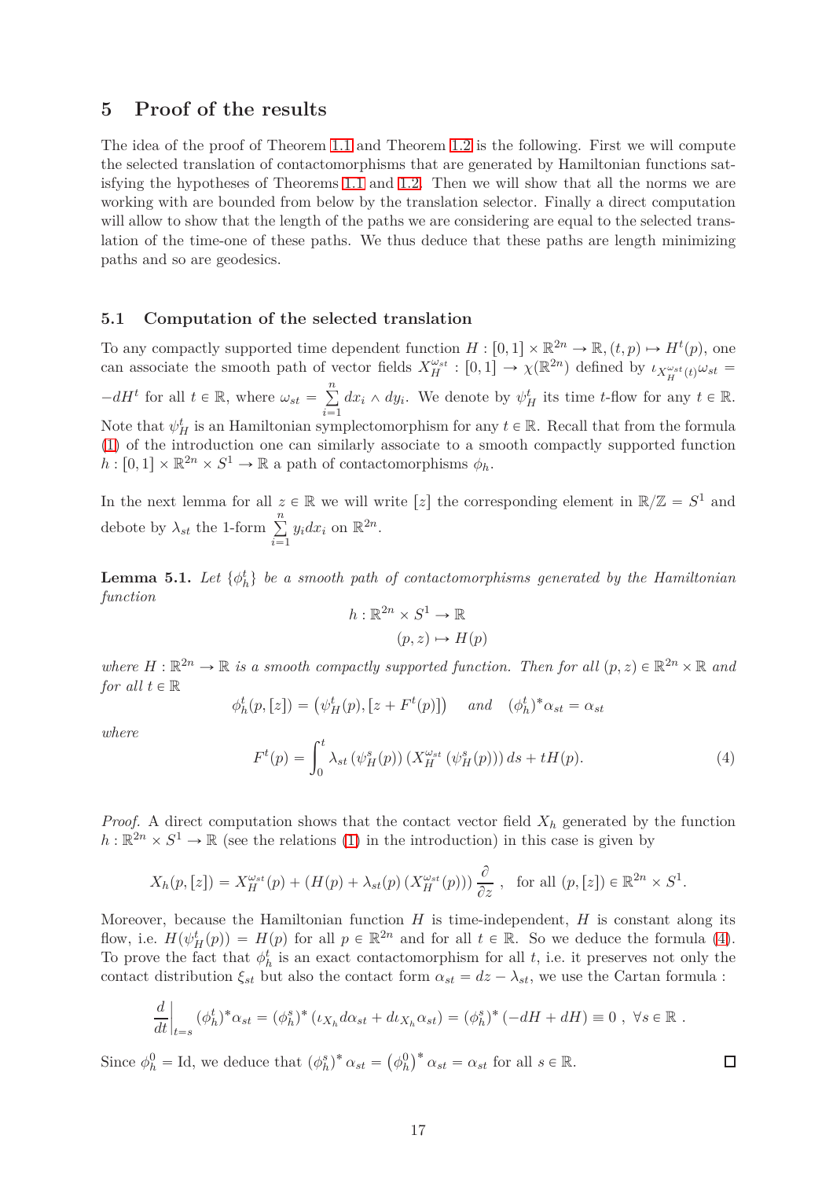## 5 Proof of the results

The idea of the proof of Theorem 1.1 and Theorem 1.2 is the following. First we will compute the selected translation of contactomorphisms that are generated by Hamiltonian functions satisfying the hypotheses of Theorems 1.1 and 1.2. Then we will show that all the norms we are working with are bounded from below by the translation selector. Finally a direct computation will allow to show that the length of the paths we are considering are equal to the selected translation of the time-one of these paths. We thus deduce that these paths are length minimizing paths and so are geodesics.

### 5.1 Computation of the selected translation

To any compactly supported time dependent function $H : [0,1] \times \mathbb{R}^{2n} \to \mathbb{R}, (t,p) \mapsto H^t(p)$, one can associate the smooth path of vector fields $X_H^{\omega_{st}} : [0,1] \to \chi(\mathbb{R}^{2n})$ defined by $\iota_{X_H^{\omega_{st}}(t)}\omega_{st} = -dH^t$ for all $t \in \mathbb{R}$, where $\omega_{st} = \sum_{i=1}^{n} dx_i \wedge dy_i$. We denote by $\psi_H^t$ its time $t$-flow for any $t \in \mathbb{R}$. Note that $\psi_H^t$ is an Hamiltonian symplectomorphism for any $t \in \mathbb{R}$. Recall that from the formula (1) of the introduction one can similarly associate to a smooth compactly supported function $h : [0,1] \times \mathbb{R}^{2n} \times S^1 \to \mathbb{R}$ a path of contactomorphisms $\phi_h$.

In the next lemma for all $z \in \mathbb{R}$ we will write $[z]$ the corresponding element in $\mathbb{R}/\mathbb{Z} = S^1$ and debote by $\lambda_{st}$ the 1-form $\sum_{i=1}^{n} y_i dx_i$ on $\mathbb{R}^{2n}$.

**Lemma 5.1.** *Let $\{\phi_h^t\}$ be a smooth path of contactomorphisms generated by the Hamiltonian function*

$$h : \mathbb{R}^{2n} \times S^1 \to \mathbb{R}$$
$$(p,z) \mapsto H(p)$$

*where $H : \mathbb{R}^{2n} \to \mathbb{R}$ is a smooth compactly supported function. Then for all $(p,z) \in \mathbb{R}^{2n} \times \mathbb{R}$ and for all $t \in \mathbb{R}$*

$$\phi_h^t(p,[z]) = \left(\psi_H^t(p), [z + F^t(p)]\right) \quad \text{and} \quad (\phi_h^t)^*\alpha_{st} = \alpha_{st}$$

*where*

$$F^t(p) = \int_0^t \lambda_{st}\left(\psi_H^s(p)\right)\left(X_H^{\omega_{st}}\left(\psi_H^s(p)\right)\right) ds + tH(p). \tag{4}$$

*Proof.* A direct computation shows that the contact vector field $X_h$ generated by the function $h : \mathbb{R}^{2n} \times S^1 \to \mathbb{R}$ (see the relations (1) in the introduction) in this case is given by

$$X_h(p,[z]) = X_H^{\omega_{st}}(p) + \left(H(p) + \lambda_{st}(p)\left(X_H^{\omega_{st}}(p)\right)\right)\frac{\partial}{\partial z}\ , \quad \text{for all } (p,[z]) \in \mathbb{R}^{2n} \times S^1.$$

Moreover, because the Hamiltonian function $H$ is time-independent, $H$ is constant along its flow, i.e. $H(\psi_H^t(p)) = H(p)$ for all $p \in \mathbb{R}^{2n}$ and for all $t \in \mathbb{R}$. So we deduce the formula (4). To prove the fact that $\phi_h^t$ is an exact contactomorphism for all $t$, i.e. it preserves not only the contact distribution $\xi_{st}$ but also the contact form $\alpha_{st} = dz - \lambda_{st}$, we use the Cartan formula :

$$\left.\frac{d}{dt}\right|_{t=s} (\phi_h^t)^*\alpha_{st} = (\phi_h^s)^*\left(\iota_{X_h} d\alpha_{st} + d\iota_{X_h}\alpha_{st}\right) = (\phi_h^s)^*\left(-dH + dH\right) \equiv 0\ ,\ \forall s \in \mathbb{R}\ .$$

Since $\phi_h^0 = \mathrm{Id}$, we deduce that $(\phi_h^s)^*\alpha_{st} = \left(\phi_h^0\right)^*\alpha_{st} = \alpha_{st}$ for all $s \in \mathbb{R}$. $\square$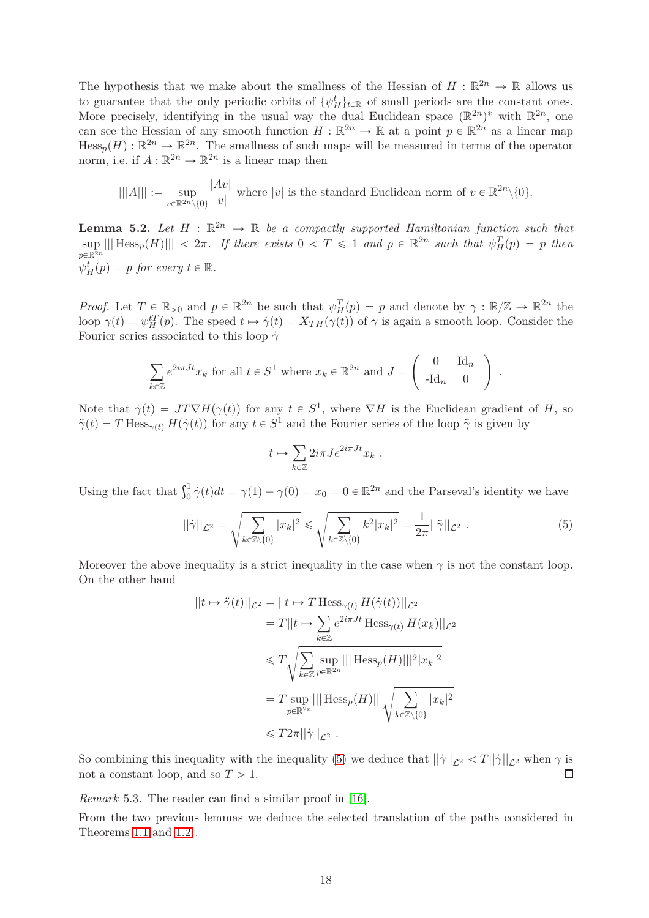The hypothesis that we make about the smallness of the Hessian of $H : \mathbb{R}^{2n} \to \mathbb{R}$ allows us to guarantee that the only periodic orbits of $\{\psi_H^t\}_{t\in\mathbb{R}}$ of small periods are the constant ones. More precisely, identifying in the usual way the dual Euclidean space $(\mathbb{R}^{2n})^*$ with $\mathbb{R}^{2n}$, one can see the Hessian of any smooth function $H : \mathbb{R}^{2n} \to \mathbb{R}$ at a point $p \in \mathbb{R}^{2n}$ as a linear map $\mathrm{Hess}_p(H) : \mathbb{R}^{2n} \to \mathbb{R}^{2n}$. The smallness of such maps will be measured in terms of the operator norm, i.e. if $A : \mathbb{R}^{2n} \to \mathbb{R}^{2n}$ is a linear map then

$$|||A||| := \sup_{v\in\mathbb{R}^{2n}\setminus\{0\}} \frac{|Av|}{|v|} \text{ where } |v| \text{ is the standard Euclidean norm of } v \in \mathbb{R}^{2n}\setminus\{0\}.$$

**Lemma 5.2.** *Let $H : \mathbb{R}^{2n} \to \mathbb{R}$ be a compactly supported Hamiltonian function such that $\sup_{p\in\mathbb{R}^{2n}} |||\mathrm{Hess}_p(H)||| < 2\pi$. If there exists $0 < T \leqslant 1$ and $p \in \mathbb{R}^{2n}$ such that $\psi_H^T(p) = p$ then $\psi_H^t(p) = p$ for every $t \in \mathbb{R}$.*

*Proof.* Let $T \in \mathbb{R}_{>0}$ and $p \in \mathbb{R}^{2n}$ be such that $\psi_H^T(p) = p$ and denote by $\gamma : \mathbb{R}/\mathbb{Z} \to \mathbb{R}^{2n}$ the loop $\gamma(t) = \psi_H^{tT}(p)$. The speed $t \mapsto \dot\gamma(t) = X_{TH}(\gamma(t))$ of $\gamma$ is again a smooth loop. Consider the Fourier series associated to this loop $\dot\gamma$

$$\sum_{k\in\mathbb{Z}} e^{2i\pi Jt}x_k \text{ for all } t \in S^1 \text{ where } x_k \in \mathbb{R}^{2n} \text{ and } J = \begin{pmatrix} 0 & \mathrm{Id}_n \\ \text{-}\mathrm{Id}_n & 0 \end{pmatrix} .$$

Note that $\dot\gamma(t) = JT\nabla H(\gamma(t))$ for any $t \in S^1$, where $\nabla H$ is the Euclidean gradient of $H$, so $\ddot\gamma(t) = T\,\mathrm{Hess}_{\gamma(t)} H(\dot\gamma(t))$ for any $t \in S^1$ and the Fourier series of the loop $\ddot\gamma$ is given by

$$t \mapsto \sum_{k\in\mathbb{Z}} 2i\pi Je^{2i\pi Jt}x_k .$$

Using the fact that $\int_0^1 \dot\gamma(t)dt = \gamma(1) - \gamma(0) = x_0 = 0 \in \mathbb{R}^{2n}$ and the Parseval's identity we have

$$||\dot\gamma||_{\mathcal{L}^2} = \sqrt{\sum_{k\in\mathbb{Z}\setminus\{0\}} |x_k|^2} \leqslant \sqrt{\sum_{k\in\mathbb{Z}\setminus\{0\}} k^2|x_k|^2} = \frac{1}{2\pi}||\ddot\gamma||_{\mathcal{L}^2} . \tag{5}$$

Moreover the above inequality is a strict inequality in the case when $\gamma$ is not the constant loop. On the other hand

$$\begin{aligned}
||t \mapsto \ddot\gamma(t)||_{\mathcal{L}^2} &= ||t \mapsto T\,\mathrm{Hess}_{\gamma(t)} H(\dot\gamma(t))||_{\mathcal{L}^2} \\
&= T||t \mapsto \sum_{k\in\mathbb{Z}} e^{2i\pi Jt}\,\mathrm{Hess}_{\gamma(t)} H(x_k)||_{\mathcal{L}^2} \\
&\leqslant T\sqrt{\sum_{k\in\mathbb{Z}} \sup_{p\in\mathbb{R}^{2n}} |||\mathrm{Hess}_p(H)|||^2|x_k|^2} \\
&= T\sup_{p\in\mathbb{R}^{2n}} |||\mathrm{Hess}_p(H)|||\sqrt{\sum_{k\in\mathbb{Z}\setminus\{0\}} |x_k|^2} \\
&\leqslant T2\pi||\dot\gamma||_{\mathcal{L}^2} .
\end{aligned}$$

So combining this inequality with the inequality (5) we deduce that $||\dot\gamma||_{\mathcal{L}^2} < T||\dot\gamma||_{\mathcal{L}^2}$ when $\gamma$ is not a constant loop, and so $T > 1$. ☐

*Remark* 5.3. The reader can find a similar proof in [16].

From the two previous lemmas we deduce the selected translation of the paths considered in Theorems 1.1 and 1.2 .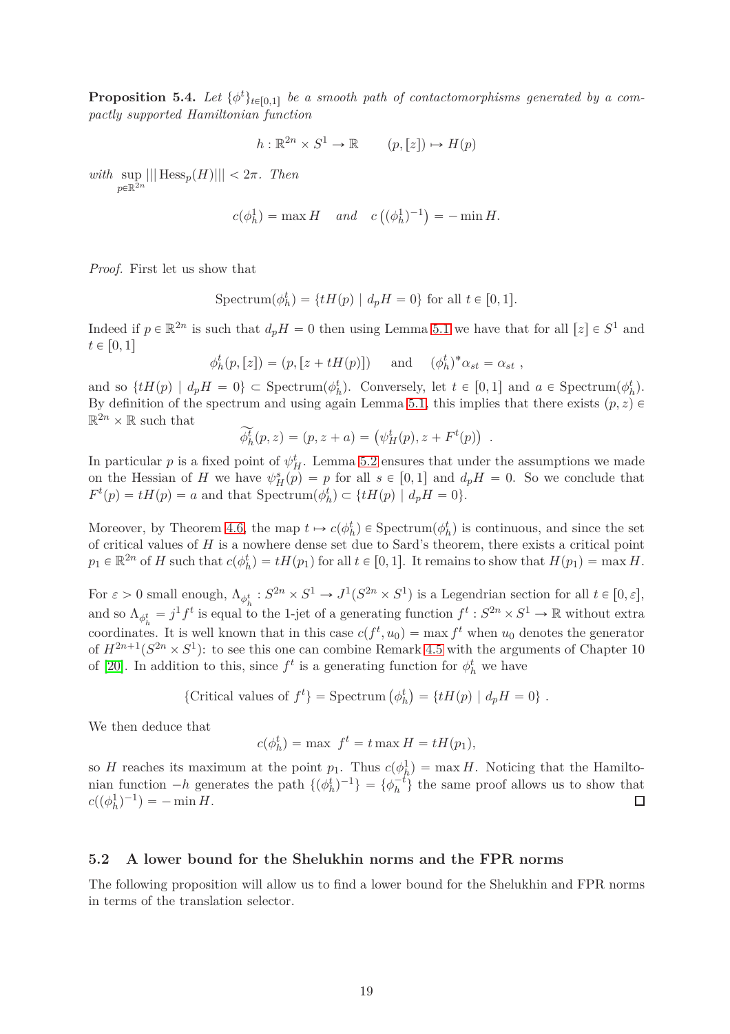**Proposition 5.4.** *Let $\{\phi^t\}_{t\in[0,1]}$ be a smooth path of contactomorphisms generated by a compactly supported Hamiltonian function*

$$h : \mathbb{R}^{2n} \times S^1 \to \mathbb{R} \qquad (p, [z]) \mapsto H(p)$$

*with $\sup\limits_{p\in\mathbb{R}^{2n}} |||\operatorname{Hess}_p(H)||| < 2\pi$. Then*

$$c(\phi_h^1) = \max H \quad \textit{and} \quad c\left((\phi_h^1)^{-1}\right) = -\min H.$$

*Proof.* First let us show that

$$\operatorname{Spectrum}(\phi_h^t) = \{tH(p) \mid d_pH = 0\} \text{ for all } t \in [0,1].$$

Indeed if $p \in \mathbb{R}^{2n}$ is such that $d_pH = 0$ then using Lemma 5.1 we have that for all $[z] \in S^1$ and $t \in [0,1]$

$$\phi_h^t(p,[z]) = (p, [z + tH(p)]) \quad \text{ and } \quad (\phi_h^t)^*\alpha_{st} = \alpha_{st}\ ,$$

and so $\{tH(p) \mid d_pH = 0\} \subset \operatorname{Spectrum}(\phi_h^t)$. Conversely, let $t \in [0,1]$ and $a \in \operatorname{Spectrum}(\phi_h^t)$. By definition of the spectrum and using again Lemma 5.1, this implies that there exists $(p,z) \in \mathbb{R}^{2n} \times \mathbb{R}$ such that

$$\widetilde{\phi_h^t}(p,z) = (p, z + a) = \left(\psi_H^t(p), z + F^t(p)\right)\ .$$

In particular $p$ is a fixed point of $\psi_H^t$. Lemma 5.2 ensures that under the assumptions we made on the Hessian of $H$ we have $\psi_H^s(p) = p$ for all $s \in [0,1]$ and $d_pH = 0$. So we conclude that $F^t(p) = tH(p) = a$ and that $\operatorname{Spectrum}(\phi_h^t) \subset \{tH(p) \mid d_pH = 0\}$.

Moreover, by Theorem 4.6, the map $t \mapsto c(\phi_h^t) \in \operatorname{Spectrum}(\phi_h^t)$ is continuous, and since the set of critical values of $H$ is a nowhere dense set due to Sard's theorem, there exists a critical point $p_1 \in \mathbb{R}^{2n}$ of $H$ such that $c(\phi_h^t) = tH(p_1)$ for all $t \in [0,1]$. It remains to show that $H(p_1) = \max H$.

For $\varepsilon > 0$ small enough, $\Lambda_{\phi_h^t} : S^{2n} \times S^1 \to J^1(S^{2n} \times S^1)$ is a Legendrian section for all $t \in [0,\varepsilon]$, and so $\Lambda_{\phi_h^t} = j^1 f^t$ is equal to the 1-jet of a generating function $f^t : S^{2n} \times S^1 \to \mathbb{R}$ without extra coordinates. It is well known that in this case $c(f^t, u_0) = \max f^t$ when $u_0$ denotes the generator of $H^{2n+1}(S^{2n} \times S^1)$: to see this one can combine Remark 4.5 with the arguments of Chapter 10 of [20]. In addition to this, since $f^t$ is a generating function for $\phi_h^t$ we have

$$\{\text{Critical values of } f^t\} = \operatorname{Spectrum}\left(\phi_h^t\right) = \{tH(p) \mid d_pH = 0\}\ .$$

We then deduce that

$$c(\phi_h^t) = \max\ f^t = t\max H = tH(p_1),$$

so $H$ reaches its maximum at the point $p_1$. Thus $c(\phi_h^1) = \max H$. Noticing that the Hamiltonian function $-h$ generates the path $\{(\phi_h^t)^{-1}\} = \{\phi_h^{-t}\}$ the same proof allows us to show that $c((\phi_h^1)^{-1}) = -\min H$. ∎

### 5.2 A lower bound for the Shelukhin norms and the FPR norms

The following proposition will allow us to find a lower bound for the Shelukhin and FPR norms in terms of the translation selector.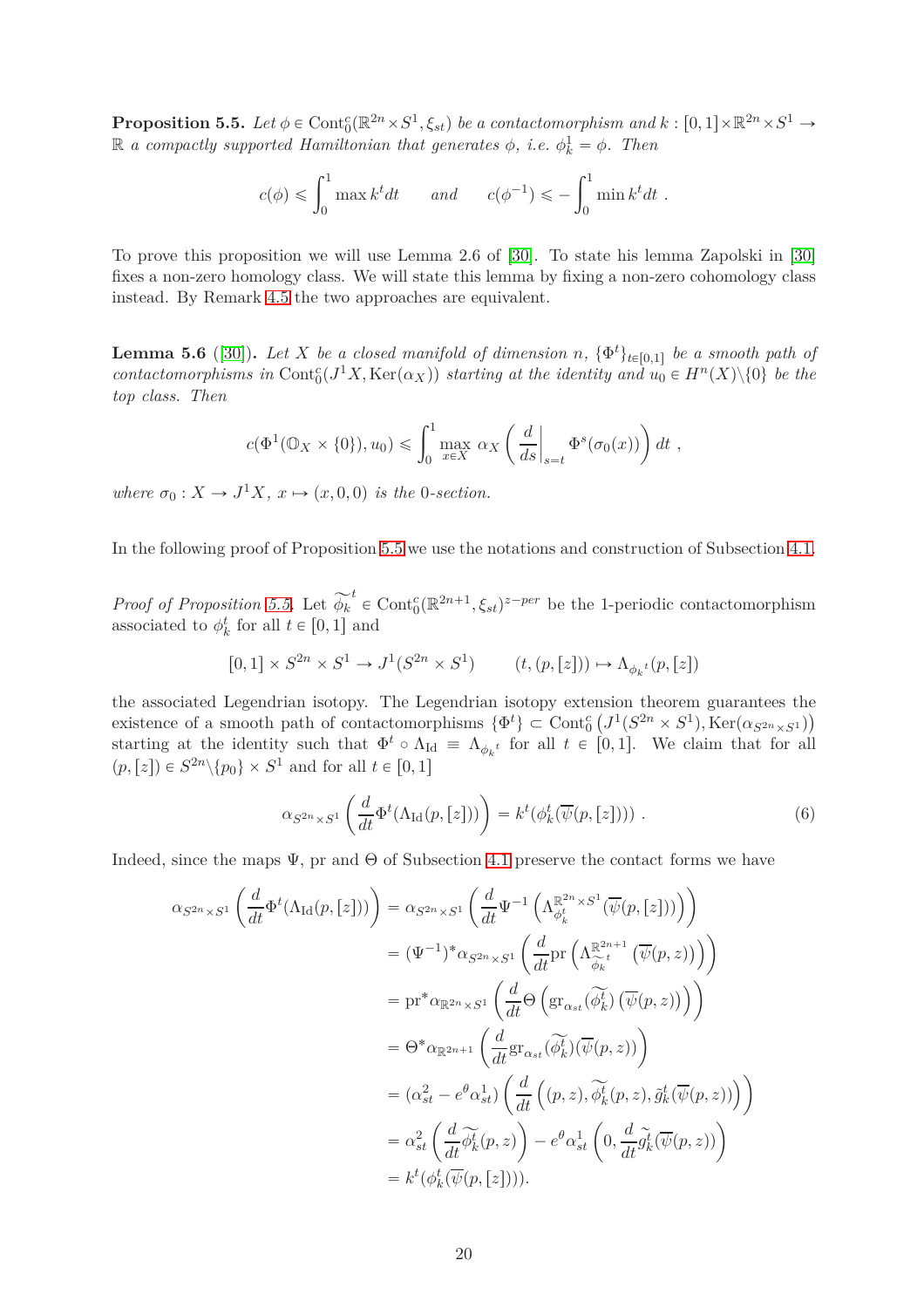**Proposition 5.5.** *Let $\phi \in \mathrm{Cont}_0^c(\mathbb{R}^{2n}\times S^1, \xi_{st})$ be a contactomorphism and $k : [0,1]\times\mathbb{R}^{2n}\times S^1 \to \mathbb{R}$ a compactly supported Hamiltonian that generates $\phi$, i.e. $\phi_k^1 = \phi$. Then*

$$c(\phi) \leqslant \int_0^1 \max k^t dt \qquad \text{and} \qquad c(\phi^{-1}) \leqslant -\int_0^1 \min k^t dt \ .$$

To prove this proposition we will use Lemma 2.6 of [30]. To state his lemma Zapolski in [30] fixes a non-zero homology class. We will state this lemma by fixing a non-zero cohomology class instead. By Remark 4.5 the two approaches are equivalent.

**Lemma 5.6** ([30])**.** *Let $X$ be a closed manifold of dimension $n$, $\{\Phi^t\}_{t\in[0,1]}$ be a smooth path of contactomorphisms in $\mathrm{Cont}_0^c(J^1X, \mathrm{Ker}(\alpha_X))$ starting at the identity and $u_0 \in H^n(X)\backslash\{0\}$ be the top class. Then*

$$c(\Phi^1(\mathbb{O}_X\times\{0\}), u_0) \leqslant \int_0^1 \max_{x\in X} \alpha_X\left(\left.\frac{d}{ds}\right|_{s=t}\Phi^s(\sigma_0(x))\right)dt \ ,$$

*where $\sigma_0 : X \to J^1X$, $x \mapsto (x,0,0)$ is the 0-section.*

In the following proof of Proposition 5.5 we use the notations and construction of Subsection 4.1.

*Proof of Proposition 5.5.* Let $\widetilde{\phi_k}^t \in \mathrm{Cont}_0^c(\mathbb{R}^{2n+1}, \xi_{st})^{z-per}$ be the 1-periodic contactomorphism associated to $\phi_k^t$ for all $t\in[0,1]$ and

$$[0,1]\times S^{2n}\times S^1 \to J^1(S^{2n}\times S^1) \qquad (t,(p,[z])) \mapsto \Lambda_{\phi_k{}^t}(p,[z])$$

the associated Legendrian isotopy. The Legendrian isotopy extension theorem guarantees the existence of a smooth path of contactomorphisms $\{\Phi^t\} \subset \mathrm{Cont}_0^c\left(J^1(S^{2n}\times S^1), \mathrm{Ker}(\alpha_{S^{2n}\times S^1})\right)$ starting at the identity such that $\Phi^t\circ\Lambda_{\mathrm{Id}} \equiv \Lambda_{\phi_k{}^t}$ for all $t\in[0,1]$. We claim that for all $(p,[z]) \in S^{2n}\backslash\{p_0\}\times S^1$ and for all $t\in[0,1]$

$$\alpha_{S^{2n}\times S^1}\left(\frac{d}{dt}\Phi^t(\Lambda_{\mathrm{Id}}(p,[z]))\right) = k^t(\phi_k^t(\overline{\psi}(p,[z]))) \ . \tag{6}$$

Indeed, since the maps $\Psi$, pr and $\Theta$ of Subsection 4.1 preserve the contact forms we have

$$\begin{aligned}
\alpha_{S^{2n}\times S^1}\left(\frac{d}{dt}\Phi^t(\Lambda_{\mathrm{Id}}(p,[z]))\right) &= \alpha_{S^{2n}\times S^1}\left(\frac{d}{dt}\Psi^{-1}\left(\Lambda_{\phi_k^t}^{\mathbb{R}^{2n}\times S^1}(\overline{\psi}(p,[z]))\right)\right)\\
&= (\Psi^{-1})^*\alpha_{S^{2n}\times S^1}\left(\frac{d}{dt}\mathrm{pr}\left(\Lambda_{\widetilde{\phi_k}^t}^{\mathbb{R}^{2n+1}}(\overline{\psi}(p,z))\right)\right)\\
&= \mathrm{pr}^*\alpha_{\mathbb{R}^{2n}\times S^1}\left(\frac{d}{dt}\Theta\left(\mathrm{gr}_{\alpha_{st}}(\widetilde{\phi_k^t})\left(\overline{\psi}(p,z)\right)\right)\right)\\
&= \Theta^*\alpha_{\mathbb{R}^{2n+1}}\left(\frac{d}{dt}\mathrm{gr}_{\alpha_{st}}(\widetilde{\phi_k^t})(\overline{\psi}(p,z))\right)\\
&= (\alpha_{st}^2 - e^\theta\alpha_{st}^1)\left(\frac{d}{dt}\left((p,z),\widetilde{\phi_k^t}(p,z),\tilde{g}_k^t(\overline{\psi}(p,z))\right)\right)\\
&= \alpha_{st}^2\left(\frac{d}{dt}\widetilde{\phi_k^t}(p,z)\right) - e^\theta\alpha_{st}^1\left(0,\frac{d}{dt}\tilde{g}_k^t(\overline{\psi}(p,z))\right)\\
&= k^t(\phi_k^t(\overline{\psi}(p,[z]))).
\end{aligned}$$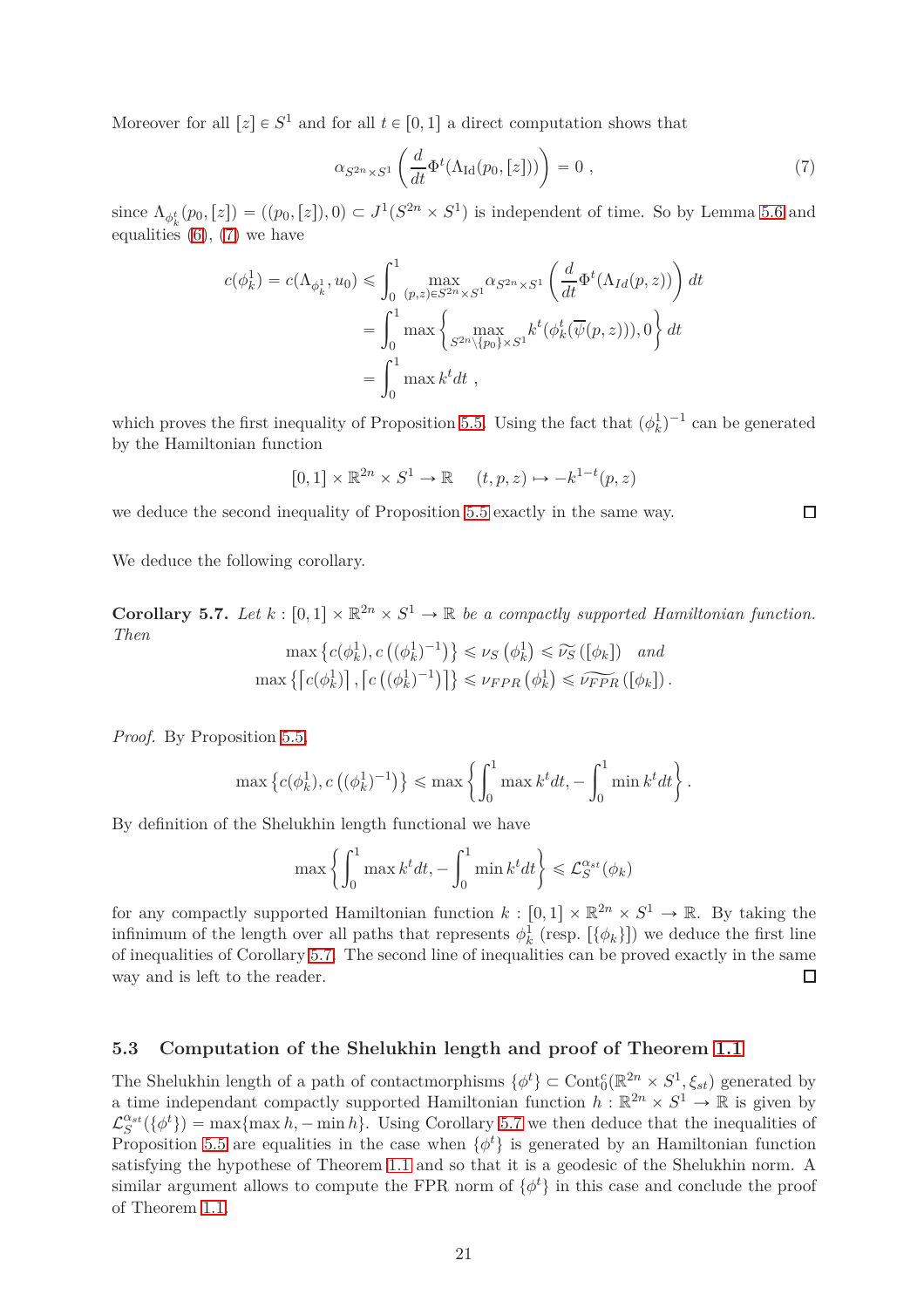Moreover for all $[z] \in S^1$ and for all $t \in [0,1]$ a direct computation shows that

$$\alpha_{S^{2n}\times S^1}\left(\frac{d}{dt}\Phi^t(\Lambda_{\mathrm{Id}}(p_0,[z]))\right) = 0\ , \tag{7}$$

since $\Lambda_{\phi_k^t}(p_0,[z]) = ((p_0,[z]),0) \subset J^1(S^{2n}\times S^1)$ is independent of time. So by Lemma 5.6 and equalities (6), (7) we have

$$\begin{aligned}
c(\phi_k^1) = c(\Lambda_{\phi_k^1},u_0) &\leqslant \int_0^1 \max_{(p,z)\in S^{2n}\times S^1} \alpha_{S^{2n}\times S^1}\left(\frac{d}{dt}\Phi^t(\Lambda_{Id}(p,z))\right)dt \\
&= \int_0^1 \max\left\{\max_{S^{2n}\setminus\{p_0\}\times S^1} k^t(\phi_k^t(\overline{\psi}(p,z))),0\right\}dt \\
&= \int_0^1 \max k^t dt\ ,
\end{aligned}$$

which proves the first inequality of Proposition 5.5. Using the fact that $(\phi_k^1)^{-1}$ can be generated by the Hamiltonian function

$$[0,1]\times\mathbb{R}^{2n}\times S^1 \to \mathbb{R} \qquad (t,p,z)\mapsto -k^{1-t}(p,z)$$

we deduce the second inequality of Proposition 5.5 exactly in the same way. $\square$

We deduce the following corollary.

**Corollary 5.7.** *Let $k:[0,1]\times\mathbb{R}^{2n}\times S^1\to\mathbb{R}$ be a compactly supported Hamiltonian function. Then*

$$\max\left\{c(\phi_k^1), c\left((\phi_k^1)^{-1}\right)\right\} \leqslant \nu_S\left(\phi_k^1\right) \leqslant \widetilde{\nu_S}\left([\phi_k]\right) \quad \textit{and}$$
$$\max\left\{\lceil c(\phi_k^1)\rceil, \left\lceil c\left((\phi_k^1)^{-1}\right)\right\rceil\right\} \leqslant \nu_{FPR}\left(\phi_k^1\right) \leqslant \widetilde{\nu_{FPR}}\left([\phi_k]\right).$$

*Proof.* By Proposition 5.5,

$$\max\left\{c(\phi_k^1), c\left((\phi_k^1)^{-1}\right)\right\} \leqslant \max\left\{\int_0^1 \max k^t dt, -\int_0^1 \min k^t dt\right\}.$$

By definition of the Shelukhin length functional we have

$$\max\left\{\int_0^1 \max k^t dt, -\int_0^1 \min k^t dt\right\} \leqslant \mathcal{L}_S^{\alpha_{st}}(\phi_k)$$

for any compactly supported Hamiltonian function $k:[0,1]\times\mathbb{R}^{2n}\times S^1\to\mathbb{R}$. By taking the infinimum of the length over all paths that represents $\phi_k^1$ (resp. $[\{\phi_k\}]$) we deduce the first line of inequalities of Corollary 5.7. The second line of inequalities can be proved exactly in the same way and is left to the reader. $\square$

### 5.3 Computation of the Shelukhin length and proof of Theorem 1.1

The Shelukhin length of a path of contactmorphisms $\{\phi^t\}\subset \mathrm{Cont}_0^c(\mathbb{R}^{2n}\times S^1,\xi_{st})$ generated by a time independant compactly supported Hamiltonian function $h:\mathbb{R}^{2n}\times S^1\to\mathbb{R}$ is given by $\mathcal{L}_S^{\alpha_{st}}(\{\phi^t\}) = \max\{\max h, -\min h\}$. Using Corollary 5.7 we then deduce that the inequalities of Proposition 5.5 are equalities in the case when $\{\phi^t\}$ is generated by an Hamiltonian function satisfying the hypothese of Theorem 1.1 and so that it is a geodesic of the Shelukhin norm. A similar argument allows to compute the FPR norm of $\{\phi^t\}$ in this case and conclude the proof of Theorem 1.1.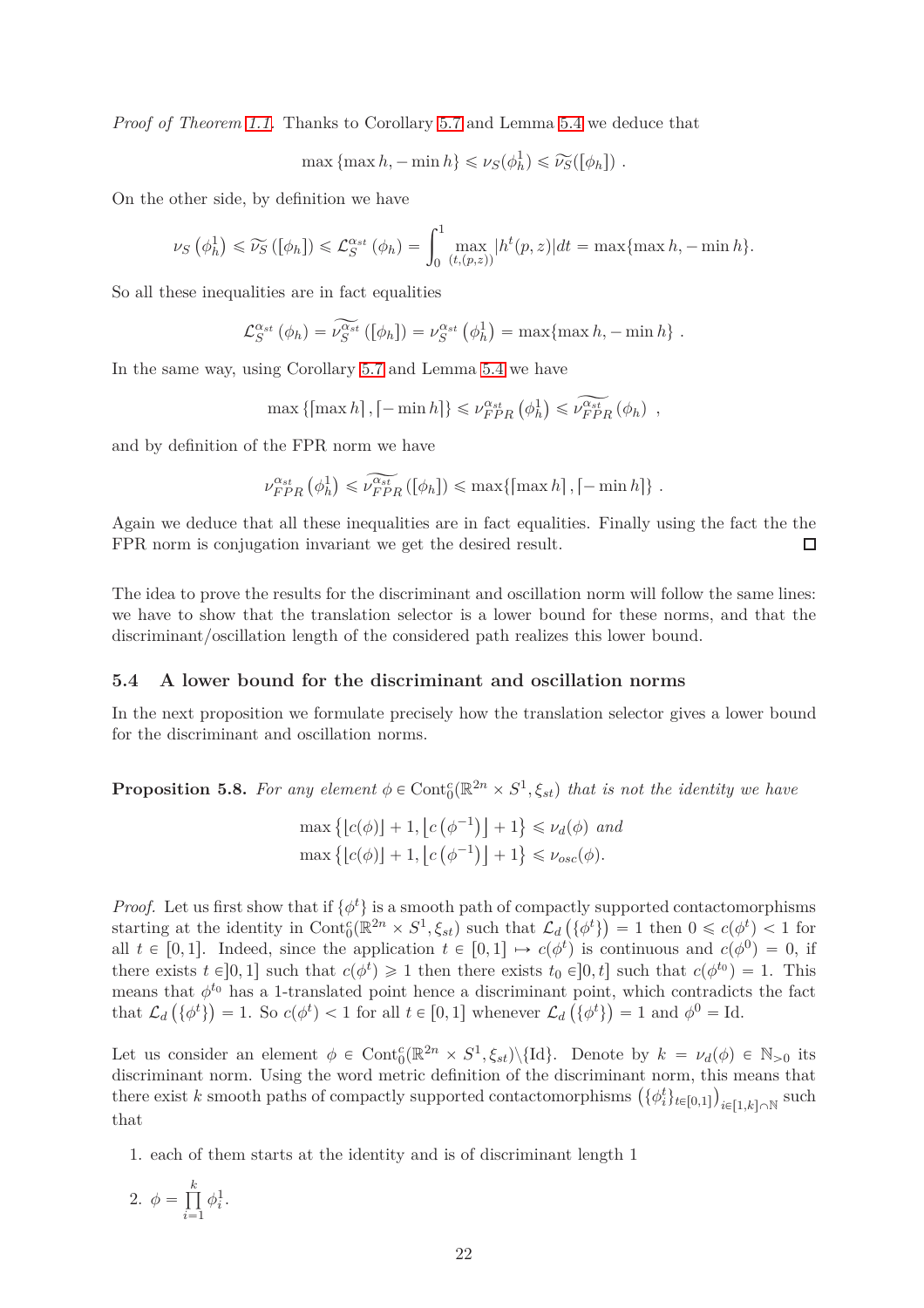*Proof of Theorem 1.1.* Thanks to Corollary 5.7 and Lemma 5.4 we deduce that

$$\max\{\max h, -\min h\} \leqslant \nu_S(\phi_h^1) \leqslant \widetilde{\nu_S}([\phi_h]) \ .$$

On the other side, by definition we have

$$\nu_S\left(\phi_h^1\right) \leqslant \widetilde{\nu_S}\left([\phi_h]\right) \leqslant \mathcal{L}_S^{\alpha_{st}}\left(\phi_h\right) = \int_0^1 \max_{(t,(p,z))} |h^t(p,z)| dt = \max\{\max h, -\min h\}.$$

So all these inequalities are in fact equalities

$$\mathcal{L}_S^{\alpha_{st}}\left(\phi_h\right) = \widetilde{\nu_S^{\alpha_{st}}}\left([\phi_h]\right) = \nu_S^{\alpha_{st}}\left(\phi_h^1\right) = \max\{\max h, -\min h\} \ .$$

In the same way, using Corollary 5.7 and Lemma 5.4 we have

$$\max\left\{\lceil \max h\rceil, \lceil -\min h\rceil\right\} \leqslant \nu_{FPR}^{\alpha_{st}}\left(\phi_h^1\right) \leqslant \widetilde{\nu_{FPR}^{\alpha_{st}}}\left(\phi_h\right) \ ,$$

and by definition of the FPR norm we have

$$\nu_{FPR}^{\alpha_{st}}\left(\phi_h^1\right) \leqslant \widetilde{\nu_{FPR}^{\alpha_{st}}}\left([\phi_h]\right) \leqslant \max\{\lceil \max h\rceil, \lceil -\min h\rceil\} \ .$$

Again we deduce that all these inequalities are in fact equalities. Finally using the fact the the FPR norm is conjugation invariant we get the desired result. ∎

The idea to prove the results for the discriminant and oscillation norm will follow the same lines: we have to show that the translation selector is a lower bound for these norms, and that the discriminant/oscillation length of the considered path realizes this lower bound.

### 5.4 A lower bound for the discriminant and oscillation norms

In the next proposition we formulate precisely how the translation selector gives a lower bound for the discriminant and oscillation norms.

**Proposition 5.8.** *For any element $\phi \in \mathrm{Cont}_0^c(\mathbb{R}^{2n} \times S^1, \xi_{st})$ that is not the identity we have*

$$\max\left\{\lfloor c(\phi)\rfloor + 1, \left\lfloor c\left(\phi^{-1}\right)\right\rfloor + 1\right\} \leqslant \nu_d(\phi) \ \textit{and}$$
$$\max\left\{\lfloor c(\phi)\rfloor + 1, \left\lfloor c\left(\phi^{-1}\right)\right\rfloor + 1\right\} \leqslant \nu_{osc}(\phi).$$

*Proof.* Let us first show that if $\{\phi^t\}$ is a smooth path of compactly supported contactomorphisms starting at the identity in $\mathrm{Cont}_0^c(\mathbb{R}^{2n} \times S^1, \xi_{st})$ such that $\mathcal{L}_d\left(\{\phi^t\}\right) = 1$ then $0 \leqslant c(\phi^t) < 1$ for all $t \in [0,1]$. Indeed, since the application $t \in [0,1] \mapsto c(\phi^t)$ is continuous and $c(\phi^0) = 0$, if there exists $t \in ]0,1]$ such that $c(\phi^t) \geqslant 1$ then there exists $t_0 \in ]0,t]$ such that $c(\phi^{t_0}) = 1$. This means that $\phi^{t_0}$ has a 1-translated point hence a discriminant point, which contradicts the fact that $\mathcal{L}_d\left(\{\phi^t\}\right) = 1$. So $c(\phi^t) < 1$ for all $t \in [0,1]$ whenever $\mathcal{L}_d\left(\{\phi^t\}\right) = 1$ and $\phi^0 = \mathrm{Id}$.

Let us consider an element $\phi \in \mathrm{Cont}_0^c(\mathbb{R}^{2n} \times S^1, \xi_{st}) \backslash \{\mathrm{Id}\}$. Denote by $k = \nu_d(\phi) \in \mathbb{N}_{>0}$ its discriminant norm. Using the word metric definition of the discriminant norm, this means that there exist $k$ smooth paths of compactly supported contactomorphisms $\left(\{\phi_i^t\}_{t\in[0,1]}\right)_{i\in[1,k]\cap\mathbb{N}}$ such that

1. each of them starts at the identity and is of discriminant length 1
2. $\phi = \prod_{i=1}^{k} \phi_i^1$.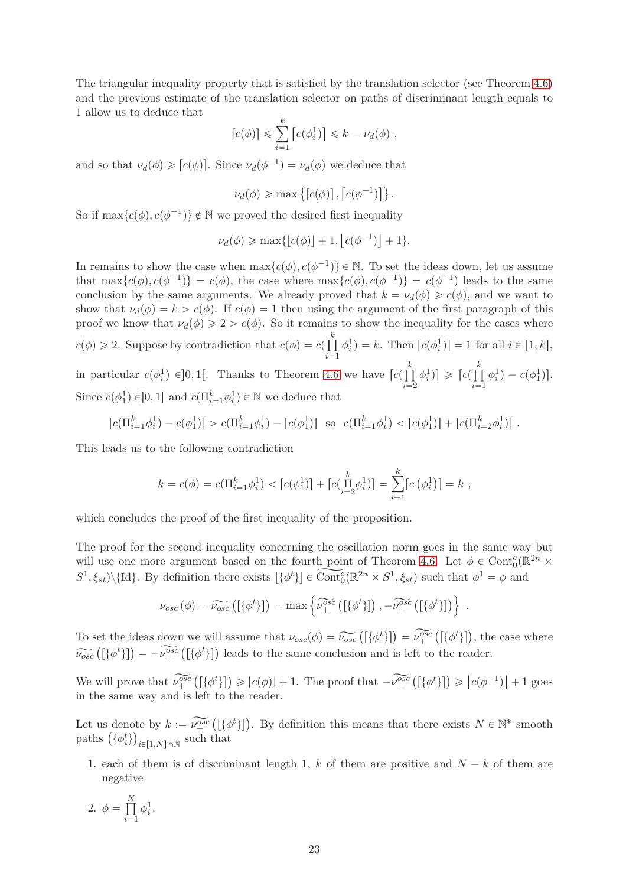The triangular inequality property that is satisfied by the translation selector (see Theorem 4.6) and the previous estimate of the translation selector on paths of discriminant length equals to 1 allow us to deduce that

$$\lceil c(\phi) \rceil \leqslant \sum_{i=1}^{k} \left\lceil c(\phi_i^1) \right\rceil \leqslant k = \nu_d(\phi) \ ,$$

and so that $\nu_d(\phi) \geqslant \lceil c(\phi) \rceil$. Since $\nu_d(\phi^{-1}) = \nu_d(\phi)$ we deduce that

$$\nu_d(\phi) \geqslant \max\left\{ \lceil c(\phi) \rceil , \left\lceil c(\phi^{-1}) \right\rceil \right\}.$$

So if $\max\{c(\phi), c(\phi^{-1})\} \notin \mathbb{N}$ we proved the desired first inequality

$$\nu_d(\phi) \geqslant \max\{\lfloor c(\phi) \rfloor + 1, \left\lfloor c(\phi^{-1}) \right\rfloor + 1\}.$$

In remains to show the case when $\max\{c(\phi), c(\phi^{-1})\} \in \mathbb{N}$. To set the ideas down, let us assume that $\max\{c(\phi), c(\phi^{-1})\} = c(\phi)$, the case where $\max\{c(\phi), c(\phi^{-1})\} = c(\phi^{-1})$ leads to the same conclusion by the same arguments. We already proved that $k = \nu_d(\phi) \geqslant c(\phi)$, and we want to show that $\nu_d(\phi) = k > c(\phi)$. If $c(\phi) = 1$ then using the argument of the first paragraph of this proof we know that $\nu_d(\phi) \geqslant 2 > c(\phi)$. So it remains to show the inequality for the cases where $c(\phi) \geqslant 2$. Suppose by contradiction that $c(\phi) = c(\prod_{i=1}^{k} \phi_i^1) = k$. Then $\lceil c(\phi_i^1) \rceil = 1$ for all $i \in [1, k]$, in particular $c(\phi_i^1) \in ]0, 1[$. Thanks to Theorem 4.6 we have $\lceil c(\prod_{i=2}^{k} \phi_i^1) \rceil \geqslant \lceil c(\prod_{i=1}^{k} \phi_i^1) - c(\phi_1^1) \rceil$. Since $c(\phi_1^1) \in ]0, 1[$ and $c(\Pi_{i=1}^k \phi_i^1) \in \mathbb{N}$ we deduce that

$$\lceil c(\Pi_{i=1}^k \phi_i^1) - c(\phi_1^1) \rceil > c(\Pi_{i=1}^k \phi_i^1) - \lceil c(\phi_1^1) \rceil \ \text{ so } \ c(\Pi_{i=1}^k \phi_i^1) < \lceil c(\phi_1^1) \rceil + \lceil c(\Pi_{i=2}^k \phi_i^1) \rceil \ .$$

This leads us to the following contradiction

$$k = c(\phi) = c(\Pi_{i=1}^k \phi_i^1) < \lceil c(\phi_1^1) \rceil + \lceil c(\prod_{i=2}^{k} \phi_i^1) \rceil = \sum_{i=1}^{k} \lceil c\left(\phi_i^1\right) \rceil = k \ ,$$

which concludes the proof of the first inequality of the proposition.

The proof for the second inequality concerning the oscillation norm goes in the same way but will use one more argument based on the fourth point of Theorem 4.6. Let $\phi \in \mathrm{Cont}_0^c(\mathbb{R}^{2n} \times S^1, \xi_{st}) \backslash \{\mathrm{Id}\}$. By definition there exists $[\{\phi^t\}] \in \widetilde{\mathrm{Cont}_0^c}(\mathbb{R}^{2n} \times S^1, \xi_{st})$ such that $\phi^1 = \phi$ and

$$\nu_{osc}(\phi) = \widetilde{\nu_{osc}}\left([\{\phi^t\}]\right) = \max\left\{ \widetilde{\nu_+^{osc}}\left([\{\phi^t\}]\right), -\widetilde{\nu_-^{osc}}\left([\{\phi^t\}]\right) \right\} \ .$$

To set the ideas down we will assume that $\nu_{osc}(\phi) = \widetilde{\nu_{osc}}\left([\{\phi^t\}]\right) = \widetilde{\nu_+^{osc}}\left([\{\phi^t\}]\right)$, the case where $\widetilde{\nu_{osc}}\left([\{\phi^t\}]\right) = -\widetilde{\nu_-^{osc}}\left([\{\phi^t\}]\right)$ leads to the same conclusion and is left to the reader.

We will prove that $\widetilde{\nu_+^{osc}}\left([\{\phi^t\}]\right) \geqslant \lfloor c(\phi) \rfloor + 1$. The proof that $-\widetilde{\nu_-^{osc}}\left([\{\phi^t\}]\right) \geqslant \left\lfloor c(\phi^{-1}) \right\rfloor + 1$ goes in the same way and is left to the reader.

Let us denote by $k := \widetilde{\nu_+^{osc}}\left([\{\phi^t\}]\right)$. By definition this means that there exists $N \in \mathbb{N}^*$ smooth paths $\left(\{\phi_i^t\}\right)_{i \in [1,N] \cap \mathbb{N}}$ such that

1. each of them is of discriminant length 1, $k$ of them are positive and $N - k$ of them are negative
2. $\phi = \prod_{i=1}^{N} \phi_i^1$.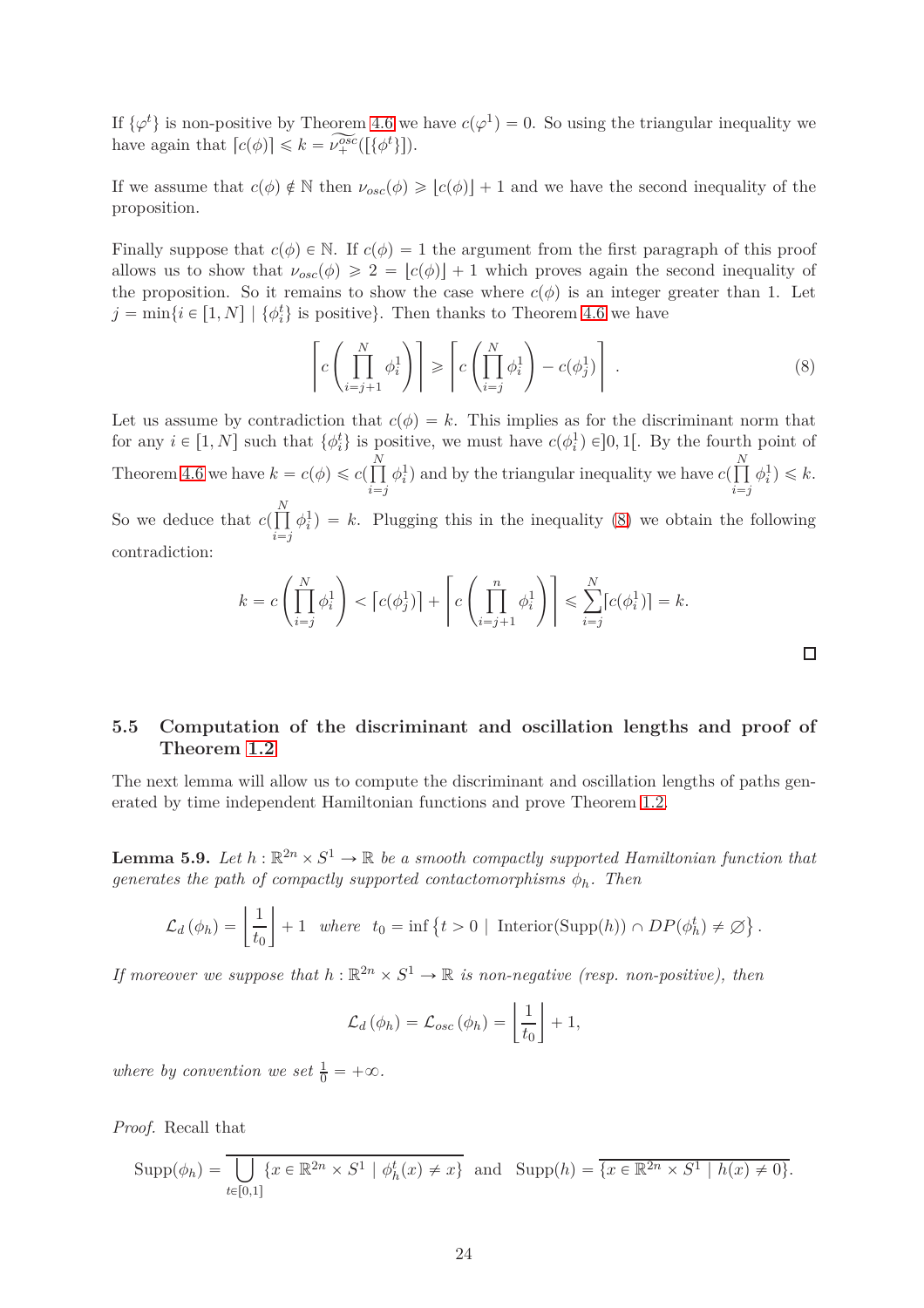If $\{\varphi^t\}$ is non-positive by Theorem 4.6 we have $c(\varphi^1) = 0$. So using the triangular inequality we have again that $\lceil c(\phi) \rceil \leqslant k = \widetilde{\nu_+^{osc}}([\{\phi^t\}])$.

If we assume that $c(\phi) \notin \mathbb{N}$ then $\nu_{osc}(\phi) \geqslant \lfloor c(\phi) \rfloor + 1$ and we have the second inequality of the proposition.

Finally suppose that $c(\phi) \in \mathbb{N}$. If $c(\phi) = 1$ the argument from the first paragraph of this proof allows us to show that $\nu_{osc}(\phi) \geqslant 2 = \lfloor c(\phi) \rfloor + 1$ which proves again the second inequality of the proposition. So it remains to show the case where $c(\phi)$ is an integer greater than 1. Let $j = \min\{i \in [1, N] \mid \{\phi_i^t\} \text{ is positive}\}$. Then thanks to Theorem 4.6 we have

$$
\left\lceil c\left(\prod_{i=j+1}^{N} \phi_i^1\right)\right\rceil \geqslant \left\lceil c\left(\prod_{i=j}^{N} \phi_i^1\right) - c(\phi_j^1)\right\rceil . \tag{8}
$$

Let us assume by contradiction that $c(\phi) = k$. This implies as for the discriminant norm that for any $i \in [1, N]$ such that $\{\phi_i^t\}$ is positive, we must have $c(\phi_i^1) \in ]0, 1[$. By the fourth point of Theorem 4.6 we have $k = c(\phi) \leqslant c(\prod_{i=j}^{N} \phi_i^1)$ and by the triangular inequality we have $c(\prod_{i=j}^{N} \phi_i^1) \leqslant k$. So we deduce that $c(\prod_{i=j}^{N} \phi_i^1) = k$. Plugging this in the inequality (8) we obtain the following contradiction:

$$
k = c\left(\prod_{i=j}^{N} \phi_i^1\right) < \lceil c(\phi_j^1) \rceil + \left\lceil c\left(\prod_{i=j+1}^{n} \phi_i^1\right)\right\rceil \leqslant \sum_{i=j}^{N} \lceil c(\phi_i^1) \rceil = k.
$$

□

### 5.5 Computation of the discriminant and oscillation lengths and proof of Theorem 1.2

The next lemma will allow us to compute the discriminant and oscillation lengths of paths generated by time independent Hamiltonian functions and prove Theorem 1.2.

**Lemma 5.9.** *Let $h : \mathbb{R}^{2n} \times S^1 \to \mathbb{R}$ be a smooth compactly supported Hamiltonian function that generates the path of compactly supported contactomorphisms $\phi_h$. Then*

$$
\mathcal{L}_d(\phi_h) = \left\lfloor \frac{1}{t_0} \right\rfloor + 1 \quad \text{where} \quad t_0 = \inf\left\{t > 0 \mid \text{Interior}(\text{Supp}(h)) \cap DP(\phi_h^t) \neq \varnothing\right\}.
$$

*If moreover we suppose that $h : \mathbb{R}^{2n} \times S^1 \to \mathbb{R}$ is non-negative (resp. non-positive), then*

$$
\mathcal{L}_d(\phi_h) = \mathcal{L}_{osc}(\phi_h) = \left\lfloor \frac{1}{t_0} \right\rfloor + 1,
$$

*where by convention we set $\frac{1}{0} = +\infty$.*

*Proof.* Recall that

$$
\text{Supp}(\phi_h) = \overline{\bigcup_{t \in [0,1]} \{x \in \mathbb{R}^{2n} \times S^1 \mid \phi_h^t(x) \neq x\}} \quad \text{and} \quad \text{Supp}(h) = \overline{\{x \in \mathbb{R}^{2n} \times S^1 \mid h(x) \neq 0\}}.
$$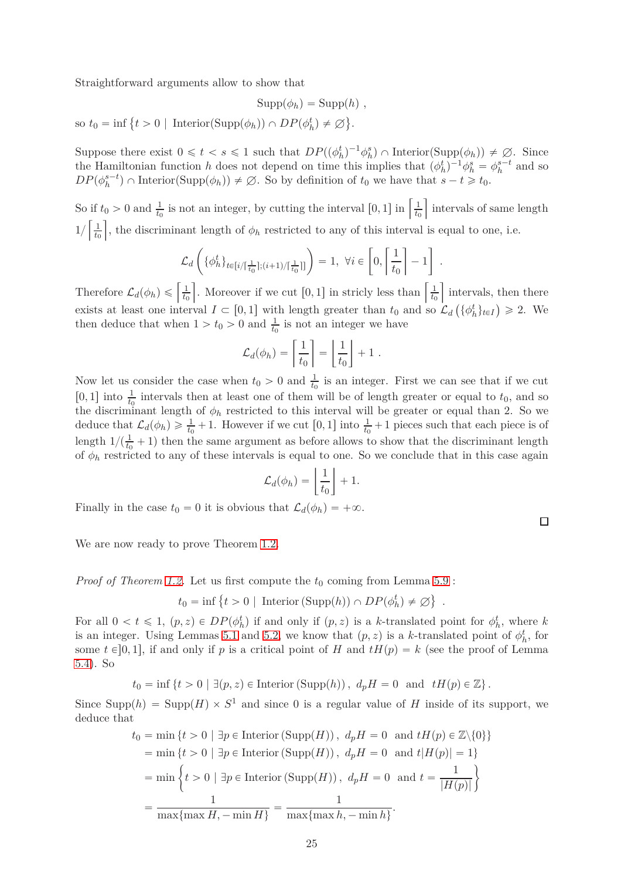Straightforward arguments allow to show that

$$\mathrm{Supp}(\phi_h) = \mathrm{Supp}(h)\ ,$$

so $t_0 = \inf\left\{t > 0 \mid \mathrm{Interior}(\mathrm{Supp}(\phi_h)) \cap DP(\phi_h^t) \neq \varnothing\right\}$.

Suppose there exist $0 \leqslant t < s \leqslant 1$ such that $DP((\phi_h^t)^{-1}\phi_h^s) \cap \mathrm{Interior}(\mathrm{Supp}(\phi_h)) \neq \varnothing$. Since the Hamiltonian function $h$ does not depend on time this implies that $(\phi_h^t)^{-1}\phi_h^s = \phi_h^{s-t}$ and so $DP(\phi_h^{s-t}) \cap \mathrm{Interior}(\mathrm{Supp}(\phi_h)) \neq \varnothing$. So by definition of $t_0$ we have that $s - t \geqslant t_0$.

So if $t_0 > 0$ and $\frac{1}{t_0}$ is not an integer, by cutting the interval $[0,1]$ in $\left\lceil \frac{1}{t_0} \right\rceil$ intervals of same length $1/\left\lceil \frac{1}{t_0} \right\rceil$, the discriminant length of $\phi_h$ restricted to any of this interval is equal to one, i.e.

$$\mathcal{L}_d\left(\{\phi_h^t\}_{t \in [i/\lceil \frac{1}{t_0} \rceil ; (i+1)/\lceil \frac{1}{t_0} \rceil]}\right) = 1,\ \forall i \in \left[0, \left\lceil \frac{1}{t_0} \right\rceil - 1\right]\ .$$

Therefore $\mathcal{L}_d(\phi_h) \leqslant \left\lceil \frac{1}{t_0} \right\rceil$. Moreover if we cut $[0,1]$ in stricly less than $\left\lceil \frac{1}{t_0} \right\rceil$ intervals, then there exists at least one interval $I \subset [0,1]$ with length greater than $t_0$ and so $\mathcal{L}_d\left(\{\phi_h^t\}_{t \in I}\right) \geqslant 2$. We then deduce that when $1 > t_0 > 0$ and $\frac{1}{t_0}$ is not an integer we have

$$\mathcal{L}_d(\phi_h) = \left\lceil \frac{1}{t_0} \right\rceil = \left\lfloor \frac{1}{t_0} \right\rfloor + 1\ .$$

Now let us consider the case when $t_0 > 0$ and $\frac{1}{t_0}$ is an integer. First we can see that if we cut $[0,1]$ into $\frac{1}{t_0}$ intervals then at least one of them will be of length greater or equal to $t_0$, and so the discriminant length of $\phi_h$ restricted to this interval will be greater or equal than 2. So we deduce that $\mathcal{L}_d(\phi_h) \geqslant \frac{1}{t_0} + 1$. However if we cut $[0,1]$ into $\frac{1}{t_0} + 1$ pieces such that each piece is of length $1/(\frac{1}{t_0} + 1)$ then the same argument as before allows to show that the discriminant length of $\phi_h$ restricted to any of these intervals is equal to one. So we conclude that in this case again

$$\mathcal{L}_d(\phi_h) = \left\lfloor \frac{1}{t_0} \right\rfloor + 1.$$

Finally in the case $t_0 = 0$ it is obvious that $\mathcal{L}_d(\phi_h) = +\infty$.

□

We are now ready to prove Theorem 1.2.

*Proof of Theorem 1.2.* Let us first compute the $t_0$ coming from Lemma 5.9 :

$$t_0 = \inf\left\{t > 0 \mid \mathrm{Interior}\left(\mathrm{Supp}(h)\right) \cap DP(\phi_h^t) \neq \varnothing\right\}\ .$$

For all $0 < t \leqslant 1$, $(p,z) \in DP(\phi_h^t)$ if and only if $(p,z)$ is a $k$-translated point for $\phi_h^t$, where $k$ is an integer. Using Lemmas 5.1 and 5.2, we know that $(p,z)$ is a $k$-translated point of $\phi_h^t$, for some $t \in ]0,1]$, if and only if $p$ is a critical point of $H$ and $tH(p) = k$ (see the proof of Lemma 5.4). So

$$t_0 = \inf\left\{t > 0 \mid \exists (p,z) \in \mathrm{Interior}\left(\mathrm{Supp}(h)\right),\ d_pH = 0 \text{ and } tH(p) \in \mathbb{Z}\right\}.$$

Since $\mathrm{Supp}(h) = \mathrm{Supp}(H) \times S^1$ and since 0 is a regular value of $H$ inside of its support, we deduce that

$$\begin{aligned}
t_0 &= \min\left\{t > 0 \mid \exists p \in \mathrm{Interior}\left(\mathrm{Supp}(H)\right),\ d_pH = 0 \text{ and } tH(p) \in \mathbb{Z}\backslash\{0\}\right\} \\
&= \min\left\{t > 0 \mid \exists p \in \mathrm{Interior}\left(\mathrm{Supp}(H)\right),\ d_pH = 0 \text{ and } t|H(p)| = 1\right\} \\
&= \min\left\{t > 0 \mid \exists p \in \mathrm{Interior}\left(\mathrm{Supp}(H)\right),\ d_pH = 0 \text{ and } t = \frac{1}{|H(p)|}\right\} \\
&= \frac{1}{\max\{\max H, -\min H\}} = \frac{1}{\max\{\max h, -\min h\}}.
\end{aligned}$$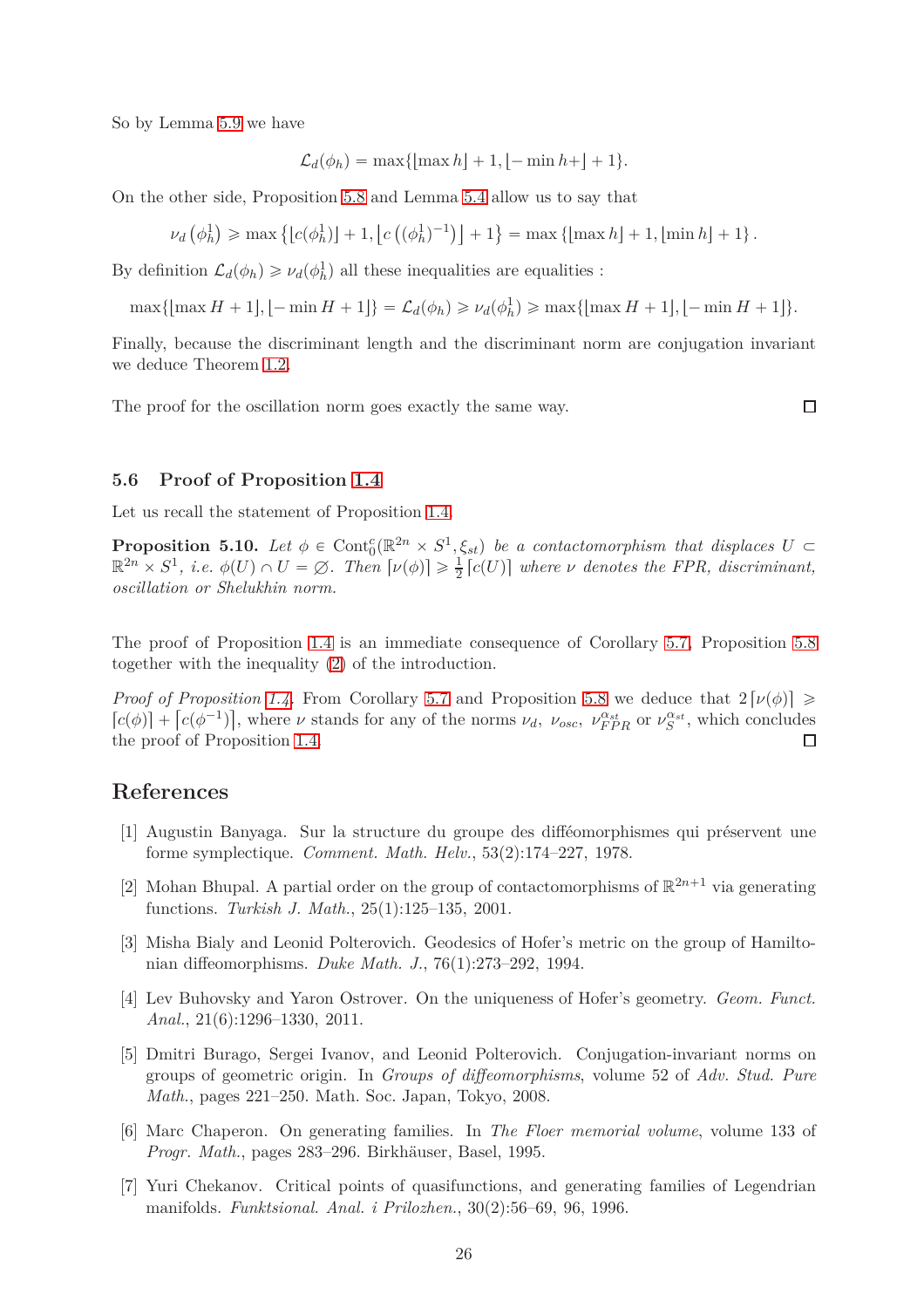So by Lemma 5.9 we have

$$\mathcal{L}_d(\phi_h) = \max\{\lfloor \max h \rfloor + 1, \lfloor -\min h + \rfloor + 1\}.$$

On the other side, Proposition 5.8 and Lemma 5.4 allow us to say that

$$\nu_d\left(\phi_h^1\right) \geqslant \max\left\{\lfloor c(\phi_h^1) \rfloor + 1, \left\lfloor c\left((\phi_h^1)^{-1}\right)\right\rfloor + 1\right\} = \max\left\{\lfloor \max h \rfloor + 1, \lfloor \min h \rfloor + 1\right\}.$$

By definition $\mathcal{L}_d(\phi_h) \geqslant \nu_d(\phi_h^1)$ all these inequalities are equalities :

$$\max\{\lfloor \max H + 1 \rfloor, \lfloor -\min H + 1 \rfloor\} = \mathcal{L}_d(\phi_h) \geqslant \nu_d(\phi_h^1) \geqslant \max\{\lfloor \max H + 1 \rfloor, \lfloor -\min H + 1 \rfloor\}.$$

Finally, because the discriminant length and the discriminant norm are conjugation invariant we deduce Theorem 1.2.

The proof for the oscillation norm goes exactly the same way. □

### 5.6 Proof of Proposition 1.4

Let us recall the statement of Proposition 1.4.

**Proposition 5.10.** *Let $\phi \in \mathrm{Cont}_0^c(\mathbb{R}^{2n} \times S^1, \xi_{st})$ be a contactomorphism that displaces $U \subset \mathbb{R}^{2n} \times S^1$, i.e. $\phi(U) \cap U = \varnothing$. Then $\lceil \nu(\phi) \rceil \geqslant \frac{1}{2}\lceil c(U) \rceil$ where $\nu$ denotes the FPR, discriminant, oscillation or Shelukhin norm.*

The proof of Proposition 1.4 is an immediate consequence of Corollary 5.7, Proposition 5.8 together with the inequality (2) of the introduction.

*Proof of Proposition 1.4.* From Corollary 5.7 and Proposition 5.8 we deduce that $2\lceil \nu(\phi) \rceil \geqslant \lceil c(\phi) \rceil + \lceil c(\phi^{-1}) \rceil$, where $\nu$ stands for any of the norms $\nu_d$, $\nu_{osc}$, $\nu_{FPR}^{\alpha_{st}}$ or $\nu_S^{\alpha_{st}}$, which concludes the proof of Proposition 1.4. □

## References

[1] Augustin Banyaga. Sur la structure du groupe des difféomorphismes qui préservent une forme symplectique. *Comment. Math. Helv.*, 53(2):174–227, 1978.

[2] Mohan Bhupal. A partial order on the group of contactomorphisms of $\mathbb{R}^{2n+1}$ via generating functions. *Turkish J. Math.*, 25(1):125–135, 2001.

[3] Misha Bialy and Leonid Polterovich. Geodesics of Hofer's metric on the group of Hamiltonian diffeomorphisms. *Duke Math. J.*, 76(1):273–292, 1994.

[4] Lev Buhovsky and Yaron Ostrover. On the uniqueness of Hofer's geometry. *Geom. Funct. Anal.*, 21(6):1296–1330, 2011.

[5] Dmitri Burago, Sergei Ivanov, and Leonid Polterovich. Conjugation-invariant norms on groups of geometric origin. In *Groups of diffeomorphisms*, volume 52 of *Adv. Stud. Pure Math.*, pages 221–250. Math. Soc. Japan, Tokyo, 2008.

[6] Marc Chaperon. On generating families. In *The Floer memorial volume*, volume 133 of *Progr. Math.*, pages 283–296. Birkhäuser, Basel, 1995.

[7] Yuri Chekanov. Critical points of quasifunctions, and generating families of Legendrian manifolds. *Funktsional. Anal. i Prilozhen.*, 30(2):56–69, 96, 1996.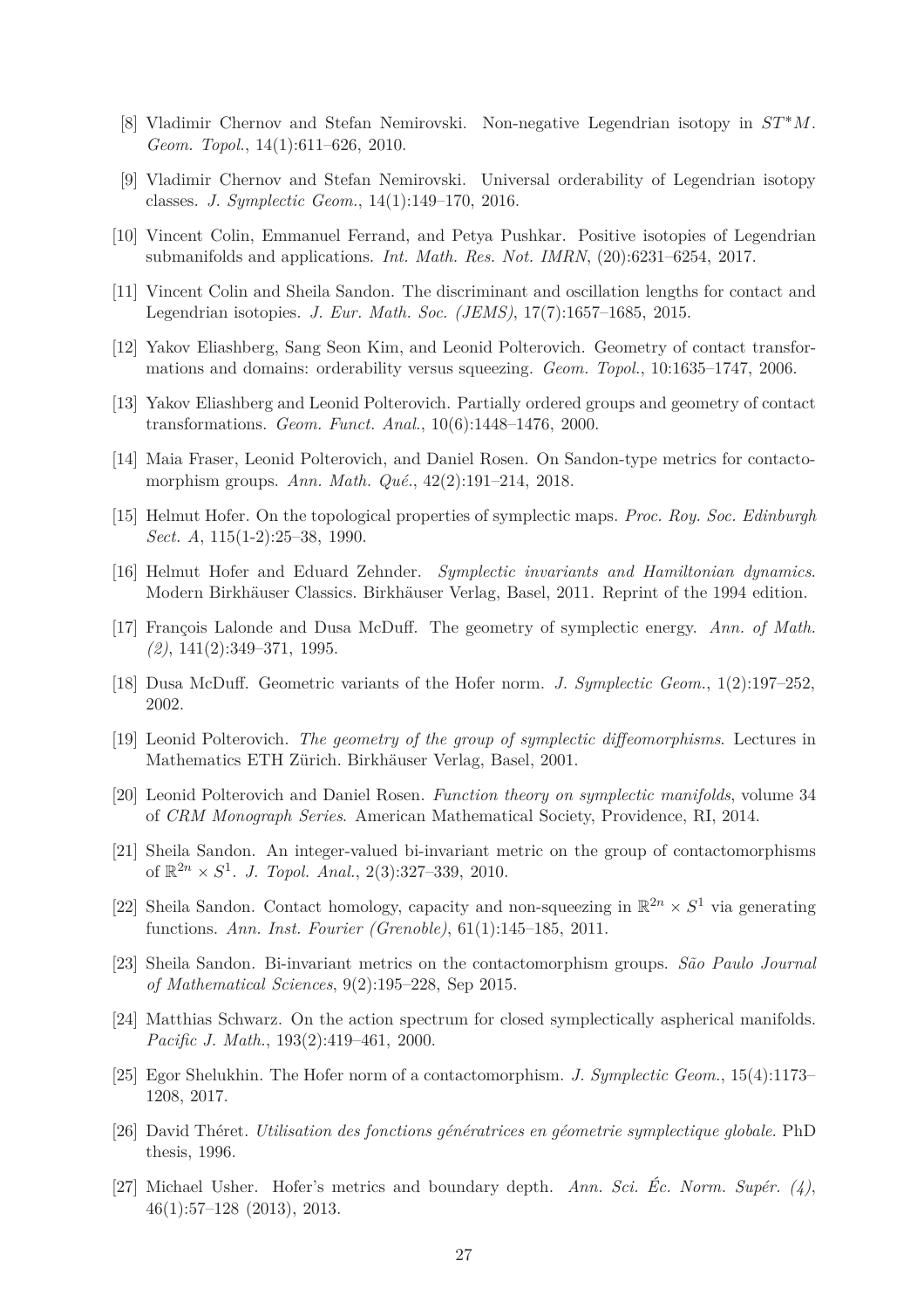[8] Vladimir Chernov and Stefan Nemirovski. Non-negative Legendrian isotopy in $ST^*M$. *Geom. Topol.*, 14(1):611–626, 2010.

[9] Vladimir Chernov and Stefan Nemirovski. Universal orderability of Legendrian isotopy classes. *J. Symplectic Geom.*, 14(1):149–170, 2016.

[10] Vincent Colin, Emmanuel Ferrand, and Petya Pushkar. Positive isotopies of Legendrian submanifolds and applications. *Int. Math. Res. Not. IMRN*, (20):6231–6254, 2017.

[11] Vincent Colin and Sheila Sandon. The discriminant and oscillation lengths for contact and Legendrian isotopies. *J. Eur. Math. Soc. (JEMS)*, 17(7):1657–1685, 2015.

[12] Yakov Eliashberg, Sang Seon Kim, and Leonid Polterovich. Geometry of contact transformations and domains: orderability versus squeezing. *Geom. Topol.*, 10:1635–1747, 2006.

[13] Yakov Eliashberg and Leonid Polterovich. Partially ordered groups and geometry of contact transformations. *Geom. Funct. Anal.*, 10(6):1448–1476, 2000.

[14] Maia Fraser, Leonid Polterovich, and Daniel Rosen. On Sandon-type metrics for contactomorphism groups. *Ann. Math. Qué.*, 42(2):191–214, 2018.

[15] Helmut Hofer. On the topological properties of symplectic maps. *Proc. Roy. Soc. Edinburgh Sect. A*, 115(1-2):25–38, 1990.

[16] Helmut Hofer and Eduard Zehnder. *Symplectic invariants and Hamiltonian dynamics*. Modern Birkhäuser Classics. Birkhäuser Verlag, Basel, 2011. Reprint of the 1994 edition.

[17] François Lalonde and Dusa McDuff. The geometry of symplectic energy. *Ann. of Math. (2)*, 141(2):349–371, 1995.

[18] Dusa McDuff. Geometric variants of the Hofer norm. *J. Symplectic Geom.*, 1(2):197–252, 2002.

[19] Leonid Polterovich. *The geometry of the group of symplectic diffeomorphisms*. Lectures in Mathematics ETH Zürich. Birkhäuser Verlag, Basel, 2001.

[20] Leonid Polterovich and Daniel Rosen. *Function theory on symplectic manifolds*, volume 34 of *CRM Monograph Series*. American Mathematical Society, Providence, RI, 2014.

[21] Sheila Sandon. An integer-valued bi-invariant metric on the group of contactomorphisms of $\mathbb{R}^{2n} \times S^1$. *J. Topol. Anal.*, 2(3):327–339, 2010.

[22] Sheila Sandon. Contact homology, capacity and non-squeezing in $\mathbb{R}^{2n} \times S^1$ via generating functions. *Ann. Inst. Fourier (Grenoble)*, 61(1):145–185, 2011.

[23] Sheila Sandon. Bi-invariant metrics on the contactomorphism groups. *São Paulo Journal of Mathematical Sciences*, 9(2):195–228, Sep 2015.

[24] Matthias Schwarz. On the action spectrum for closed symplectically aspherical manifolds. *Pacific J. Math.*, 193(2):419–461, 2000.

[25] Egor Shelukhin. The Hofer norm of a contactomorphism. *J. Symplectic Geom.*, 15(4):1173–1208, 2017.

[26] David Théret. *Utilisation des fonctions génératrices en géometrie symplectique globale*. PhD thesis, 1996.

[27] Michael Usher. Hofer's metrics and boundary depth. *Ann. Sci. Éc. Norm. Supér. (4)*, 46(1):57–128 (2013), 2013.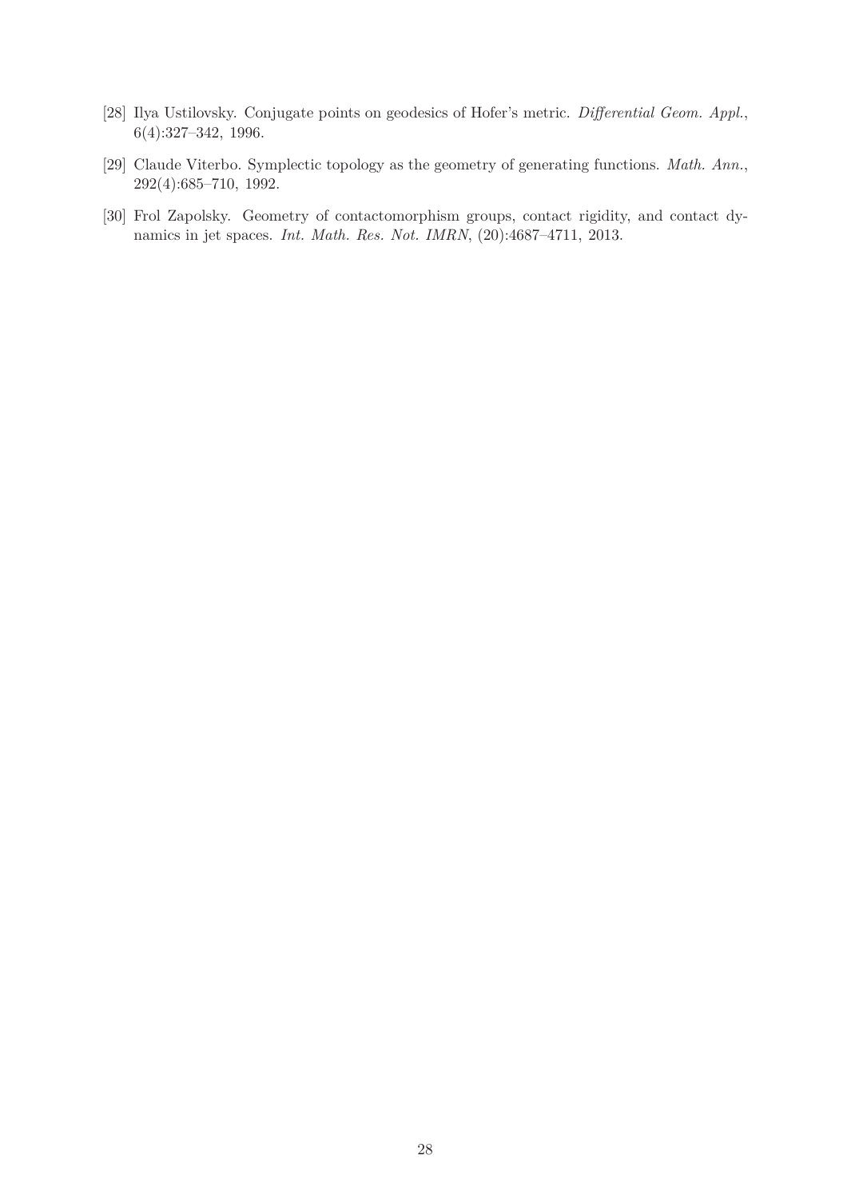[28] Ilya Ustilovsky. Conjugate points on geodesics of Hofer's metric. *Differential Geom. Appl.*, 6(4):327–342, 1996.

[29] Claude Viterbo. Symplectic topology as the geometry of generating functions. *Math. Ann.*, 292(4):685–710, 1992.

[30] Frol Zapolsky. Geometry of contactomorphism groups, contact rigidity, and contact dynamics in jet spaces. *Int. Math. Res. Not. IMRN*, (20):4687–4711, 2013.